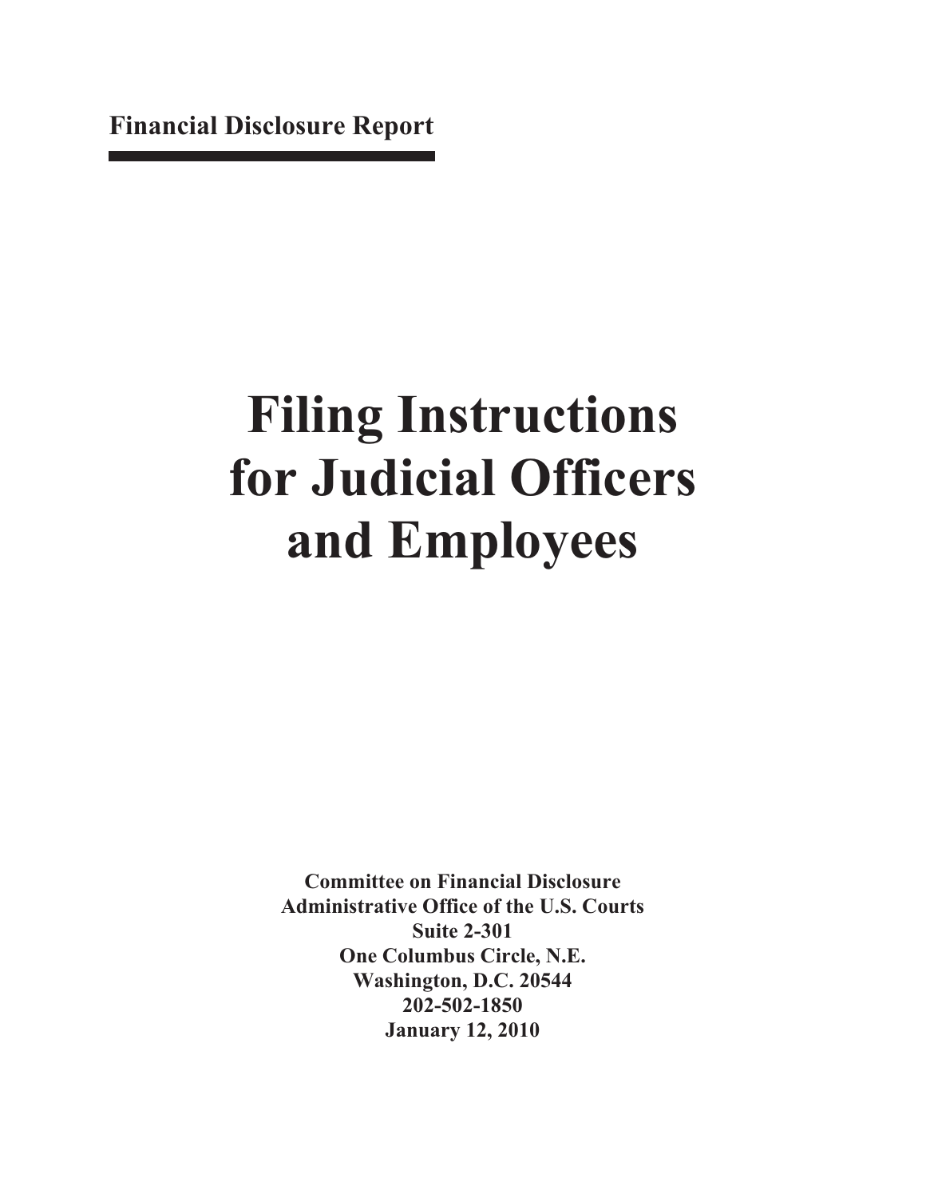**Financial Disclosure Report**

# Filing Instructions for Judicial Officers and Employees

**Committee on Financial Disclosure**
**Administrative Office of the U.S. Courts**
**Suite 2-301**
**One Columbus Circle, N.E.**
**Washington, D.C. 20544**
**202-502-1850**
**January 12, 2010**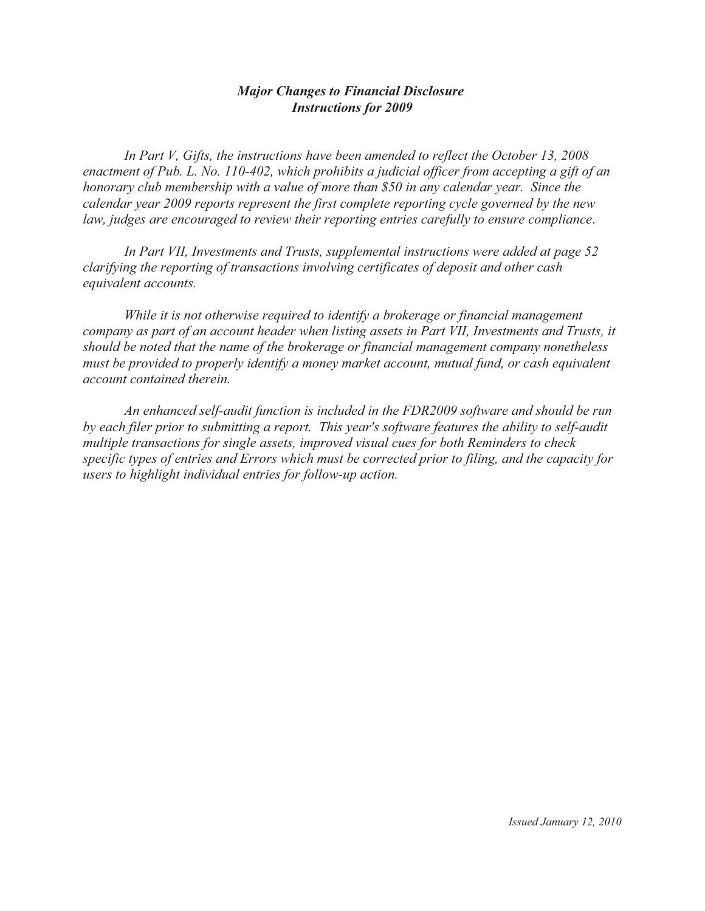## *Major Changes to Financial Disclosure Instructions for 2009*

*In Part V, Gifts, the instructions have been amended to reflect the October 13, 2008 enactment of Pub. L. No. 110-402, which prohibits a judicial officer from accepting a gift of an honorary club membership with a value of more than $50 in any calendar year. Since the calendar year 2009 reports represent the first complete reporting cycle governed by the new law, judges are encouraged to review their reporting entries carefully to ensure compliance.*

*In Part VII, Investments and Trusts, supplemental instructions were added at page 52 clarifying the reporting of transactions involving certificates of deposit and other cash equivalent accounts.*

*While it is not otherwise required to identify a brokerage or financial management company as part of an account header when listing assets in Part VII, Investments and Trusts, it should be noted that the name of the brokerage or financial management company nonetheless must be provided to properly identify a money market account, mutual fund, or cash equivalent account contained therein.*

*An enhanced self-audit function is included in the FDR2009 software and should be run by each filer prior to submitting a report. This year's software features the ability to self-audit multiple transactions for single assets, improved visual cues for both Reminders to check specific types of entries and Errors which must be corrected prior to filing, and the capacity for users to highlight individual entries for follow-up action.*

*Issued January 12, 2010*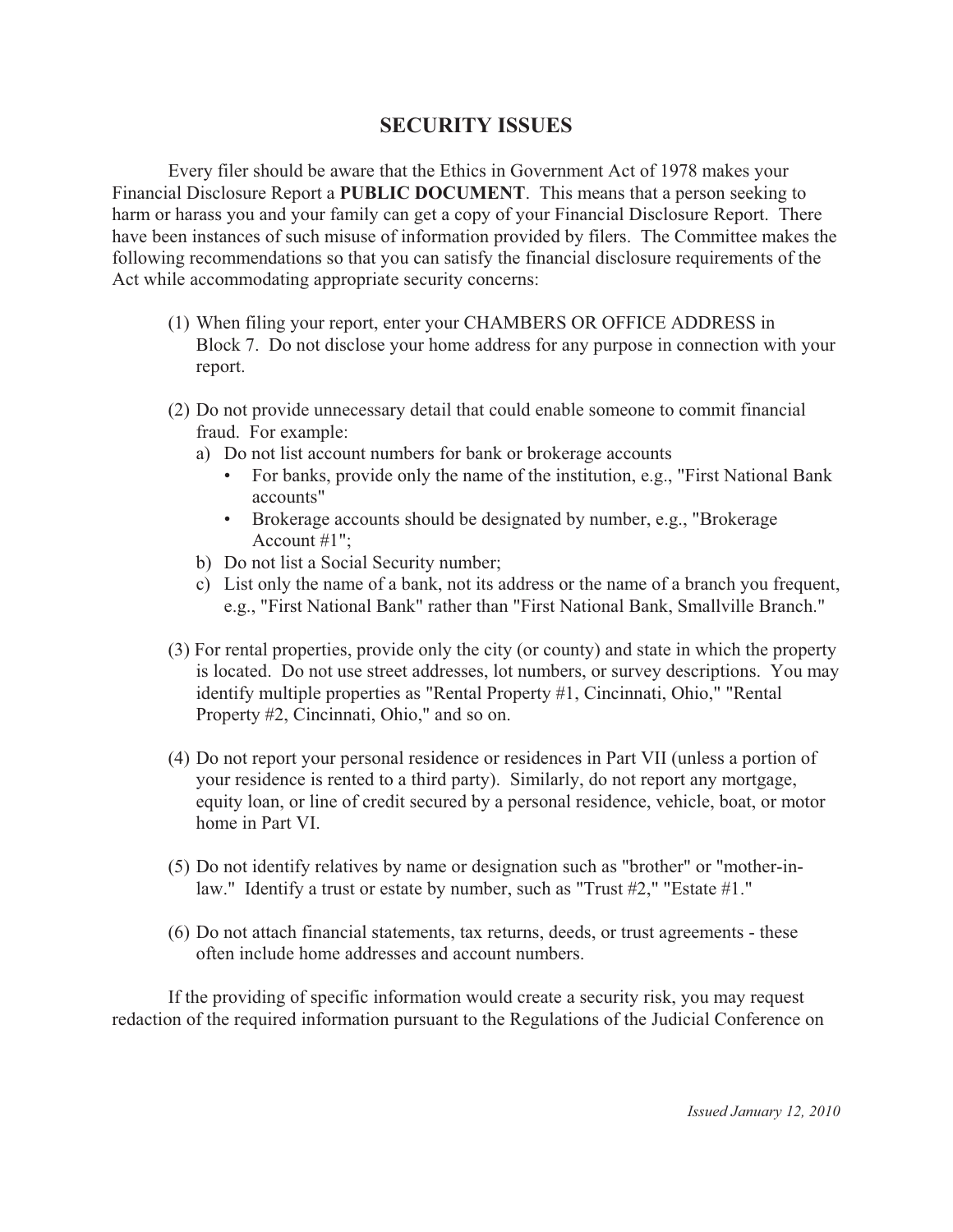## SECURITY ISSUES

Every filer should be aware that the Ethics in Government Act of 1978 makes your Financial Disclosure Report a **PUBLIC DOCUMENT**. This means that a person seeking to harm or harass you and your family can get a copy of your Financial Disclosure Report. There have been instances of such misuse of information provided by filers. The Committee makes the following recommendations so that you can satisfy the financial disclosure requirements of the Act while accommodating appropriate security concerns:

(1) When filing your report, enter your CHAMBERS OR OFFICE ADDRESS in Block 7. Do not disclose your home address for any purpose in connection with your report.

(2) Do not provide unnecessary detail that could enable someone to commit financial fraud. For example:

a) Do not list account numbers for bank or brokerage accounts
   - For banks, provide only the name of the institution, e.g., "First National Bank accounts"
   - Brokerage accounts should be designated by number, e.g., "Brokerage Account #1";

b) Do not list a Social Security number;

c) List only the name of a bank, not its address or the name of a branch you frequent, e.g., "First National Bank" rather than "First National Bank, Smallville Branch."

(3) For rental properties, provide only the city (or county) and state in which the property is located. Do not use street addresses, lot numbers, or survey descriptions. You may identify multiple properties as "Rental Property #1, Cincinnati, Ohio," "Rental Property #2, Cincinnati, Ohio," and so on.

(4) Do not report your personal residence or residences in Part VII (unless a portion of your residence is rented to a third party). Similarly, do not report any mortgage, equity loan, or line of credit secured by a personal residence, vehicle, boat, or motor home in Part VI.

(5) Do not identify relatives by name or designation such as "brother" or "mother-in-law." Identify a trust or estate by number, such as "Trust #2," "Estate #1."

(6) Do not attach financial statements, tax returns, deeds, or trust agreements - these often include home addresses and account numbers.

If the providing of specific information would create a security risk, you may request redaction of the required information pursuant to the Regulations of the Judicial Conference on

*Issued January 12, 2010*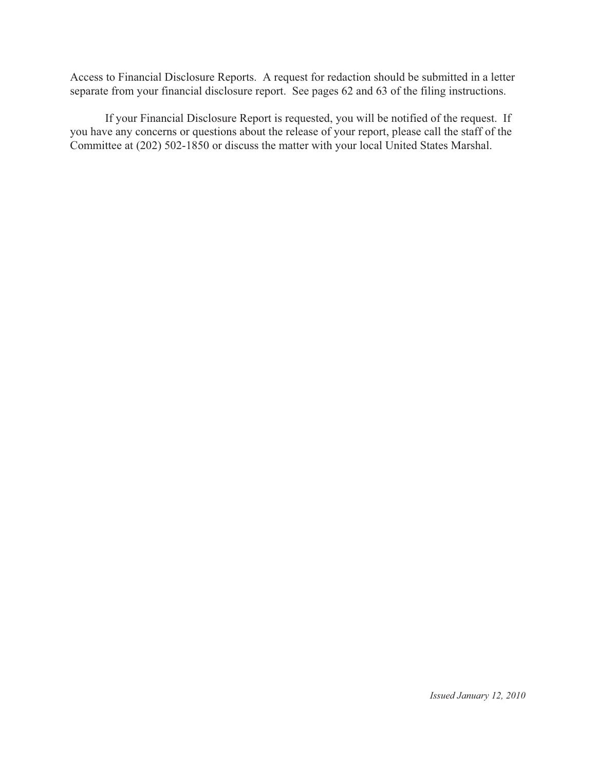Access to Financial Disclosure Reports. A request for redaction should be submitted in a letter separate from your financial disclosure report. See pages 62 and 63 of the filing instructions.

If your Financial Disclosure Report is requested, you will be notified of the request. If you have any concerns or questions about the release of your report, please call the staff of the Committee at (202) 502-1850 or discuss the matter with your local United States Marshal.

*Issued January 12, 2010*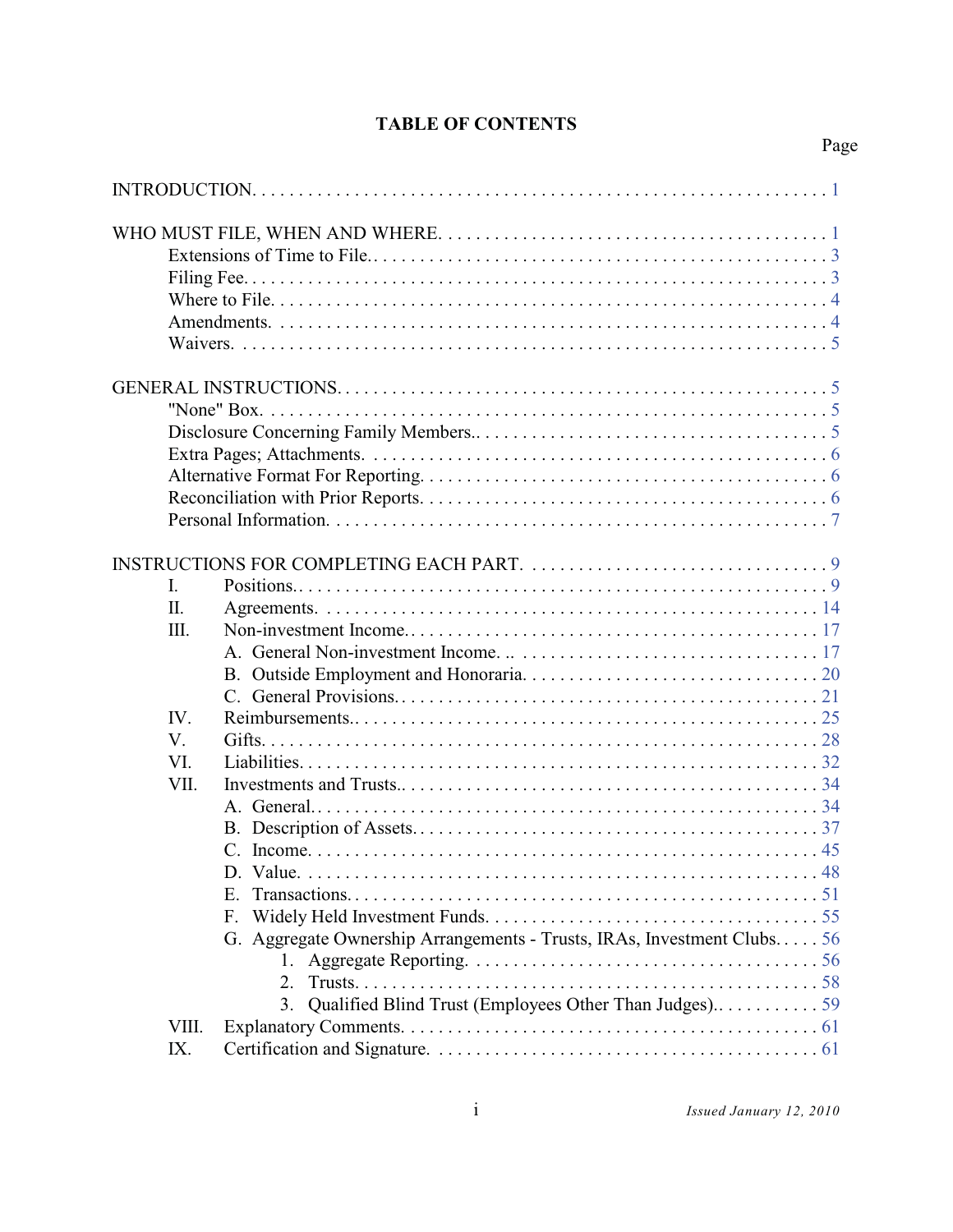# TABLE OF CONTENTS

| | Page |
|---|---|
| INTRODUCTION | 1 |
| WHO MUST FILE, WHEN AND WHERE | 1 |
| Extensions of Time to File | 3 |
| Filing Fee | 3 |
| Where to File | 4 |
| Amendments | 4 |
| Waivers | 5 |
| GENERAL INSTRUCTIONS | 5 |
| "None" Box | 5 |
| Disclosure Concerning Family Members | 5 |
| Extra Pages; Attachments | 6 |
| Alternative Format For Reporting | 6 |
| Reconciliation with Prior Reports | 6 |
| Personal Information | 7 |
| INSTRUCTIONS FOR COMPLETING EACH PART | 9 |
| I. Positions | 9 |
| II. Agreements | 14 |
| III. Non-investment Income | 17 |
| A. General Non-investment Income | 17 |
| B. Outside Employment and Honoraria | 20 |
| C. General Provisions | 21 |
| IV. Reimbursements | 25 |
| V. Gifts | 28 |
| VI. Liabilities | 32 |
| VII. Investments and Trusts | 34 |
| A. General | 34 |
| B. Description of Assets | 37 |
| C. Income | 45 |
| D. Value | 48 |
| E. Transactions | 51 |
| F. Widely Held Investment Funds | 55 |
| G. Aggregate Ownership Arrangements - Trusts, IRAs, Investment Clubs | 56 |
| 1. Aggregate Reporting | 56 |
| 2. Trusts | 58 |
| 3. Qualified Blind Trust (Employees Other Than Judges) | 59 |
| VIII. Explanatory Comments | 61 |
| IX. Certification and Signature | 61 |

*Issued January 12, 2010*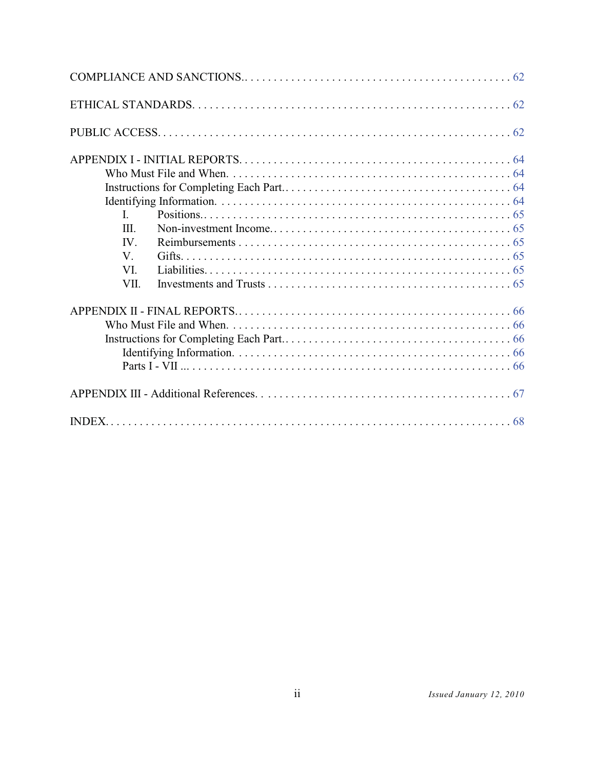COMPLIANCE AND SANCTIONS.. . . . . . . . . . . . . . . . . . . . . . . . . . . . . . . . . . . . . . . . . . . . . 62

ETHICAL STANDARDS. . . . . . . . . . . . . . . . . . . . . . . . . . . . . . . . . . . . . . . . . . . . . . . . . . . . 62

PUBLIC ACCESS. . . . . . . . . . . . . . . . . . . . . . . . . . . . . . . . . . . . . . . . . . . . . . . . . . . . . . . . . 62

APPENDIX I - INITIAL REPORTS. . . . . . . . . . . . . . . . . . . . . . . . . . . . . . . . . . . . . . . . . . . . . 64
- Who Must File and When. . . . . . . . . . . . . . . . . . . . . . . . . . . . . . . . . . . . . . . . . . . . . . . . 64
- Instructions for Completing Each Part.. . . . . . . . . . . . . . . . . . . . . . . . . . . . . . . . . . . . . . 64
- Identifying Information. . . . . . . . . . . . . . . . . . . . . . . . . . . . . . . . . . . . . . . . . . . . . . . . . . 64
  - I. Positions.. . . . . . . . . . . . . . . . . . . . . . . . . . . . . . . . . . . . . . . . . . . . . . . . . . . . . 65
  - III. Non-investment Income.. . . . . . . . . . . . . . . . . . . . . . . . . . . . . . . . . . . . . . . . . 65
  - IV. Reimbursements . . . . . . . . . . . . . . . . . . . . . . . . . . . . . . . . . . . . . . . . . . . . . . . 65
  - V. Gifts. . . . . . . . . . . . . . . . . . . . . . . . . . . . . . . . . . . . . . . . . . . . . . . . . . . . . . . . . 65
  - VI. Liabilities. . . . . . . . . . . . . . . . . . . . . . . . . . . . . . . . . . . . . . . . . . . . . . . . . . . . . 65
  - VII. Investments and Trusts . . . . . . . . . . . . . . . . . . . . . . . . . . . . . . . . . . . . . . . . . . 65

APPENDIX II - FINAL REPORTS.. . . . . . . . . . . . . . . . . . . . . . . . . . . . . . . . . . . . . . . . . . . . . . 66
- Who Must File and When. . . . . . . . . . . . . . . . . . . . . . . . . . . . . . . . . . . . . . . . . . . . . . . . 66
- Instructions for Completing Each Part.. . . . . . . . . . . . . . . . . . . . . . . . . . . . . . . . . . . . . . 66
  - Identifying Information. . . . . . . . . . . . . . . . . . . . . . . . . . . . . . . . . . . . . . . . . . . . . . . 66
  - Parts I - VII ... . . . . . . . . . . . . . . . . . . . . . . . . . . . . . . . . . . . . . . . . . . . . . . . . . . . . 66

APPENDIX III - Additional References. . . . . . . . . . . . . . . . . . . . . . . . . . . . . . . . . . . . . . . . . . . 67

INDEX. . . . . . . . . . . . . . . . . . . . . . . . . . . . . . . . . . . . . . . . . . . . . . . . . . . . . . . . . . . . . . . . . . . 68

*Issued January 12, 2010*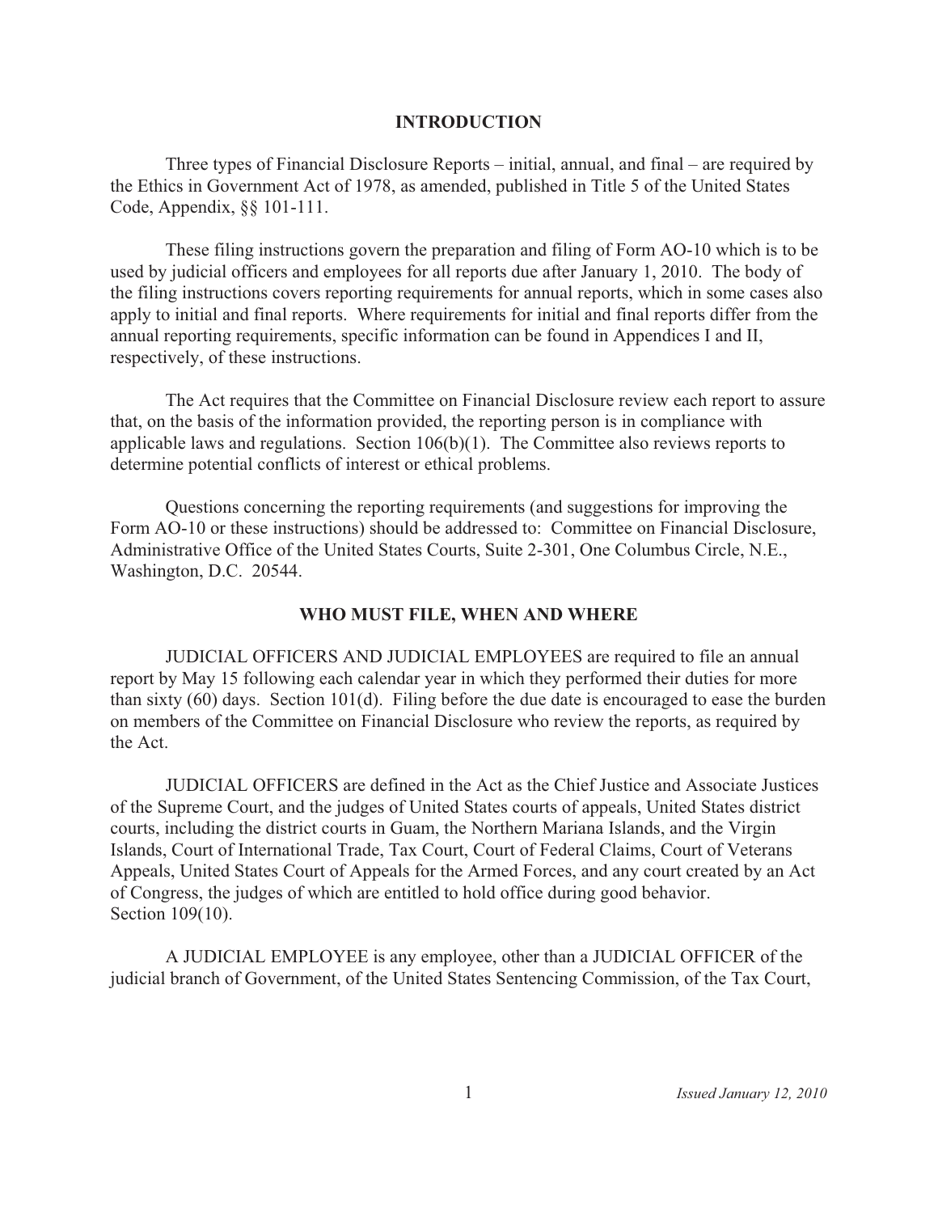## INTRODUCTION

Three types of Financial Disclosure Reports – initial, annual, and final – are required by the Ethics in Government Act of 1978, as amended, published in Title 5 of the United States Code, Appendix, §§ 101-111.

These filing instructions govern the preparation and filing of Form AO-10 which is to be used by judicial officers and employees for all reports due after January 1, 2010. The body of the filing instructions covers reporting requirements for annual reports, which in some cases also apply to initial and final reports. Where requirements for initial and final reports differ from the annual reporting requirements, specific information can be found in Appendices I and II, respectively, of these instructions.

The Act requires that the Committee on Financial Disclosure review each report to assure that, on the basis of the information provided, the reporting person is in compliance with applicable laws and regulations. Section 106(b)(1). The Committee also reviews reports to determine potential conflicts of interest or ethical problems.

Questions concerning the reporting requirements (and suggestions for improving the Form AO-10 or these instructions) should be addressed to: Committee on Financial Disclosure, Administrative Office of the United States Courts, Suite 2-301, One Columbus Circle, N.E., Washington, D.C. 20544.

## WHO MUST FILE, WHEN AND WHERE

JUDICIAL OFFICERS AND JUDICIAL EMPLOYEES are required to file an annual report by May 15 following each calendar year in which they performed their duties for more than sixty (60) days. Section 101(d). Filing before the due date is encouraged to ease the burden on members of the Committee on Financial Disclosure who review the reports, as required by the Act.

JUDICIAL OFFICERS are defined in the Act as the Chief Justice and Associate Justices of the Supreme Court, and the judges of United States courts of appeals, United States district courts, including the district courts in Guam, the Northern Mariana Islands, and the Virgin Islands, Court of International Trade, Tax Court, Court of Federal Claims, Court of Veterans Appeals, United States Court of Appeals for the Armed Forces, and any court created by an Act of Congress, the judges of which are entitled to hold office during good behavior. Section 109(10).

A JUDICIAL EMPLOYEE is any employee, other than a JUDICIAL OFFICER of the judicial branch of Government, of the United States Sentencing Commission, of the Tax Court,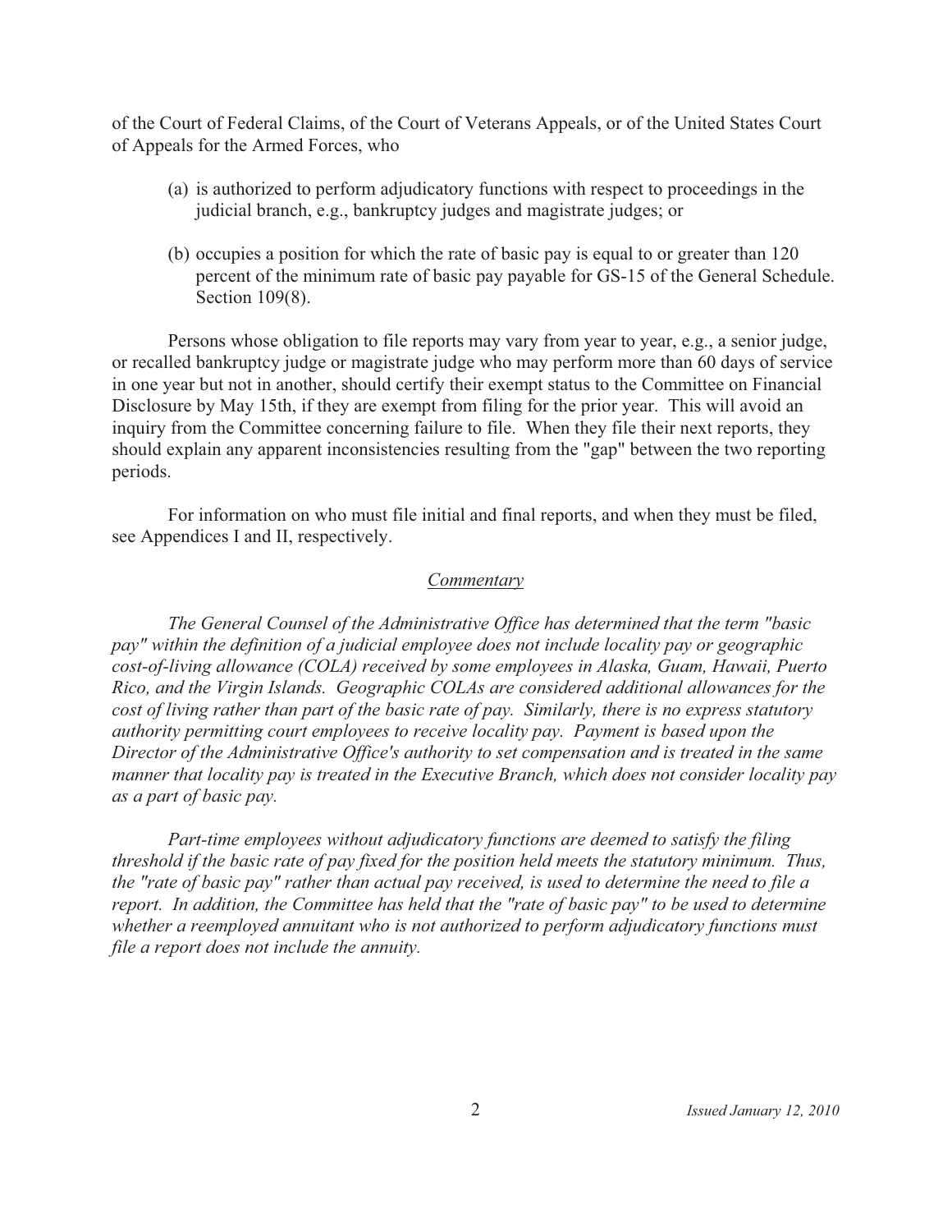of the Court of Federal Claims, of the Court of Veterans Appeals, or of the United States Court of Appeals for the Armed Forces, who

(a) is authorized to perform adjudicatory functions with respect to proceedings in the judicial branch, e.g., bankruptcy judges and magistrate judges; or

(b) occupies a position for which the rate of basic pay is equal to or greater than 120 percent of the minimum rate of basic pay payable for GS-15 of the General Schedule. Section 109(8).

Persons whose obligation to file reports may vary from year to year, e.g., a senior judge, or recalled bankruptcy judge or magistrate judge who may perform more than 60 days of service in one year but not in another, should certify their exempt status to the Committee on Financial Disclosure by May 15th, if they are exempt from filing for the prior year. This will avoid an inquiry from the Committee concerning failure to file. When they file their next reports, they should explain any apparent inconsistencies resulting from the "gap" between the two reporting periods.

For information on who must file initial and final reports, and when they must be filed, see Appendices I and II, respectively.

*Commentary*

*The General Counsel of the Administrative Office has determined that the term "basic pay" within the definition of a judicial employee does not include locality pay or geographic cost-of-living allowance (COLA) received by some employees in Alaska, Guam, Hawaii, Puerto Rico, and the Virgin Islands. Geographic COLAs are considered additional allowances for the cost of living rather than part of the basic rate of pay. Similarly, there is no express statutory authority permitting court employees to receive locality pay. Payment is based upon the Director of the Administrative Office's authority to set compensation and is treated in the same manner that locality pay is treated in the Executive Branch, which does not consider locality pay as a part of basic pay.*

*Part-time employees without adjudicatory functions are deemed to satisfy the filing threshold if the basic rate of pay fixed for the position held meets the statutory minimum. Thus, the "rate of basic pay" rather than actual pay received, is used to determine the need to file a report. In addition, the Committee has held that the "rate of basic pay" to be used to determine whether a reemployed annuitant who is not authorized to perform adjudicatory functions must file a report does not include the annuity.*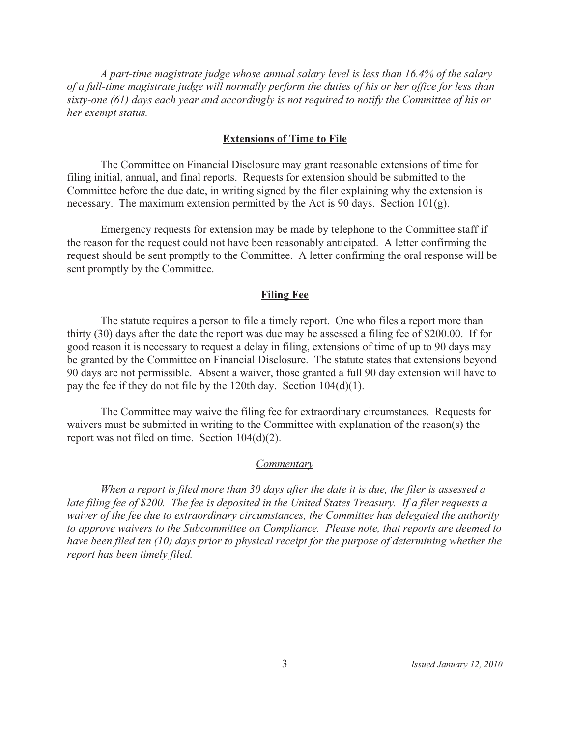*A part-time magistrate judge whose annual salary level is less than 16.4% of the salary of a full-time magistrate judge will normally perform the duties of his or her office for less than sixty-one (61) days each year and accordingly is not required to notify the Committee of his or her exempt status.*

## Extensions of Time to File

The Committee on Financial Disclosure may grant reasonable extensions of time for filing initial, annual, and final reports. Requests for extension should be submitted to the Committee before the due date, in writing signed by the filer explaining why the extension is necessary. The maximum extension permitted by the Act is 90 days. Section 101(g).

Emergency requests for extension may be made by telephone to the Committee staff if the reason for the request could not have been reasonably anticipated. A letter confirming the request should be sent promptly to the Committee. A letter confirming the oral response will be sent promptly by the Committee.

## Filing Fee

The statute requires a person to file a timely report. One who files a report more than thirty (30) days after the date the report was due may be assessed a filing fee of $200.00. If for good reason it is necessary to request a delay in filing, extensions of time of up to 90 days may be granted by the Committee on Financial Disclosure. The statute states that extensions beyond 90 days are not permissible. Absent a waiver, those granted a full 90 day extension will have to pay the fee if they do not file by the 120th day. Section 104(d)(1).

The Committee may waive the filing fee for extraordinary circumstances. Requests for waivers must be submitted in writing to the Committee with explanation of the reason(s) the report was not filed on time. Section 104(d)(2).

### *Commentary*

*When a report is filed more than 30 days after the date it is due, the filer is assessed a late filing fee of $200. The fee is deposited in the United States Treasury. If a filer requests a waiver of the fee due to extraordinary circumstances, the Committee has delegated the authority to approve waivers to the Subcommittee on Compliance. Please note, that reports are deemed to have been filed ten (10) days prior to physical receipt for the purpose of determining whether the report has been timely filed.*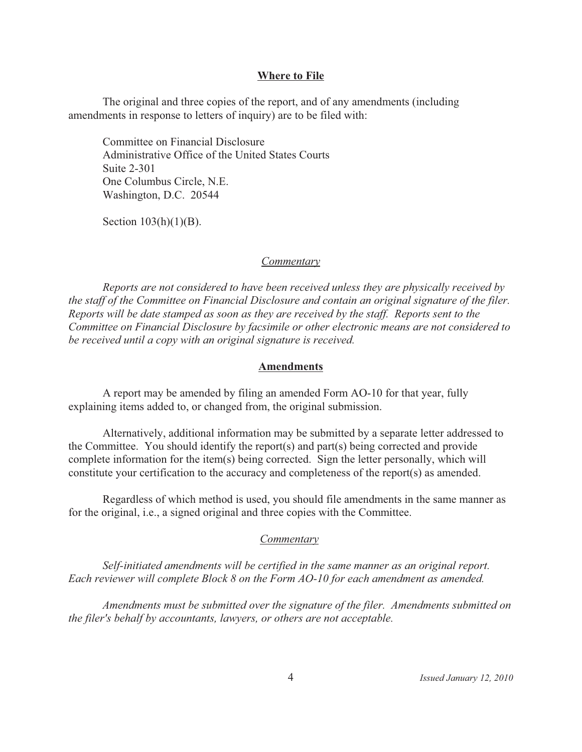## Where to File

The original and three copies of the report, and of any amendments (including amendments in response to letters of inquiry) are to be filed with:

Committee on Financial Disclosure
Administrative Office of the United States Courts
Suite 2-301
One Columbus Circle, N.E.
Washington, D.C. 20544

Section 103(h)(1)(B).

### *Commentary*

*Reports are not considered to have been received unless they are physically received by the staff of the Committee on Financial Disclosure and contain an original signature of the filer. Reports will be date stamped as soon as they are received by the staff. Reports sent to the Committee on Financial Disclosure by facsimile or other electronic means are not considered to be received until a copy with an original signature is received.*

## Amendments

A report may be amended by filing an amended Form AO-10 for that year, fully explaining items added to, or changed from, the original submission.

Alternatively, additional information may be submitted by a separate letter addressed to the Committee. You should identify the report(s) and part(s) being corrected and provide complete information for the item(s) being corrected. Sign the letter personally, which will constitute your certification to the accuracy and completeness of the report(s) as amended.

Regardless of which method is used, you should file amendments in the same manner as for the original, i.e., a signed original and three copies with the Committee.

### *Commentary*

*Self-initiated amendments will be certified in the same manner as an original report. Each reviewer will complete Block 8 on the Form AO-10 for each amendment as amended.*

*Amendments must be submitted over the signature of the filer. Amendments submitted on the filer's behalf by accountants, lawyers, or others are not acceptable.*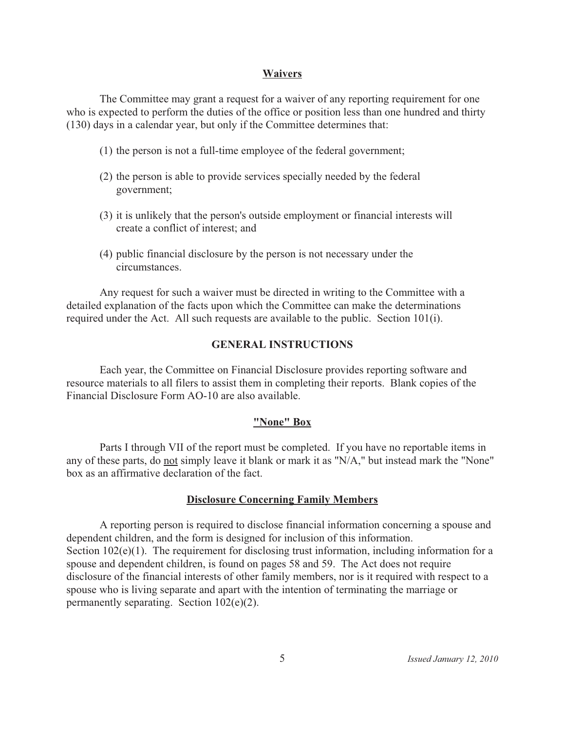## Waivers

The Committee may grant a request for a waiver of any reporting requirement for one who is expected to perform the duties of the office or position less than one hundred and thirty (130) days in a calendar year, but only if the Committee determines that:

(1) the person is not a full-time employee of the federal government;

(2) the person is able to provide services specially needed by the federal government;

(3) it is unlikely that the person's outside employment or financial interests will create a conflict of interest; and

(4) public financial disclosure by the person is not necessary under the circumstances.

Any request for such a waiver must be directed in writing to the Committee with a detailed explanation of the facts upon which the Committee can make the determinations required under the Act. All such requests are available to the public. Section 101(i).

## GENERAL INSTRUCTIONS

Each year, the Committee on Financial Disclosure provides reporting software and resource materials to all filers to assist them in completing their reports. Blank copies of the Financial Disclosure Form AO-10 are also available.

## "None" Box

Parts I through VII of the report must be completed. If you have no reportable items in any of these parts, do not simply leave it blank or mark it as "N/A," but instead mark the "None" box as an affirmative declaration of the fact.

## Disclosure Concerning Family Members

A reporting person is required to disclose financial information concerning a spouse and dependent children, and the form is designed for inclusion of this information. Section 102(e)(1). The requirement for disclosing trust information, including information for a spouse and dependent children, is found on pages 58 and 59. The Act does not require disclosure of the financial interests of other family members, nor is it required with respect to a spouse who is living separate and apart with the intention of terminating the marriage or permanently separating. Section 102(e)(2).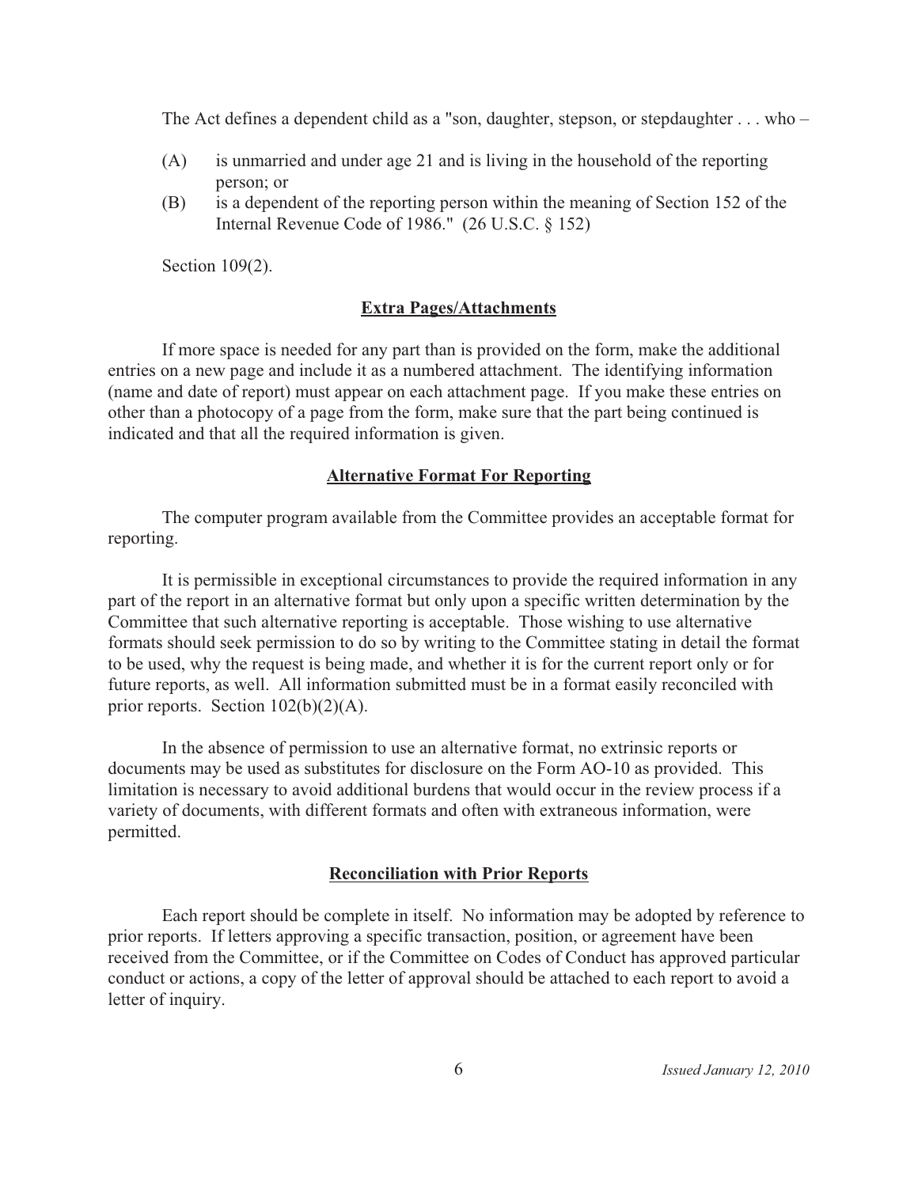The Act defines a dependent child as a "son, daughter, stepson, or stepdaughter . . . who –

(A) is unmarried and under age 21 and is living in the household of the reporting person; or

(B) is a dependent of the reporting person within the meaning of Section 152 of the Internal Revenue Code of 1986." (26 U.S.C. § 152)

Section 109(2).

## Extra Pages/Attachments

If more space is needed for any part than is provided on the form, make the additional entries on a new page and include it as a numbered attachment. The identifying information (name and date of report) must appear on each attachment page. If you make these entries on other than a photocopy of a page from the form, make sure that the part being continued is indicated and that all the required information is given.

## Alternative Format For Reporting

The computer program available from the Committee provides an acceptable format for reporting.

It is permissible in exceptional circumstances to provide the required information in any part of the report in an alternative format but only upon a specific written determination by the Committee that such alternative reporting is acceptable. Those wishing to use alternative formats should seek permission to do so by writing to the Committee stating in detail the format to be used, why the request is being made, and whether it is for the current report only or for future reports, as well. All information submitted must be in a format easily reconciled with prior reports. Section 102(b)(2)(A).

In the absence of permission to use an alternative format, no extrinsic reports or documents may be used as substitutes for disclosure on the Form AO-10 as provided. This limitation is necessary to avoid additional burdens that would occur in the review process if a variety of documents, with different formats and often with extraneous information, were permitted.

## Reconciliation with Prior Reports

Each report should be complete in itself. No information may be adopted by reference to prior reports. If letters approving a specific transaction, position, or agreement have been received from the Committee, or if the Committee on Codes of Conduct has approved particular conduct or actions, a copy of the letter of approval should be attached to each report to avoid a letter of inquiry.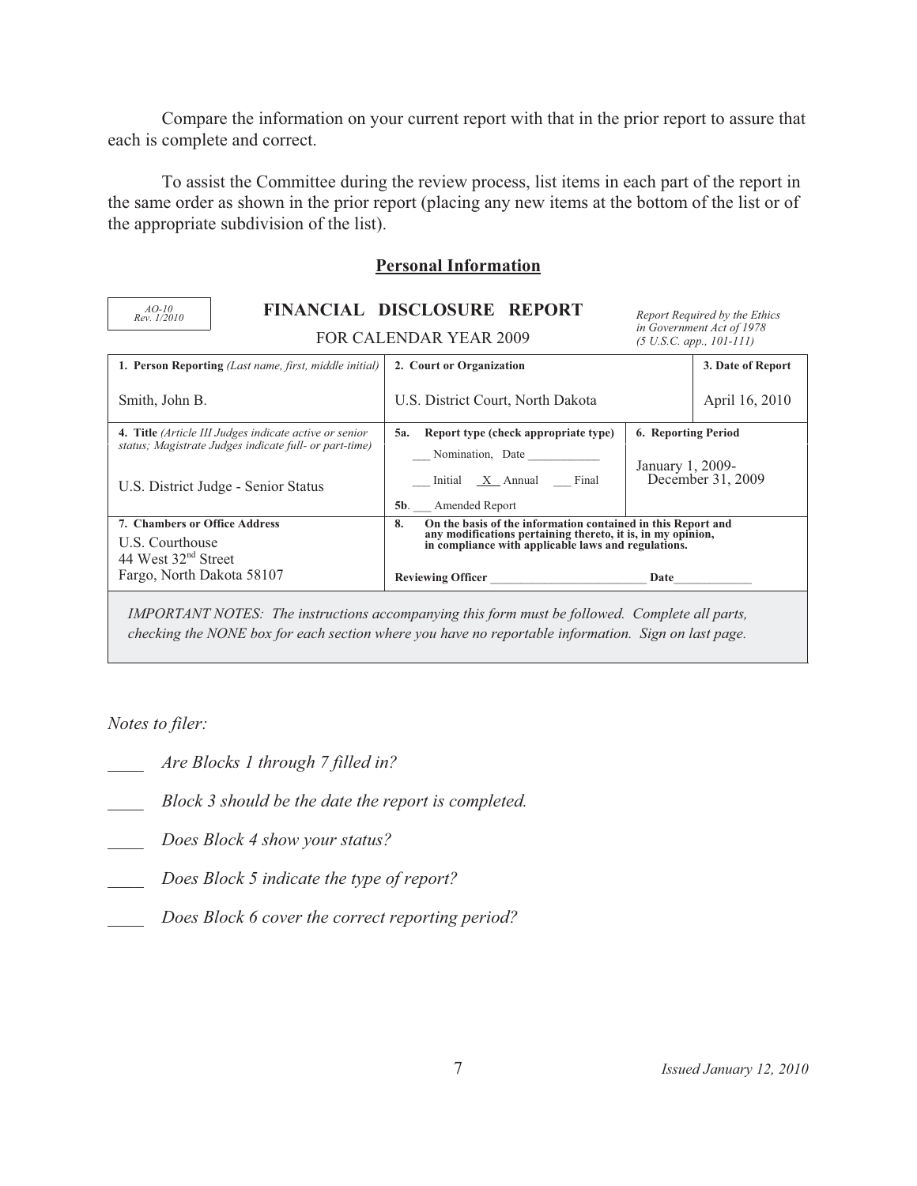Compare the information on your current report with that in the prior report to assure that each is complete and correct.

To assist the Committee during the review process, list items in each part of the report in the same order as shown in the prior report (placing any new items at the bottom of the list or of the appropriate subdivision of the list).

## Personal Information

*AO-10 Rev. 1/2010*

**FINANCIAL DISCLOSURE REPORT**
FOR CALENDAR YEAR 2009

*Report Required by the Ethics in Government Act of 1978 (5 U.S.C. app., 101-111)*

| **1. Person Reporting** *(Last name, first, middle initial)* | **2. Court or Organization** | | **3. Date of Report** |
|---|---|---|---|
| Smith, John B. | U.S. District Court, North Dakota | | April 16, 2010 |
| **4. Title** *(Article III Judges indicate active or senior status; Magistrate Judges indicate full- or part-time)* | **5a. Report type (check appropriate type)** | **6. Reporting Period** | |
| U.S. District Judge - Senior Status | ___ Nomination, Date ___________ <br> ___ Initial _X_ Annual ___ Final <br> **5b**. ___ Amended Report | January 1, 2009- December 31, 2009 | |
| **7. Chambers or Office Address** | **8. On the basis of the information contained in this Report and any modifications pertaining thereto, it is, in my opinion, in compliance with applicable laws and regulations.** | | |
| U.S. Courthouse <br> 44 West 32nd Street <br> Fargo, North Dakota 58107 | **Reviewing Officer** ________________________ **Date**____________ | | |

*IMPORTANT NOTES: The instructions accompanying this form must be followed. Complete all parts, checking the NONE box for each section where you have no reportable information. Sign on last page.*

*Notes to filer:*

____ *Are Blocks 1 through 7 filled in?*

____ *Block 3 should be the date the report is completed.*

____ *Does Block 4 show your status?*

____ *Does Block 5 indicate the type of report?*

____ *Does Block 6 cover the correct reporting period?*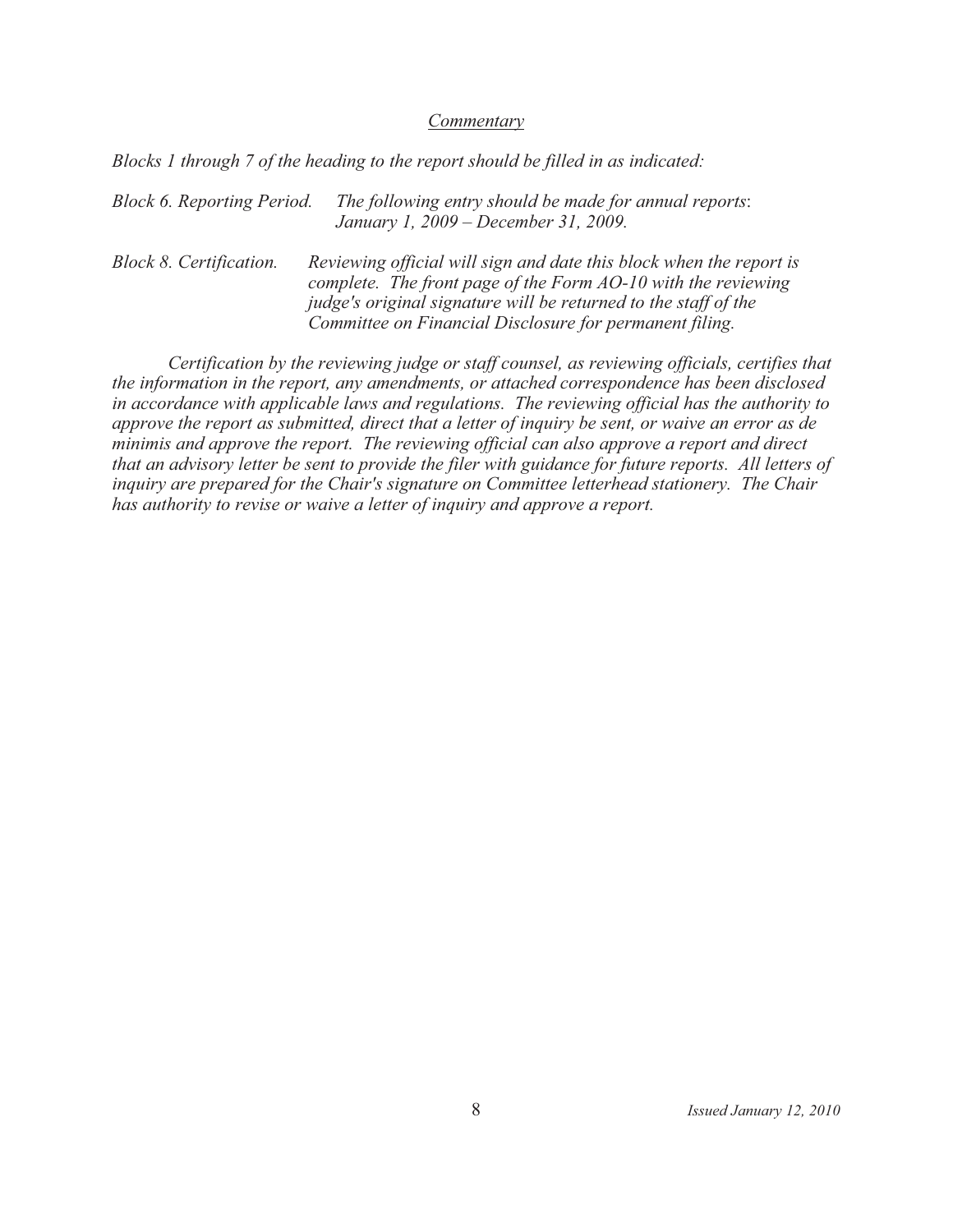<u>*Commentary*</u>

*Blocks 1 through 7 of the heading to the report should be filled in as indicated:*

*Block 6. Reporting Period.* *The following entry should be made for annual reports*: *January 1, 2009 – December 31, 2009.*

*Block 8. Certification.* *Reviewing official will sign and date this block when the report is complete. The front page of the Form AO-10 with the reviewing judge's original signature will be returned to the staff of the Committee on Financial Disclosure for permanent filing.*

*Certification by the reviewing judge or staff counsel, as reviewing officials, certifies that the information in the report, any amendments, or attached correspondence has been disclosed in accordance with applicable laws and regulations. The reviewing official has the authority to approve the report as submitted, direct that a letter of inquiry be sent, or waive an error as de minimis and approve the report. The reviewing official can also approve a report and direct that an advisory letter be sent to provide the filer with guidance for future reports. All letters of inquiry are prepared for the Chair's signature on Committee letterhead stationery. The Chair has authority to revise or waive a letter of inquiry and approve a report.*

*Issued January 12, 2010*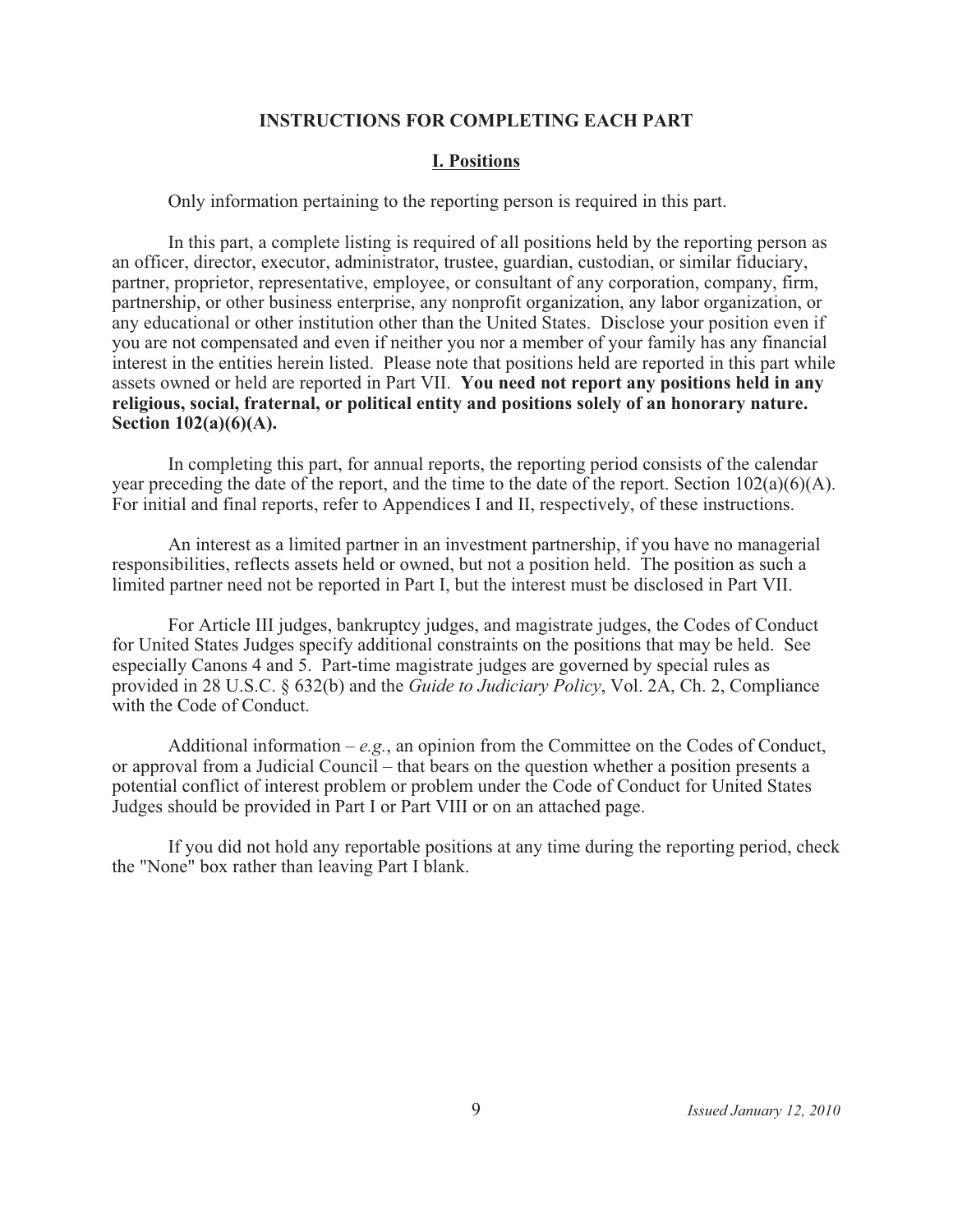## INSTRUCTIONS FOR COMPLETING EACH PART

### I. Positions

Only information pertaining to the reporting person is required in this part.

In this part, a complete listing is required of all positions held by the reporting person as an officer, director, executor, administrator, trustee, guardian, custodian, or similar fiduciary, partner, proprietor, representative, employee, or consultant of any corporation, company, firm, partnership, or other business enterprise, any nonprofit organization, any labor organization, or any educational or other institution other than the United States. Disclose your position even if you are not compensated and even if neither you nor a member of your family has any financial interest in the entities herein listed. Please note that positions held are reported in this part while assets owned or held are reported in Part VII. **You need not report any positions held in any religious, social, fraternal, or political entity and positions solely of an honorary nature. Section 102(a)(6)(A).**

In completing this part, for annual reports, the reporting period consists of the calendar year preceding the date of the report, and the time to the date of the report. Section 102(a)(6)(A). For initial and final reports, refer to Appendices I and II, respectively, of these instructions.

An interest as a limited partner in an investment partnership, if you have no managerial responsibilities, reflects assets held or owned, but not a position held. The position as such a limited partner need not be reported in Part I, but the interest must be disclosed in Part VII.

For Article III judges, bankruptcy judges, and magistrate judges, the Codes of Conduct for United States Judges specify additional constraints on the positions that may be held. See especially Canons 4 and 5. Part-time magistrate judges are governed by special rules as provided in 28 U.S.C. § 632(b) and the *Guide to Judiciary Policy*, Vol. 2A, Ch. 2, Compliance with the Code of Conduct.

Additional information – *e.g.*, an opinion from the Committee on the Codes of Conduct, or approval from a Judicial Council – that bears on the question whether a position presents a potential conflict of interest problem or problem under the Code of Conduct for United States Judges should be provided in Part I or Part VIII or on an attached page.

If you did not hold any reportable positions at any time during the reporting period, check the "None" box rather than leaving Part I blank.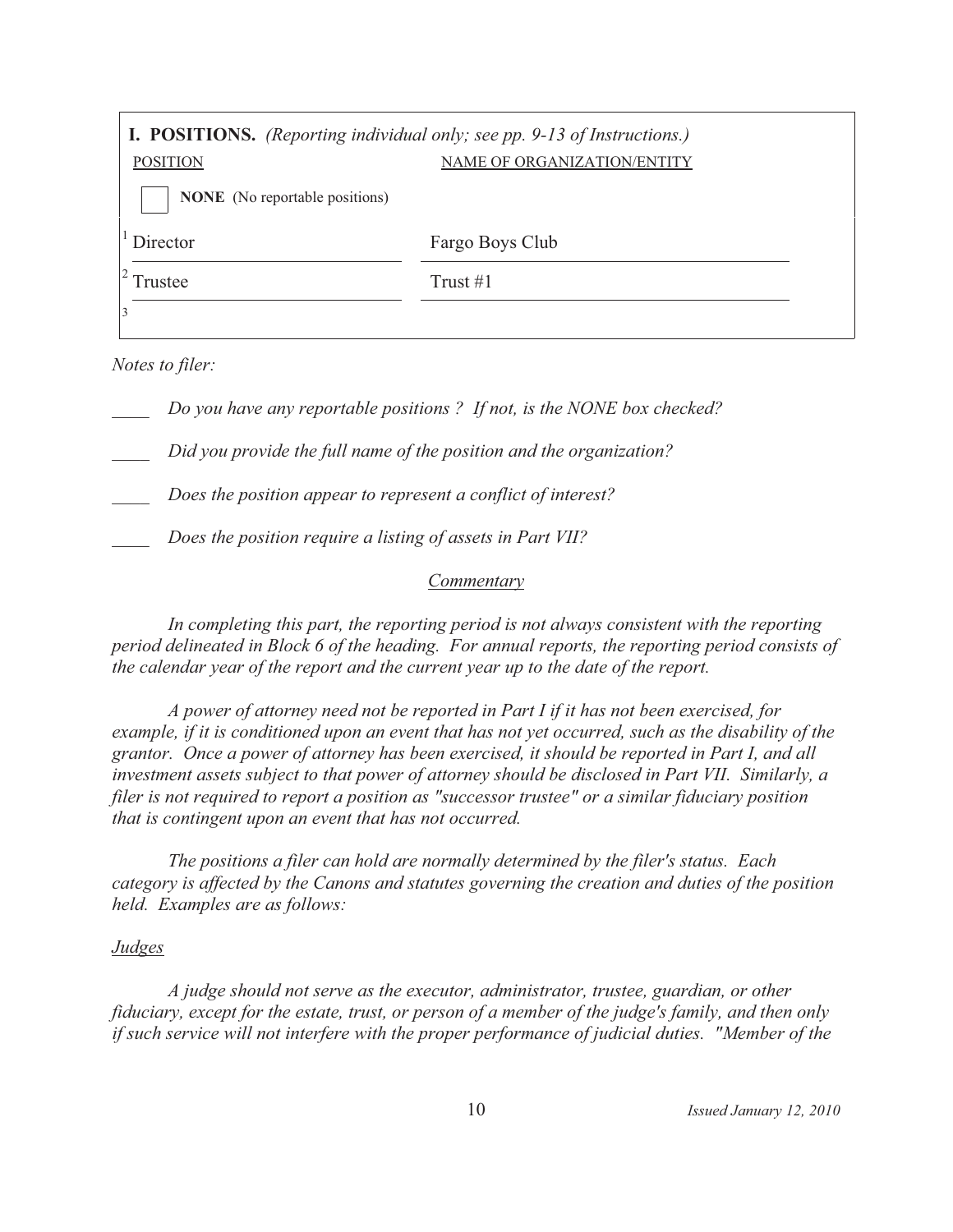**I. POSITIONS.** *(Reporting individual only; see pp. 9-13 of Instructions.)*

| | POSITION | NAME OF ORGANIZATION/ENTITY |
|---|---|---|
| ☐ | **NONE** (No reportable positions) | |
| 1 | Director | Fargo Boys Club |
| 2 | Trustee | Trust #1 |
| 3 | | |

*Notes to filer:*

____ *Do you have any reportable positions ? If not, is the NONE box checked?*

____ *Did you provide the full name of the position and the organization?*

____ *Does the position appear to represent a conflict of interest?*

____ *Does the position require a listing of assets in Part VII?*

*Commentary*

*In completing this part, the reporting period is not always consistent with the reporting period delineated in Block 6 of the heading. For annual reports, the reporting period consists of the calendar year of the report and the current year up to the date of the report.*

*A power of attorney need not be reported in Part I if it has not been exercised, for example, if it is conditioned upon an event that has not yet occurred, such as the disability of the grantor. Once a power of attorney has been exercised, it should be reported in Part I, and all investment assets subject to that power of attorney should be disclosed in Part VII. Similarly, a filer is not required to report a position as "successor trustee" or a similar fiduciary position that is contingent upon an event that has not occurred.*

*The positions a filer can hold are normally determined by the filer's status. Each category is affected by the Canons and statutes governing the creation and duties of the position held. Examples are as follows:*

*Judges*

*A judge should not serve as the executor, administrator, trustee, guardian, or other fiduciary, except for the estate, trust, or person of a member of the judge's family, and then only if such service will not interfere with the proper performance of judicial duties. "Member of the*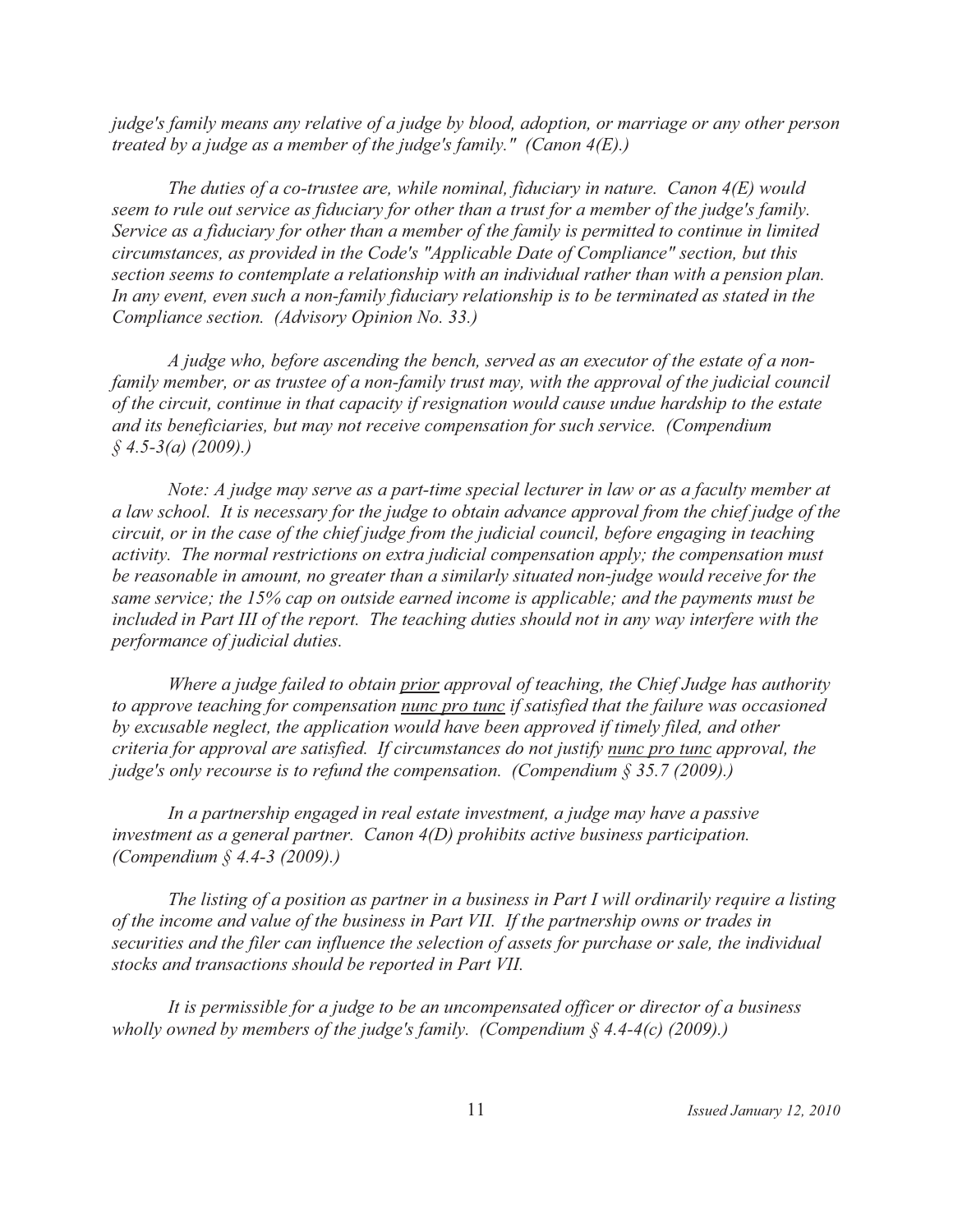*judge's family means any relative of a judge by blood, adoption, or marriage or any other person treated by a judge as a member of the judge's family." (Canon 4(E).)*

*The duties of a co-trustee are, while nominal, fiduciary in nature. Canon 4(E) would seem to rule out service as fiduciary for other than a trust for a member of the judge's family. Service as a fiduciary for other than a member of the family is permitted to continue in limited circumstances, as provided in the Code's "Applicable Date of Compliance" section, but this section seems to contemplate a relationship with an individual rather than with a pension plan. In any event, even such a non-family fiduciary relationship is to be terminated as stated in the Compliance section. (Advisory Opinion No. 33.)*

*A judge who, before ascending the bench, served as an executor of the estate of a non-family member, or as trustee of a non-family trust may, with the approval of the judicial council of the circuit, continue in that capacity if resignation would cause undue hardship to the estate and its beneficiaries, but may not receive compensation for such service. (Compendium § 4.5-3(a) (2009).)*

*Note: A judge may serve as a part-time special lecturer in law or as a faculty member at a law school. It is necessary for the judge to obtain advance approval from the chief judge of the circuit, or in the case of the chief judge from the judicial council, before engaging in teaching activity. The normal restrictions on extra judicial compensation apply; the compensation must be reasonable in amount, no greater than a similarly situated non-judge would receive for the same service; the 15% cap on outside earned income is applicable; and the payments must be included in Part III of the report. The teaching duties should not in any way interfere with the performance of judicial duties.*

*Where a judge failed to obtain prior approval of teaching, the Chief Judge has authority to approve teaching for compensation nunc pro tunc if satisfied that the failure was occasioned by excusable neglect, the application would have been approved if timely filed, and other criteria for approval are satisfied. If circumstances do not justify nunc pro tunc approval, the judge's only recourse is to refund the compensation. (Compendium § 35.7 (2009).)*

*In a partnership engaged in real estate investment, a judge may have a passive investment as a general partner. Canon 4(D) prohibits active business participation. (Compendium § 4.4-3 (2009).)*

*The listing of a position as partner in a business in Part I will ordinarily require a listing of the income and value of the business in Part VII. If the partnership owns or trades in securities and the filer can influence the selection of assets for purchase or sale, the individual stocks and transactions should be reported in Part VII.*

*It is permissible for a judge to be an uncompensated officer or director of a business wholly owned by members of the judge's family. (Compendium § 4.4-4(c) (2009).)*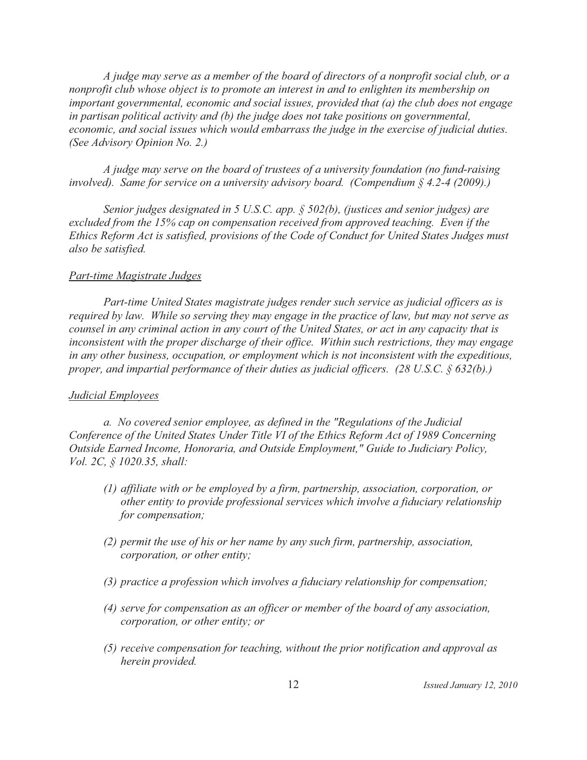*A judge may serve as a member of the board of directors of a nonprofit social club, or a nonprofit club whose object is to promote an interest in and to enlighten its membership on important governmental, economic and social issues, provided that (a) the club does not engage in partisan political activity and (b) the judge does not take positions on governmental, economic, and social issues which would embarrass the judge in the exercise of judicial duties. (See Advisory Opinion No. 2.)*

*A judge may serve on the board of trustees of a university foundation (no fund-raising involved). Same for service on a university advisory board. (Compendium § 4.2-4 (2009).)*

*Senior judges designated in 5 U.S.C. app. § 502(b), (justices and senior judges) are excluded from the 15% cap on compensation received from approved teaching. Even if the Ethics Reform Act is satisfied, provisions of the Code of Conduct for United States Judges must also be satisfied.*

*<u>Part-time Magistrate Judges</u>*

*Part-time United States magistrate judges render such service as judicial officers as is required by law. While so serving they may engage in the practice of law, but may not serve as counsel in any criminal action in any court of the United States, or act in any capacity that is inconsistent with the proper discharge of their office. Within such restrictions, they may engage in any other business, occupation, or employment which is not inconsistent with the expeditious, proper, and impartial performance of their duties as judicial officers. (28 U.S.C. § 632(b).)*

*<u>Judicial Employees</u>*

*a. No covered senior employee, as defined in the "Regulations of the Judicial Conference of the United States Under Title VI of the Ethics Reform Act of 1989 Concerning Outside Earned Income, Honoraria, and Outside Employment," Guide to Judiciary Policy, Vol. 2C, § 1020.35, shall:*

- *(1) affiliate with or be employed by a firm, partnership, association, corporation, or other entity to provide professional services which involve a fiduciary relationship for compensation;*
- *(2) permit the use of his or her name by any such firm, partnership, association, corporation, or other entity;*
- *(3) practice a profession which involves a fiduciary relationship for compensation;*
- *(4) serve for compensation as an officer or member of the board of any association, corporation, or other entity; or*
- *(5) receive compensation for teaching, without the prior notification and approval as herein provided.*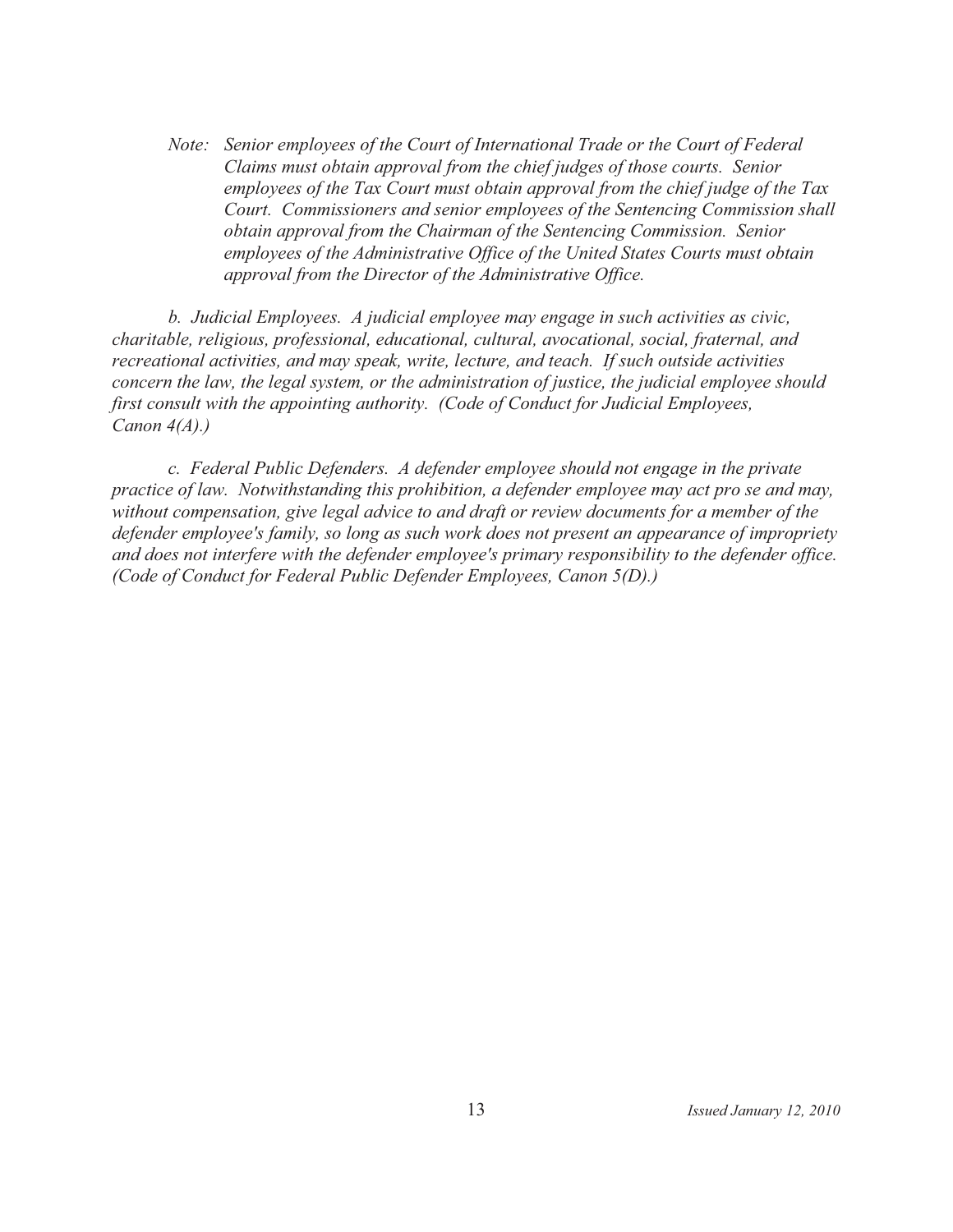*Note: Senior employees of the Court of International Trade or the Court of Federal Claims must obtain approval from the chief judges of those courts. Senior employees of the Tax Court must obtain approval from the chief judge of the Tax Court. Commissioners and senior employees of the Sentencing Commission shall obtain approval from the Chairman of the Sentencing Commission. Senior employees of the Administrative Office of the United States Courts must obtain approval from the Director of the Administrative Office.*

*b. Judicial Employees. A judicial employee may engage in such activities as civic, charitable, religious, professional, educational, cultural, avocational, social, fraternal, and recreational activities, and may speak, write, lecture, and teach. If such outside activities concern the law, the legal system, or the administration of justice, the judicial employee should first consult with the appointing authority. (Code of Conduct for Judicial Employees, Canon 4(A).)*

*c. Federal Public Defenders. A defender employee should not engage in the private practice of law. Notwithstanding this prohibition, a defender employee may act pro se and may, without compensation, give legal advice to and draft or review documents for a member of the defender employee's family, so long as such work does not present an appearance of impropriety and does not interfere with the defender employee's primary responsibility to the defender office. (Code of Conduct for Federal Public Defender Employees, Canon 5(D).)*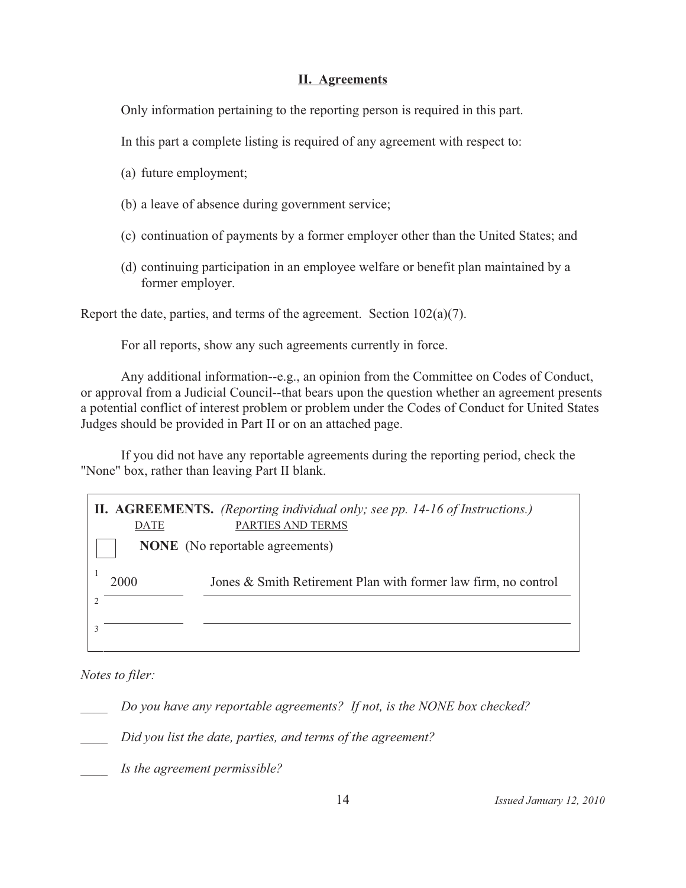## II. Agreements

Only information pertaining to the reporting person is required in this part.

In this part a complete listing is required of any agreement with respect to:

(a) future employment;

(b) a leave of absence during government service;

(c) continuation of payments by a former employer other than the United States; and

(d) continuing participation in an employee welfare or benefit plan maintained by a former employer.

Report the date, parties, and terms of the agreement. Section 102(a)(7).

For all reports, show any such agreements currently in force.

Any additional information--e.g., an opinion from the Committee on Codes of Conduct, or approval from a Judicial Council--that bears upon the question whether an agreement presents a potential conflict of interest problem or problem under the Codes of Conduct for United States Judges should be provided in Part II or on an attached page.

If you did not have any reportable agreements during the reporting period, check the "None" box, rather than leaving Part II blank.

**II. AGREEMENTS.** *(Reporting individual only; see pp. 14-16 of Instructions.)*

| | DATE | PARTIES AND TERMS |
|---|---|---|
| ☐ | | **NONE** (No reportable agreements) |
| 1 | 2000 | Jones & Smith Retirement Plan with former law firm, no control |
| 2 | | |
| 3 | | |

*Notes to filer:*

____ *Do you have any reportable agreements? If not, is the NONE box checked?*

____ *Did you list the date, parties, and terms of the agreement?*

____ *Is the agreement permissible?*

*Issued January 12, 2010*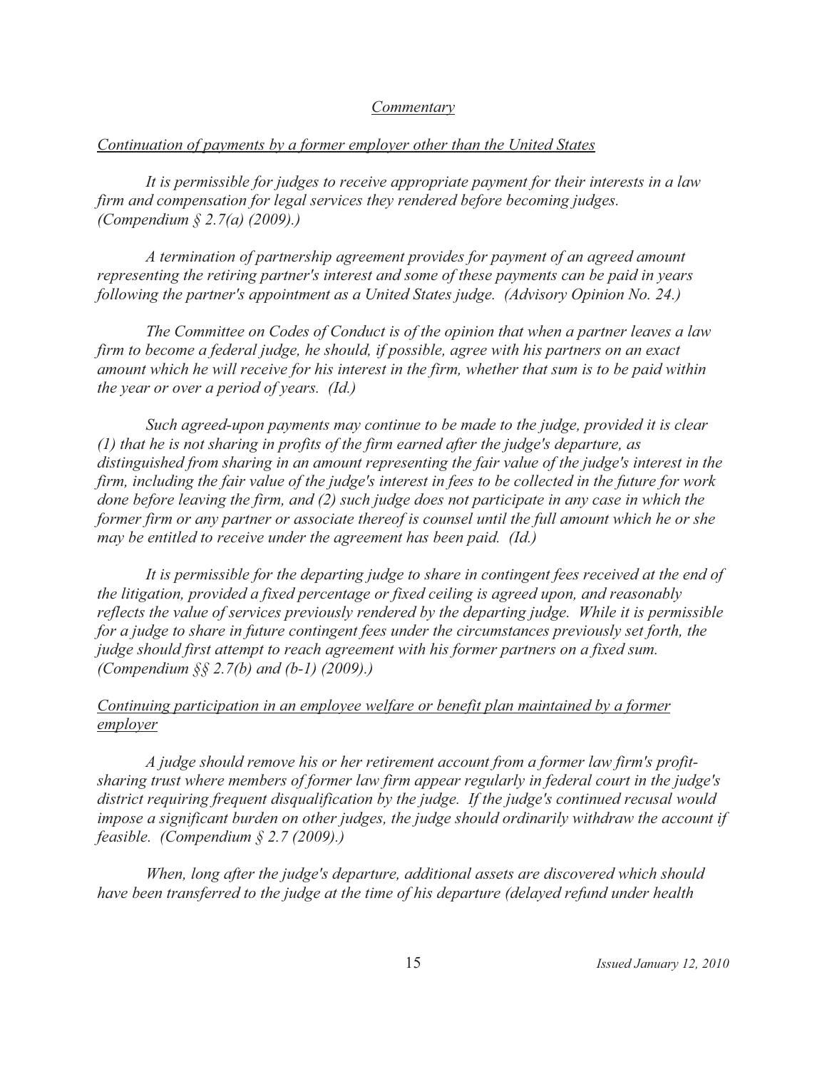*Commentary*

*Continuation of payments by a former employer other than the United States*

*It is permissible for judges to receive appropriate payment for their interests in a law firm and compensation for legal services they rendered before becoming judges. (Compendium § 2.7(a) (2009).)*

*A termination of partnership agreement provides for payment of an agreed amount representing the retiring partner's interest and some of these payments can be paid in years following the partner's appointment as a United States judge. (Advisory Opinion No. 24.)*

*The Committee on Codes of Conduct is of the opinion that when a partner leaves a law firm to become a federal judge, he should, if possible, agree with his partners on an exact amount which he will receive for his interest in the firm, whether that sum is to be paid within the year or over a period of years. (Id.)*

*Such agreed-upon payments may continue to be made to the judge, provided it is clear (1) that he is not sharing in profits of the firm earned after the judge's departure, as distinguished from sharing in an amount representing the fair value of the judge's interest in the firm, including the fair value of the judge's interest in fees to be collected in the future for work done before leaving the firm, and (2) such judge does not participate in any case in which the former firm or any partner or associate thereof is counsel until the full amount which he or she may be entitled to receive under the agreement has been paid. (Id.)*

*It is permissible for the departing judge to share in contingent fees received at the end of the litigation, provided a fixed percentage or fixed ceiling is agreed upon, and reasonably reflects the value of services previously rendered by the departing judge. While it is permissible for a judge to share in future contingent fees under the circumstances previously set forth, the judge should first attempt to reach agreement with his former partners on a fixed sum. (Compendium §§ 2.7(b) and (b-1) (2009).)*

*Continuing participation in an employee welfare or benefit plan maintained by a former employer*

*A judge should remove his or her retirement account from a former law firm's profit-sharing trust where members of former law firm appear regularly in federal court in the judge's district requiring frequent disqualification by the judge. If the judge's continued recusal would impose a significant burden on other judges, the judge should ordinarily withdraw the account if feasible. (Compendium § 2.7 (2009).)*

*When, long after the judge's departure, additional assets are discovered which should have been transferred to the judge at the time of his departure (delayed refund under health*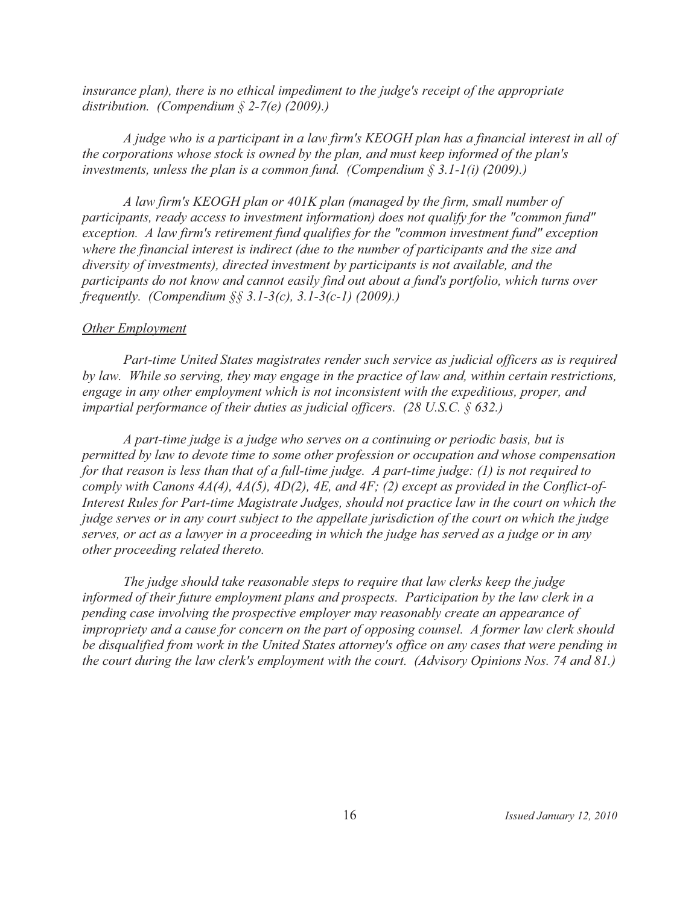*insurance plan), there is no ethical impediment to the judge's receipt of the appropriate distribution. (Compendium § 2-7(e) (2009).)*

*A judge who is a participant in a law firm's KEOGH plan has a financial interest in all of the corporations whose stock is owned by the plan, and must keep informed of the plan's investments, unless the plan is a common fund. (Compendium § 3.1-1(i) (2009).)*

*A law firm's KEOGH plan or 401K plan (managed by the firm, small number of participants, ready access to investment information) does not qualify for the "common fund" exception. A law firm's retirement fund qualifies for the "common investment fund" exception where the financial interest is indirect (due to the number of participants and the size and diversity of investments), directed investment by participants is not available, and the participants do not know and cannot easily find out about a fund's portfolio, which turns over frequently. (Compendium §§ 3.1-3(c), 3.1-3(c-1) (2009).)*

<u>*Other Employment*</u>

*Part-time United States magistrates render such service as judicial officers as is required by law. While so serving, they may engage in the practice of law and, within certain restrictions, engage in any other employment which is not inconsistent with the expeditious, proper, and impartial performance of their duties as judicial officers. (28 U.S.C. § 632.)*

*A part-time judge is a judge who serves on a continuing or periodic basis, but is permitted by law to devote time to some other profession or occupation and whose compensation for that reason is less than that of a full-time judge. A part-time judge: (1) is not required to comply with Canons 4A(4), 4A(5), 4D(2), 4E, and 4F; (2) except as provided in the Conflict-of-Interest Rules for Part-time Magistrate Judges, should not practice law in the court on which the judge serves or in any court subject to the appellate jurisdiction of the court on which the judge serves, or act as a lawyer in a proceeding in which the judge has served as a judge or in any other proceeding related thereto.*

*The judge should take reasonable steps to require that law clerks keep the judge informed of their future employment plans and prospects. Participation by the law clerk in a pending case involving the prospective employer may reasonably create an appearance of impropriety and a cause for concern on the part of opposing counsel. A former law clerk should be disqualified from work in the United States attorney's office on any cases that were pending in the court during the law clerk's employment with the court. (Advisory Opinions Nos. 74 and 81.)*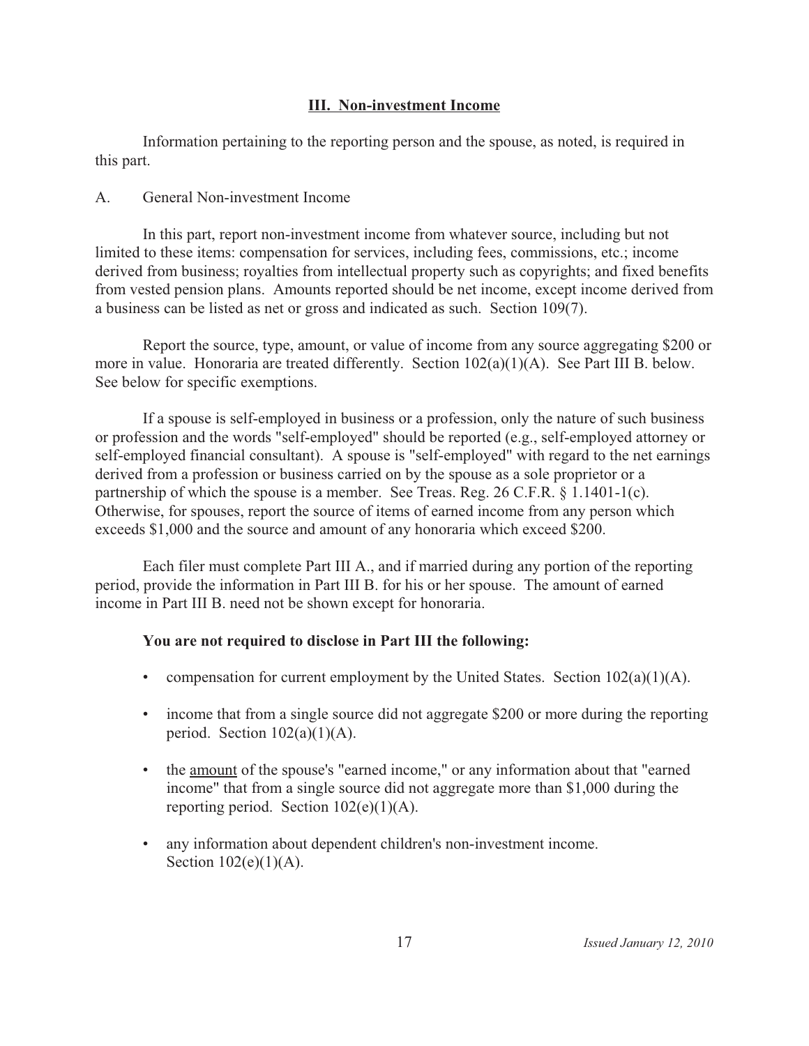## III. Non-investment Income

Information pertaining to the reporting person and the spouse, as noted, is required in this part.

A. General Non-investment Income

In this part, report non-investment income from whatever source, including but not limited to these items: compensation for services, including fees, commissions, etc.; income derived from business; royalties from intellectual property such as copyrights; and fixed benefits from vested pension plans. Amounts reported should be net income, except income derived from a business can be listed as net or gross and indicated as such. Section 109(7).

Report the source, type, amount, or value of income from any source aggregating $200 or more in value. Honoraria are treated differently. Section 102(a)(1)(A). See Part III B. below. See below for specific exemptions.

If a spouse is self-employed in business or a profession, only the nature of such business or profession and the words "self-employed" should be reported (e.g., self-employed attorney or self-employed financial consultant). A spouse is "self-employed" with regard to the net earnings derived from a profession or business carried on by the spouse as a sole proprietor or a partnership of which the spouse is a member. See Treas. Reg. 26 C.F.R. § 1.1401-1(c). Otherwise, for spouses, report the source of items of earned income from any person which exceeds $1,000 and the source and amount of any honoraria which exceed $200.

Each filer must complete Part III A., and if married during any portion of the reporting period, provide the information in Part III B. for his or her spouse. The amount of earned income in Part III B. need not be shown except for honoraria.

**You are not required to disclose in Part III the following:**

- compensation for current employment by the United States. Section 102(a)(1)(A).
- income that from a single source did not aggregate $200 or more during the reporting period. Section 102(a)(1)(A).
- the amount of the spouse's "earned income," or any information about that "earned income" that from a single source did not aggregate more than $1,000 during the reporting period. Section 102(e)(1)(A).
- any information about dependent children's non-investment income. Section 102(e)(1)(A).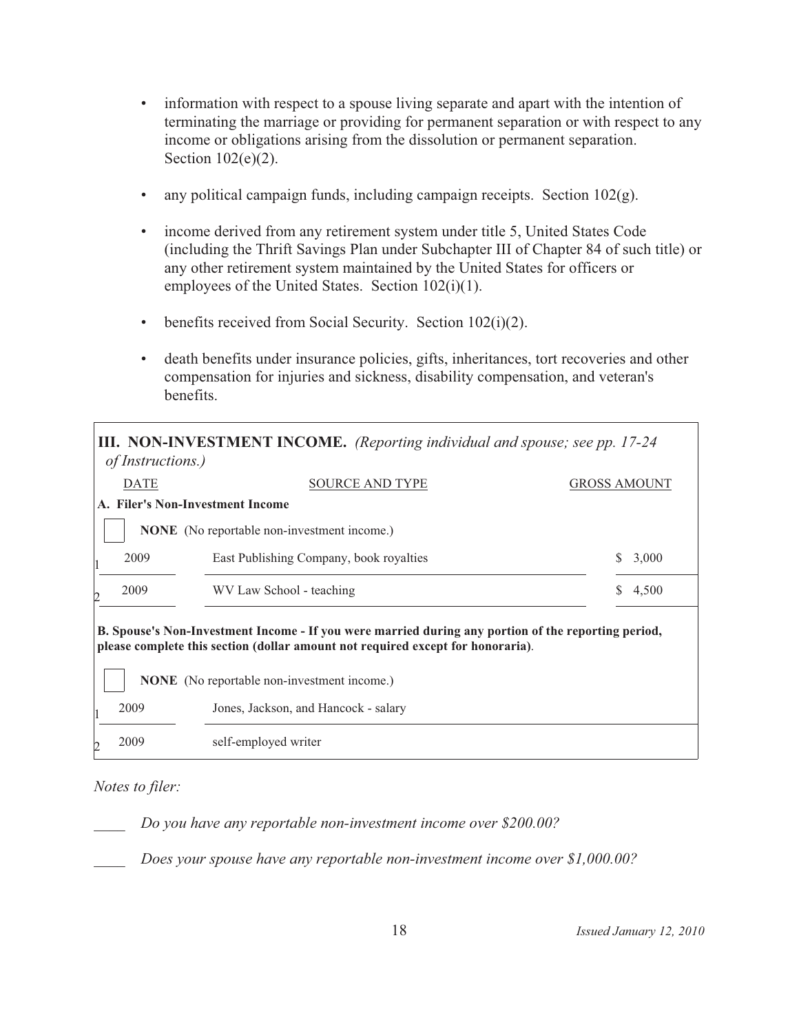- information with respect to a spouse living separate and apart with the intention of terminating the marriage or providing for permanent separation or with respect to any income or obligations arising from the dissolution or permanent separation. Section 102(e)(2).
- any political campaign funds, including campaign receipts. Section 102(g).
- income derived from any retirement system under title 5, United States Code (including the Thrift Savings Plan under Subchapter III of Chapter 84 of such title) or any other retirement system maintained by the United States for officers or employees of the United States. Section 102(i)(1).
- benefits received from Social Security. Section 102(i)(2).
- death benefits under insurance policies, gifts, inheritances, tort recoveries and other compensation for injuries and sickness, disability compensation, and veteran's benefits.

**III. NON-INVESTMENT INCOME.** *(Reporting individual and spouse; see pp. 17-24 of Instructions.)*

| | DATE | SOURCE AND TYPE | GROSS AMOUNT |
|---|---|---|---|
| **A. Filer's Non-Investment Income** | | | |
| ☐ | | **NONE** (No reportable non-investment income.) | |
| 1 | 2009 | East Publishing Company, book royalties | $ 3,000 |
| 2 | 2009 | WV Law School - teaching | $ 4,500 |
| **B. Spouse's Non-Investment Income - If you were married during any portion of the reporting period, please complete this section (dollar amount not required except for honoraria).** | | | |
| ☐ | | **NONE** (No reportable non-investment income.) | |
| 1 | 2009 | Jones, Jackson, and Hancock - salary | |
| 2 | 2009 | self-employed writer | |

*Notes to filer:*

____ *Do you have any reportable non-investment income over $200.00?*

____ *Does your spouse have any reportable non-investment income over $1,000.00?*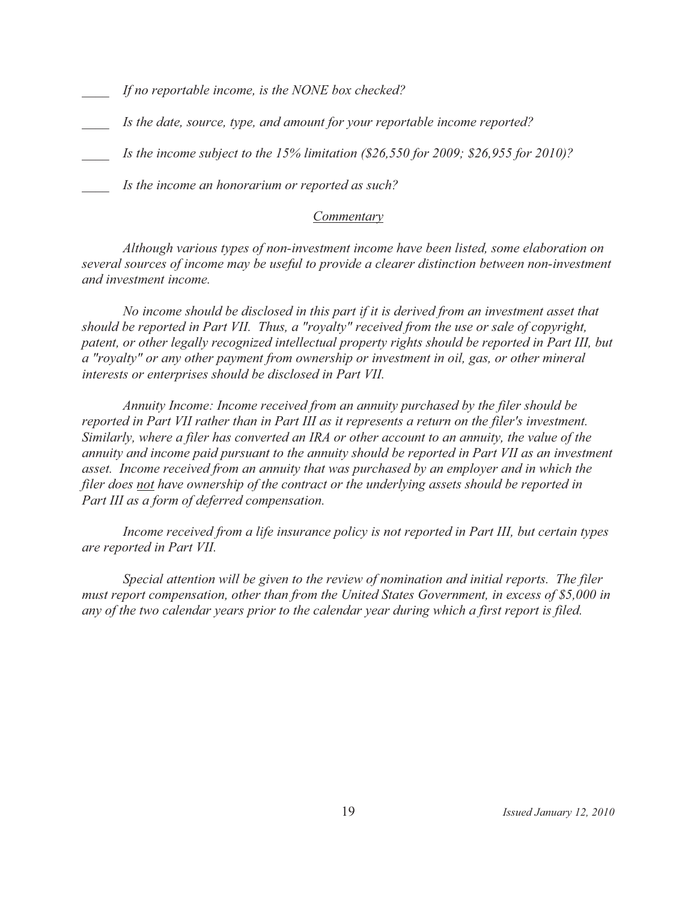____ *If no reportable income, is the NONE box checked?*

____ *Is the date, source, type, and amount for your reportable income reported?*

____ *Is the income subject to the 15% limitation ($26,550 for 2009; $26,955 for 2010)?*

____ *Is the income an honorarium or reported as such?*

*Commentary*

*Although various types of non-investment income have been listed, some elaboration on several sources of income may be useful to provide a clearer distinction between non-investment and investment income.*

*No income should be disclosed in this part if it is derived from an investment asset that should be reported in Part VII. Thus, a "royalty" received from the use or sale of copyright, patent, or other legally recognized intellectual property rights should be reported in Part III, but a "royalty" or any other payment from ownership or investment in oil, gas, or other mineral interests or enterprises should be disclosed in Part VII.*

*Annuity Income: Income received from an annuity purchased by the filer should be reported in Part VII rather than in Part III as it represents a return on the filer's investment. Similarly, where a filer has converted an IRA or other account to an annuity, the value of the annuity and income paid pursuant to the annuity should be reported in Part VII as an investment asset. Income received from an annuity that was purchased by an employer and in which the filer does not have ownership of the contract or the underlying assets should be reported in Part III as a form of deferred compensation.*

*Income received from a life insurance policy is not reported in Part III, but certain types are reported in Part VII.*

*Special attention will be given to the review of nomination and initial reports. The filer must report compensation, other than from the United States Government, in excess of $5,000 in any of the two calendar years prior to the calendar year during which a first report is filed.*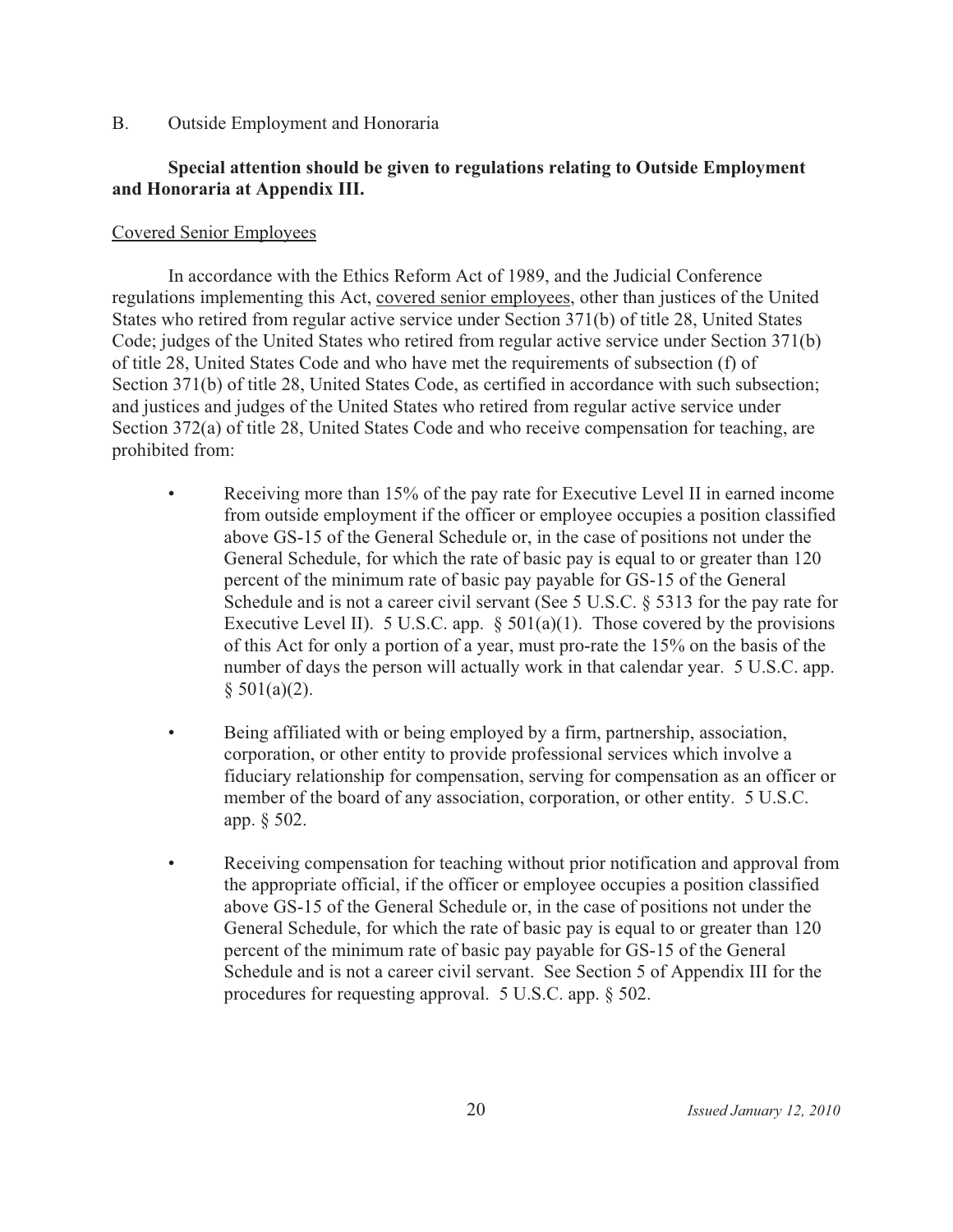B. Outside Employment and Honoraria

**Special attention should be given to regulations relating to Outside Employment and Honoraria at Appendix III.**

Covered Senior Employees

In accordance with the Ethics Reform Act of 1989, and the Judicial Conference regulations implementing this Act, covered senior employees, other than justices of the United States who retired from regular active service under Section 371(b) of title 28, United States Code; judges of the United States who retired from regular active service under Section 371(b) of title 28, United States Code and who have met the requirements of subsection (f) of Section 371(b) of title 28, United States Code, as certified in accordance with such subsection; and justices and judges of the United States who retired from regular active service under Section 372(a) of title 28, United States Code and who receive compensation for teaching, are prohibited from:

- Receiving more than 15% of the pay rate for Executive Level II in earned income from outside employment if the officer or employee occupies a position classified above GS-15 of the General Schedule or, in the case of positions not under the General Schedule, for which the rate of basic pay is equal to or greater than 120 percent of the minimum rate of basic pay payable for GS-15 of the General Schedule and is not a career civil servant (See 5 U.S.C. § 5313 for the pay rate for Executive Level II). 5 U.S.C. app. § 501(a)(1). Those covered by the provisions of this Act for only a portion of a year, must pro-rate the 15% on the basis of the number of days the person will actually work in that calendar year. 5 U.S.C. app. § 501(a)(2).

- Being affiliated with or being employed by a firm, partnership, association, corporation, or other entity to provide professional services which involve a fiduciary relationship for compensation, serving for compensation as an officer or member of the board of any association, corporation, or other entity. 5 U.S.C. app. § 502.

- Receiving compensation for teaching without prior notification and approval from the appropriate official, if the officer or employee occupies a position classified above GS-15 of the General Schedule or, in the case of positions not under the General Schedule, for which the rate of basic pay is equal to or greater than 120 percent of the minimum rate of basic pay payable for GS-15 of the General Schedule and is not a career civil servant. See Section 5 of Appendix III for the procedures for requesting approval. 5 U.S.C. app. § 502.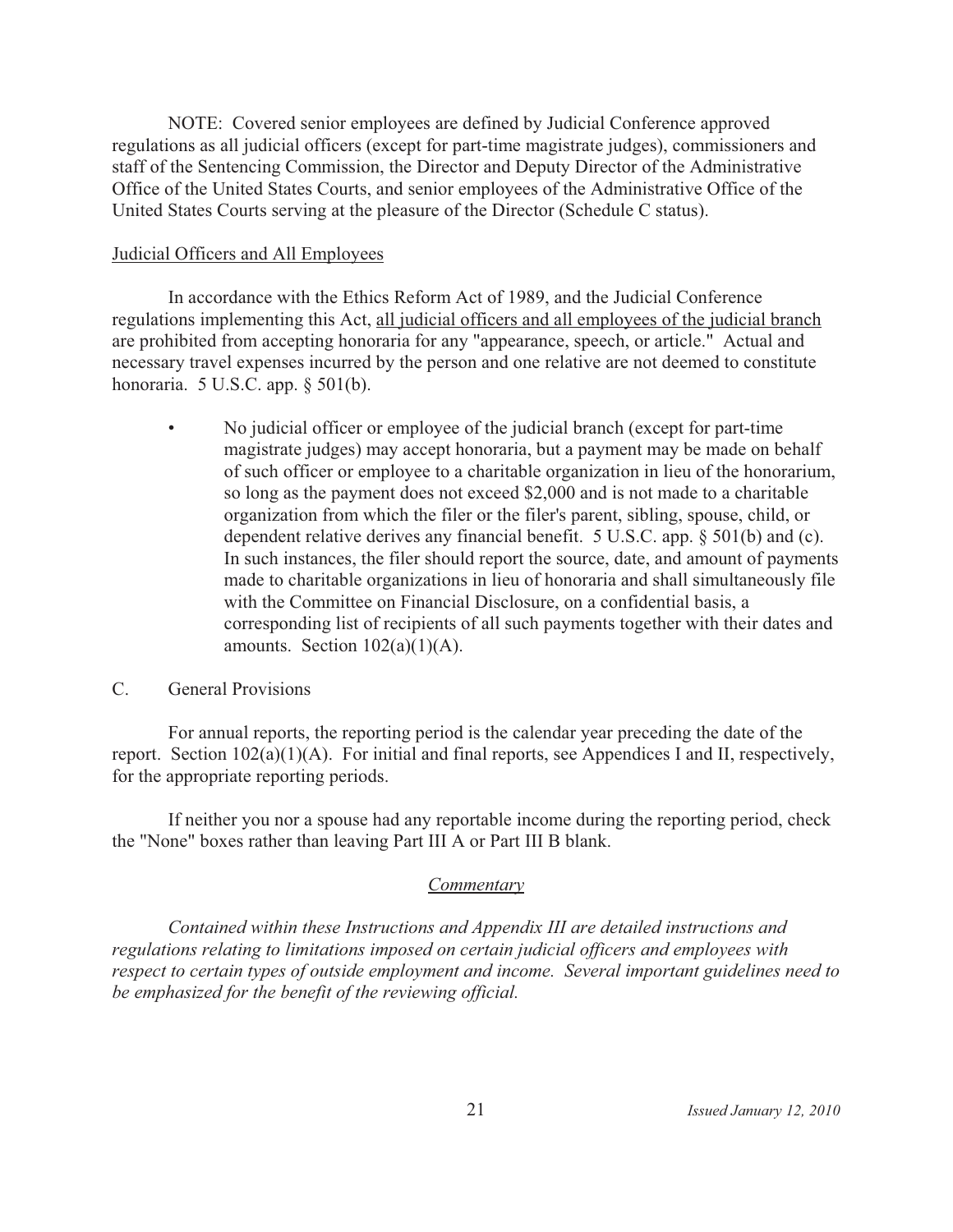NOTE: Covered senior employees are defined by Judicial Conference approved regulations as all judicial officers (except for part-time magistrate judges), commissioners and staff of the Sentencing Commission, the Director and Deputy Director of the Administrative Office of the United States Courts, and senior employees of the Administrative Office of the United States Courts serving at the pleasure of the Director (Schedule C status).

<u>Judicial Officers and All Employees</u>

In accordance with the Ethics Reform Act of 1989, and the Judicial Conference regulations implementing this Act, <u>all judicial officers and all employees of the judicial branch</u> are prohibited from accepting honoraria for any "appearance, speech, or article." Actual and necessary travel expenses incurred by the person and one relative are not deemed to constitute honoraria. 5 U.S.C. app. § 501(b).

- No judicial officer or employee of the judicial branch (except for part-time magistrate judges) may accept honoraria, but a payment may be made on behalf of such officer or employee to a charitable organization in lieu of the honorarium, so long as the payment does not exceed $2,000 and is not made to a charitable organization from which the filer or the filer's parent, sibling, spouse, child, or dependent relative derives any financial benefit. 5 U.S.C. app. § 501(b) and (c). In such instances, the filer should report the source, date, and amount of payments made to charitable organizations in lieu of honoraria and shall simultaneously file with the Committee on Financial Disclosure, on a confidential basis, a corresponding list of recipients of all such payments together with their dates and amounts. Section 102(a)(1)(A).

## C. General Provisions

For annual reports, the reporting period is the calendar year preceding the date of the report. Section 102(a)(1)(A). For initial and final reports, see Appendices I and II, respectively, for the appropriate reporting periods.

If neither you nor a spouse had any reportable income during the reporting period, check the "None" boxes rather than leaving Part III A or Part III B blank.

<u>*Commentary*</u>

*Contained within these Instructions and Appendix III are detailed instructions and regulations relating to limitations imposed on certain judicial officers and employees with respect to certain types of outside employment and income. Several important guidelines need to be emphasized for the benefit of the reviewing official.*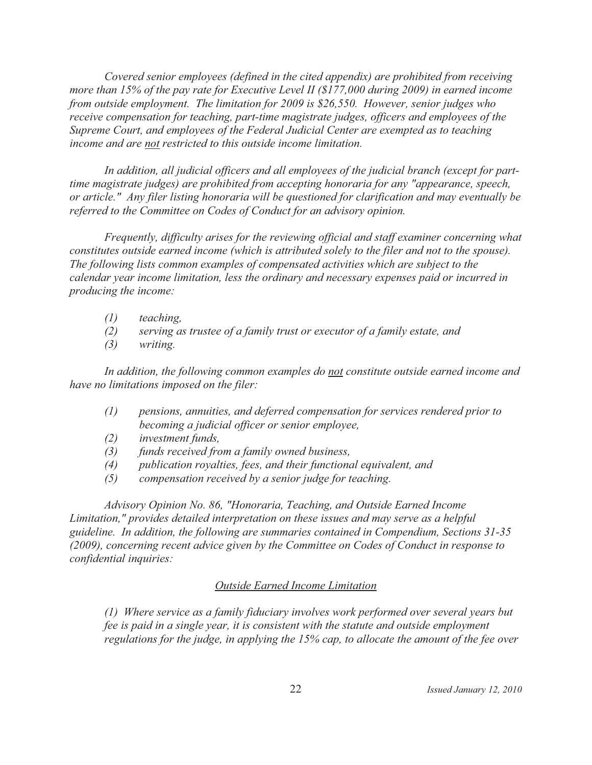*Covered senior employees (defined in the cited appendix) are prohibited from receiving more than 15% of the pay rate for Executive Level II ($177,000 during 2009) in earned income from outside employment. The limitation for 2009 is $26,550. However, senior judges who receive compensation for teaching, part-time magistrate judges, officers and employees of the Supreme Court, and employees of the Federal Judicial Center are exempted as to teaching income and are <u>not</u> restricted to this outside income limitation.*

*In addition, all judicial officers and all employees of the judicial branch (except for part-time magistrate judges) are prohibited from accepting honoraria for any "appearance, speech, or article." Any filer listing honoraria will be questioned for clarification and may eventually be referred to the Committee on Codes of Conduct for an advisory opinion.*

*Frequently, difficulty arises for the reviewing official and staff examiner concerning what constitutes outside earned income (which is attributed solely to the filer and not to the spouse). The following lists common examples of compensated activities which are subject to the calendar year income limitation, less the ordinary and necessary expenses paid or incurred in producing the income:*

*(1) teaching,*
*(2) serving as trustee of a family trust or executor of a family estate, and*
*(3) writing.*

*In addition, the following common examples do <u>not</u> constitute outside earned income and have no limitations imposed on the filer:*

*(1) pensions, annuities, and deferred compensation for services rendered prior to becoming a judicial officer or senior employee,*
*(2) investment funds,*
*(3) funds received from a family owned business,*
*(4) publication royalties, fees, and their functional equivalent, and*
*(5) compensation received by a senior judge for teaching.*

*Advisory Opinion No. 86, "Honoraria, Teaching, and Outside Earned Income Limitation," provides detailed interpretation on these issues and may serve as a helpful guideline. In addition, the following are summaries contained in Compendium, Sections 31-35 (2009), concerning recent advice given by the Committee on Codes of Conduct in response to confidential inquiries:*

<u>*Outside Earned Income Limitation*</u>

*(1) Where service as a family fiduciary involves work performed over several years but fee is paid in a single year, it is consistent with the statute and outside employment regulations for the judge, in applying the 15% cap, to allocate the amount of the fee over*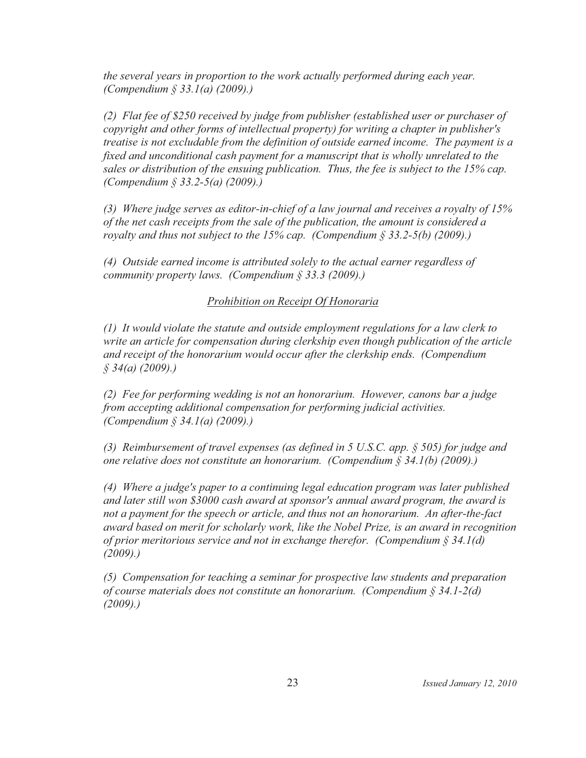*the several years in proportion to the work actually performed during each year. (Compendium § 33.1(a) (2009).)*

*(2) Flat fee of $250 received by judge from publisher (established user or purchaser of copyright and other forms of intellectual property) for writing a chapter in publisher's treatise is not excludable from the definition of outside earned income. The payment is a fixed and unconditional cash payment for a manuscript that is wholly unrelated to the sales or distribution of the ensuing publication. Thus, the fee is subject to the 15% cap. (Compendium § 33.2-5(a) (2009).)*

*(3) Where judge serves as editor-in-chief of a law journal and receives a royalty of 15% of the net cash receipts from the sale of the publication, the amount is considered a royalty and thus not subject to the 15% cap. (Compendium § 33.2-5(b) (2009).)*

*(4) Outside earned income is attributed solely to the actual earner regardless of community property laws. (Compendium § 33.3 (2009).)*

*Prohibition on Receipt Of Honoraria*

*(1) It would violate the statute and outside employment regulations for a law clerk to write an article for compensation during clerkship even though publication of the article and receipt of the honorarium would occur after the clerkship ends. (Compendium § 34(a) (2009).)*

*(2) Fee for performing wedding is not an honorarium. However, canons bar a judge from accepting additional compensation for performing judicial activities. (Compendium § 34.1(a) (2009).)*

*(3) Reimbursement of travel expenses (as defined in 5 U.S.C. app. § 505) for judge and one relative does not constitute an honorarium. (Compendium § 34.1(b) (2009).)*

*(4) Where a judge's paper to a continuing legal education program was later published and later still won $3000 cash award at sponsor's annual award program, the award is not a payment for the speech or article, and thus not an honorarium. An after-the-fact award based on merit for scholarly work, like the Nobel Prize, is an award in recognition of prior meritorious service and not in exchange therefor. (Compendium § 34.1(d) (2009).)*

*(5) Compensation for teaching a seminar for prospective law students and preparation of course materials does not constitute an honorarium. (Compendium § 34.1-2(d) (2009).)*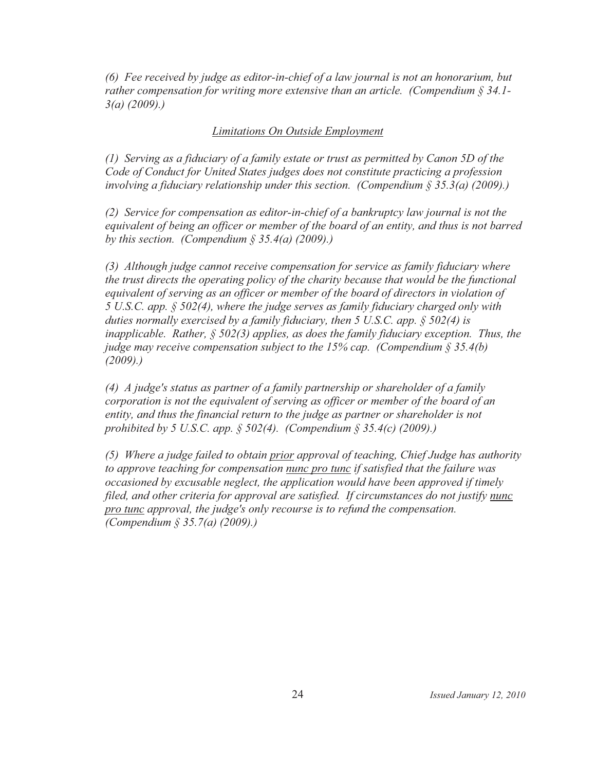*(6) Fee received by judge as editor-in-chief of a law journal is not an honorarium, but rather compensation for writing more extensive than an article. (Compendium § 34.1-3(a) (2009).)*

<u>*Limitations On Outside Employment*</u>

*(1) Serving as a fiduciary of a family estate or trust as permitted by Canon 5D of the Code of Conduct for United States judges does not constitute practicing a profession involving a fiduciary relationship under this section. (Compendium § 35.3(a) (2009).)*

*(2) Service for compensation as editor-in-chief of a bankruptcy law journal is not the equivalent of being an officer or member of the board of an entity, and thus is not barred by this section. (Compendium § 35.4(a) (2009).)*

*(3) Although judge cannot receive compensation for service as family fiduciary where the trust directs the operating policy of the charity because that would be the functional equivalent of serving as an officer or member of the board of directors in violation of 5 U.S.C. app. § 502(4), where the judge serves as family fiduciary charged only with duties normally exercised by a family fiduciary, then 5 U.S.C. app. § 502(4) is inapplicable. Rather, § 502(3) applies, as does the family fiduciary exception. Thus, the judge may receive compensation subject to the 15% cap. (Compendium § 35.4(b) (2009).)*

*(4) A judge's status as partner of a family partnership or shareholder of a family corporation is not the equivalent of serving as officer or member of the board of an entity, and thus the financial return to the judge as partner or shareholder is not prohibited by 5 U.S.C. app. § 502(4). (Compendium § 35.4(c) (2009).)*

*(5) Where a judge failed to obtain <u>prior</u> approval of teaching, Chief Judge has authority to approve teaching for compensation <u>nunc pro tunc</u> if satisfied that the failure was occasioned by excusable neglect, the application would have been approved if timely filed, and other criteria for approval are satisfied. If circumstances do not justify <u>nunc pro tunc</u> approval, the judge's only recourse is to refund the compensation. (Compendium § 35.7(a) (2009).)*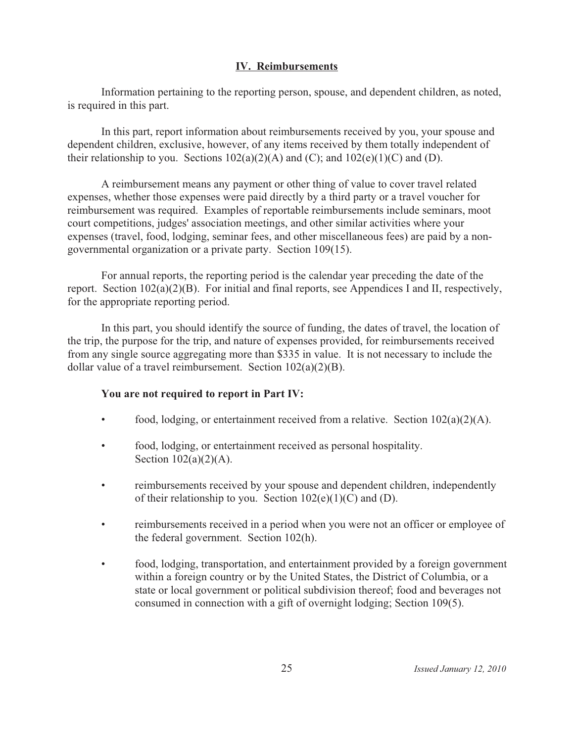## IV. Reimbursements

Information pertaining to the reporting person, spouse, and dependent children, as noted, is required in this part.

In this part, report information about reimbursements received by you, your spouse and dependent children, exclusive, however, of any items received by them totally independent of their relationship to you. Sections 102(a)(2)(A) and (C); and 102(e)(1)(C) and (D).

A reimbursement means any payment or other thing of value to cover travel related expenses, whether those expenses were paid directly by a third party or a travel voucher for reimbursement was required. Examples of reportable reimbursements include seminars, moot court competitions, judges' association meetings, and other similar activities where your expenses (travel, food, lodging, seminar fees, and other miscellaneous fees) are paid by a non-governmental organization or a private party. Section 109(15).

For annual reports, the reporting period is the calendar year preceding the date of the report. Section 102(a)(2)(B). For initial and final reports, see Appendices I and II, respectively, for the appropriate reporting period.

In this part, you should identify the source of funding, the dates of travel, the location of the trip, the purpose for the trip, and nature of expenses provided, for reimbursements received from any single source aggregating more than $335 in value. It is not necessary to include the dollar value of a travel reimbursement. Section 102(a)(2)(B).

**You are not required to report in Part IV:**

- food, lodging, or entertainment received from a relative. Section 102(a)(2)(A).
- food, lodging, or entertainment received as personal hospitality. Section 102(a)(2)(A).
- reimbursements received by your spouse and dependent children, independently of their relationship to you. Section 102(e)(1)(C) and (D).
- reimbursements received in a period when you were not an officer or employee of the federal government. Section 102(h).
- food, lodging, transportation, and entertainment provided by a foreign government within a foreign country or by the United States, the District of Columbia, or a state or local government or political subdivision thereof; food and beverages not consumed in connection with a gift of overnight lodging; Section 109(5).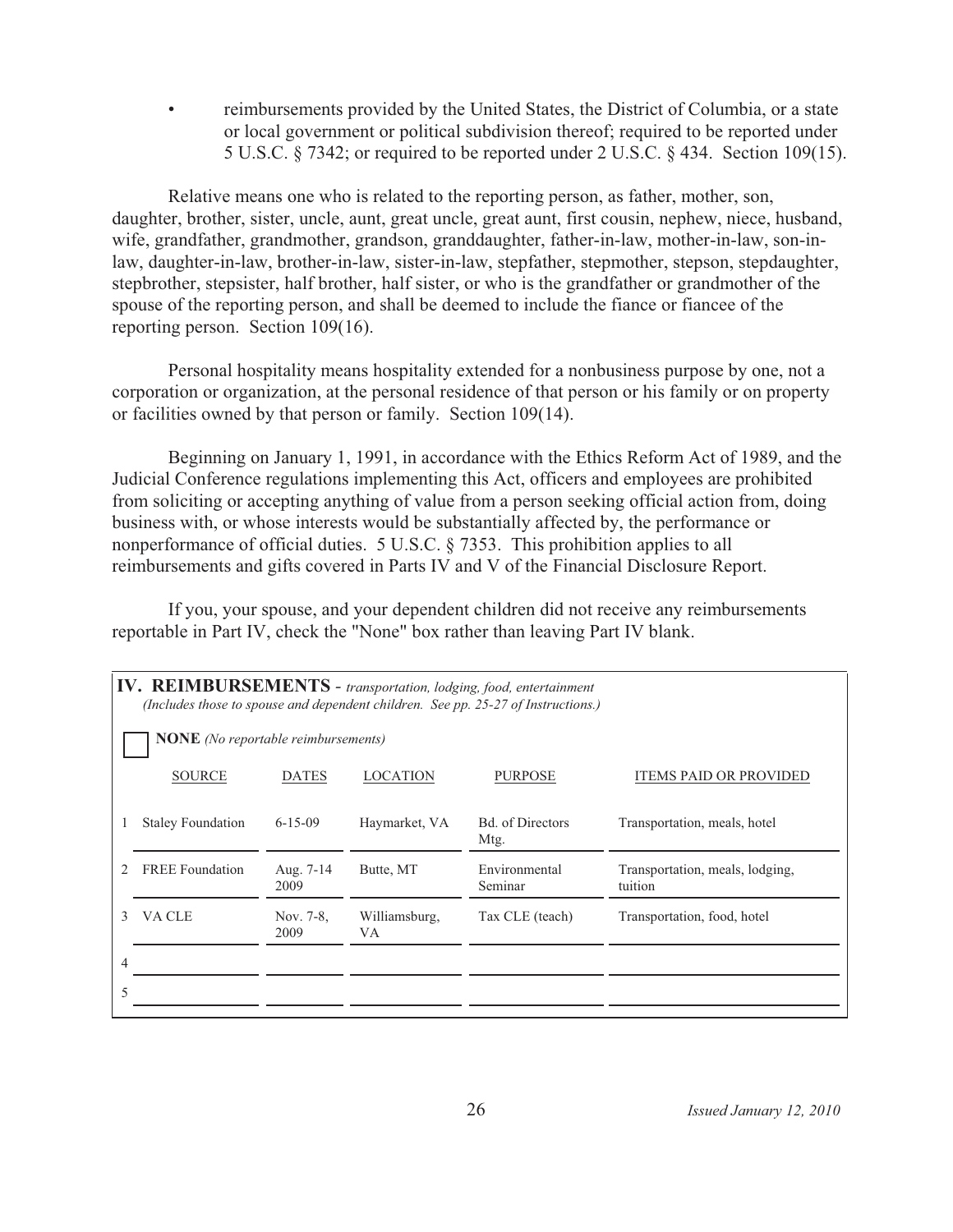- reimbursements provided by the United States, the District of Columbia, or a state or local government or political subdivision thereof; required to be reported under 5 U.S.C. § 7342; or required to be reported under 2 U.S.C. § 434. Section 109(15).

Relative means one who is related to the reporting person, as father, mother, son, daughter, brother, sister, uncle, aunt, great uncle, great aunt, first cousin, nephew, niece, husband, wife, grandfather, grandmother, grandson, granddaughter, father-in-law, mother-in-law, son-in-law, daughter-in-law, brother-in-law, sister-in-law, stepfather, stepmother, stepson, stepdaughter, stepbrother, stepsister, half brother, half sister, or who is the grandfather or grandmother of the spouse of the reporting person, and shall be deemed to include the fiance or fiancee of the reporting person. Section 109(16).

Personal hospitality means hospitality extended for a nonbusiness purpose by one, not a corporation or organization, at the personal residence of that person or his family or on property or facilities owned by that person or family. Section 109(14).

Beginning on January 1, 1991, in accordance with the Ethics Reform Act of 1989, and the Judicial Conference regulations implementing this Act, officers and employees are prohibited from soliciting or accepting anything of value from a person seeking official action from, doing business with, or whose interests would be substantially affected by, the performance or nonperformance of official duties. 5 U.S.C. § 7353. This prohibition applies to all reimbursements and gifts covered in Parts IV and V of the Financial Disclosure Report.

If you, your spouse, and your dependent children did not receive any reimbursements reportable in Part IV, check the "None" box rather than leaving Part IV blank.

**IV. REIMBURSEMENTS** - *transportation, lodging, food, entertainment*
*(Includes those to spouse and dependent children. See pp. 25-27 of Instructions.)*

☐ **NONE** *(No reportable reimbursements)*

| | SOURCE | DATES | LOCATION | PURPOSE | ITEMS PAID OR PROVIDED |
|---|---|---|---|---|---|
| 1 | Staley Foundation | 6-15-09 | Haymarket, VA | Bd. of Directors Mtg. | Transportation, meals, hotel |
| 2 | FREE Foundation | Aug. 7-14 2009 | Butte, MT | Environmental Seminar | Transportation, meals, lodging, tuition |
| 3 | VA CLE | Nov. 7-8, 2009 | Williamsburg, VA | Tax CLE (teach) | Transportation, food, hotel |
| 4 | | | | | |
| 5 | | | | | |

*Issued January 12, 2010*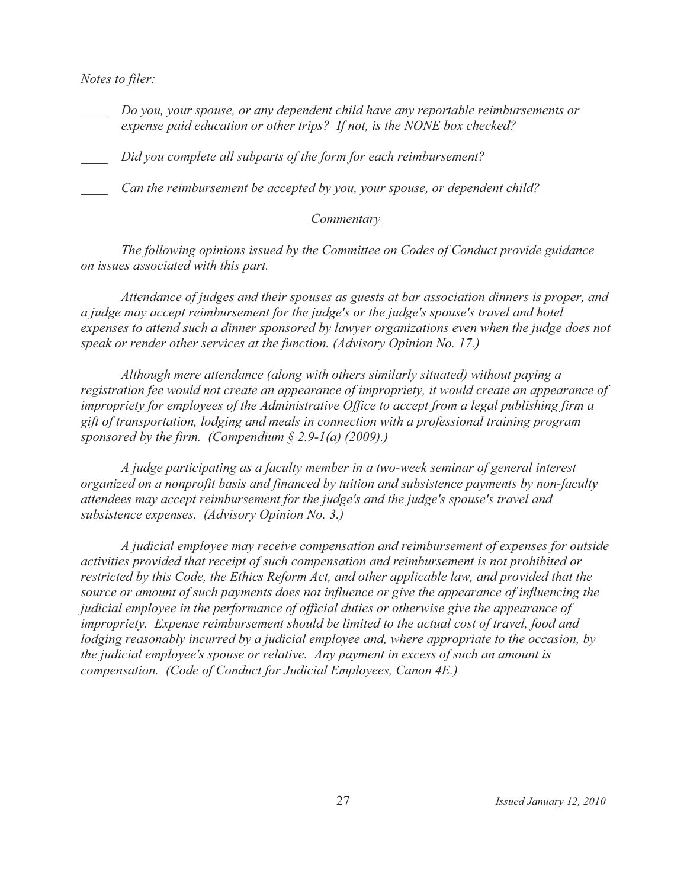*Notes to filer:*

____ *Do you, your spouse, or any dependent child have any reportable reimbursements or expense paid education or other trips? If not, is the NONE box checked?*

____ *Did you complete all subparts of the form for each reimbursement?*

____ *Can the reimbursement be accepted by you, your spouse, or dependent child?*

*Commentary*

*The following opinions issued by the Committee on Codes of Conduct provide guidance on issues associated with this part.*

*Attendance of judges and their spouses as guests at bar association dinners is proper, and a judge may accept reimbursement for the judge's or the judge's spouse's travel and hotel expenses to attend such a dinner sponsored by lawyer organizations even when the judge does not speak or render other services at the function. (Advisory Opinion No. 17.)*

*Although mere attendance (along with others similarly situated) without paying a registration fee would not create an appearance of impropriety, it would create an appearance of impropriety for employees of the Administrative Office to accept from a legal publishing firm a gift of transportation, lodging and meals in connection with a professional training program sponsored by the firm. (Compendium § 2.9-1(a) (2009).)*

*A judge participating as a faculty member in a two-week seminar of general interest organized on a nonprofit basis and financed by tuition and subsistence payments by non-faculty attendees may accept reimbursement for the judge's and the judge's spouse's travel and subsistence expenses. (Advisory Opinion No. 3.)*

*A judicial employee may receive compensation and reimbursement of expenses for outside activities provided that receipt of such compensation and reimbursement is not prohibited or restricted by this Code, the Ethics Reform Act, and other applicable law, and provided that the source or amount of such payments does not influence or give the appearance of influencing the judicial employee in the performance of official duties or otherwise give the appearance of impropriety. Expense reimbursement should be limited to the actual cost of travel, food and lodging reasonably incurred by a judicial employee and, where appropriate to the occasion, by the judicial employee's spouse or relative. Any payment in excess of such an amount is compensation. (Code of Conduct for Judicial Employees, Canon 4E.)*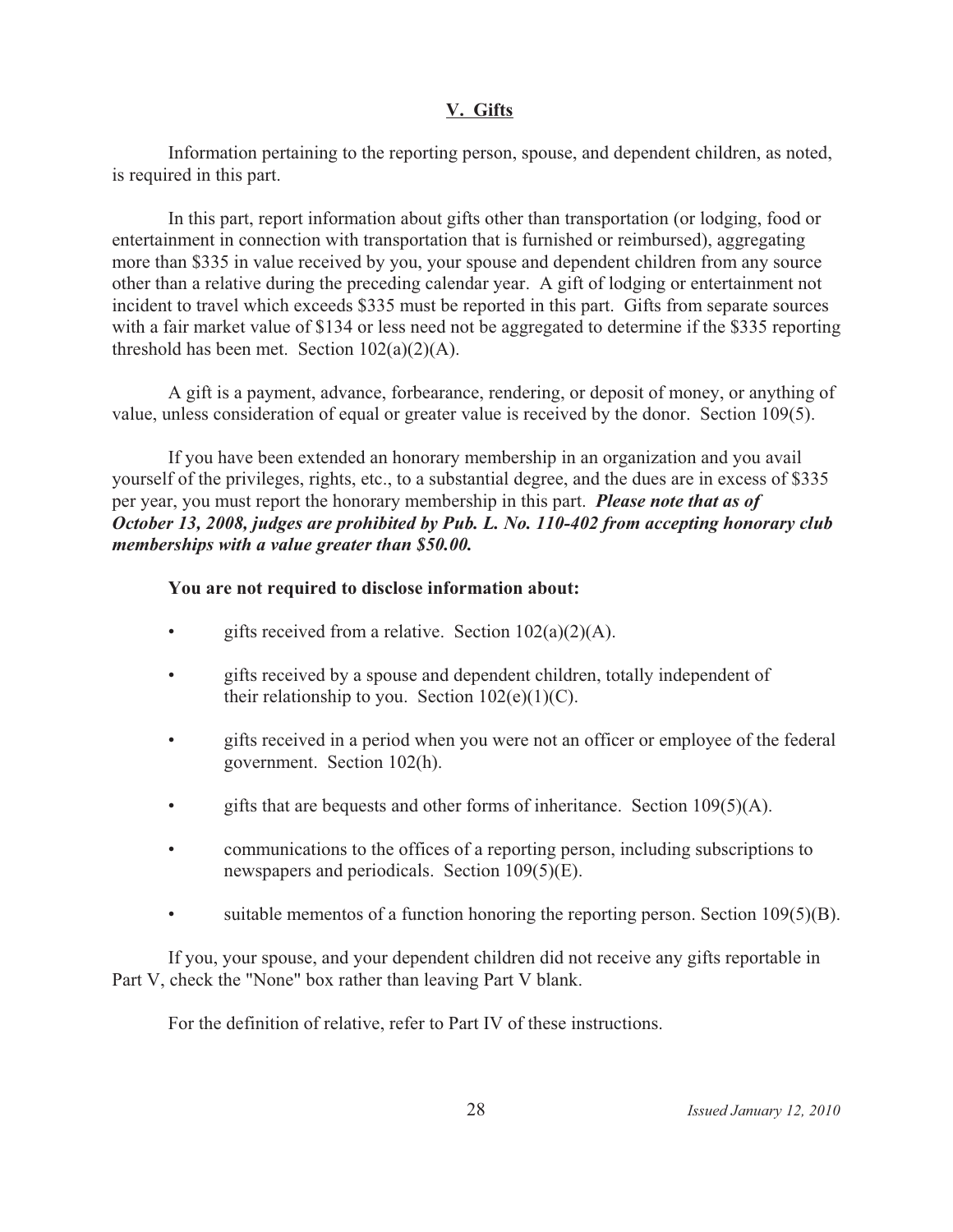## V. Gifts

Information pertaining to the reporting person, spouse, and dependent children, as noted, is required in this part.

In this part, report information about gifts other than transportation (or lodging, food or entertainment in connection with transportation that is furnished or reimbursed), aggregating more than $335 in value received by you, your spouse and dependent children from any source other than a relative during the preceding calendar year. A gift of lodging or entertainment not incident to travel which exceeds $335 must be reported in this part. Gifts from separate sources with a fair market value of $134 or less need not be aggregated to determine if the $335 reporting threshold has been met. Section 102(a)(2)(A).

A gift is a payment, advance, forbearance, rendering, or deposit of money, or anything of value, unless consideration of equal or greater value is received by the donor. Section 109(5).

If you have been extended an honorary membership in an organization and you avail yourself of the privileges, rights, etc., to a substantial degree, and the dues are in excess of $335 per year, you must report the honorary membership in this part. ***Please note that as of October 13, 2008, judges are prohibited by Pub. L. No. 110-402 from accepting honorary club memberships with a value greater than $50.00.***

**You are not required to disclose information about:**

- gifts received from a relative. Section 102(a)(2)(A).
- gifts received by a spouse and dependent children, totally independent of their relationship to you. Section 102(e)(1)(C).
- gifts received in a period when you were not an officer or employee of the federal government. Section 102(h).
- gifts that are bequests and other forms of inheritance. Section 109(5)(A).
- communications to the offices of a reporting person, including subscriptions to newspapers and periodicals. Section 109(5)(E).
- suitable mementos of a function honoring the reporting person. Section 109(5)(B).

If you, your spouse, and your dependent children did not receive any gifts reportable in Part V, check the "None" box rather than leaving Part V blank.

For the definition of relative, refer to Part IV of these instructions.

*Issued January 12, 2010*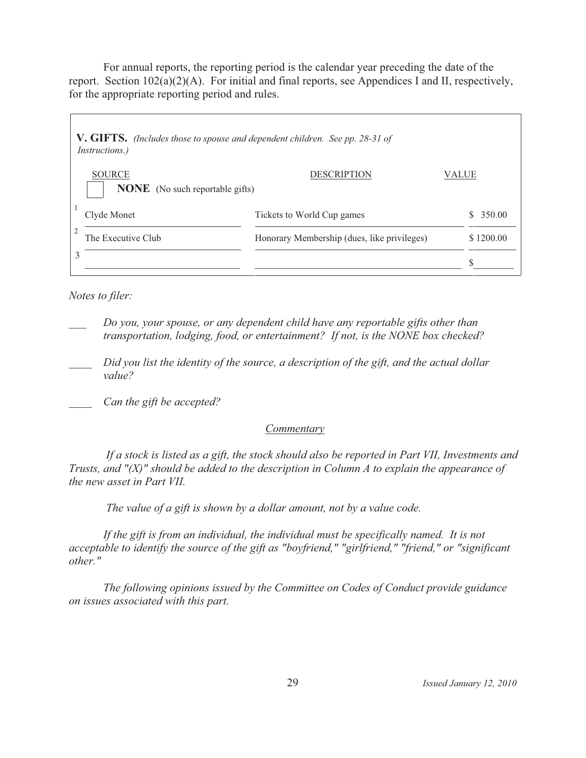For annual reports, the reporting period is the calendar year preceding the date of the report. Section 102(a)(2)(A). For initial and final reports, see Appendices I and II, respectively, for the appropriate reporting period and rules.

**V. GIFTS.** *(Includes those to spouse and dependent children. See pp. 28-31 of Instructions.)*

☐ **NONE** (No such reportable gifts)

| | SOURCE | DESCRIPTION | VALUE |
|---|---|---|---|
| 1 | Clyde Monet | Tickets to World Cup games | $ 350.00 |
| 2 | The Executive Club | Honorary Membership (dues, like privileges) | $ 1200.00 |
| 3 | | | $ |

*Notes to filer:*

\_\_\_ *Do you, your spouse, or any dependent child have any reportable gifts other than transportation, lodging, food, or entertainment? If not, is the NONE box checked?*

\_\_\_\_ *Did you list the identity of the source, a description of the gift, and the actual dollar value?*

\_\_\_\_ *Can the gift be accepted?*

*Commentary*

*If a stock is listed as a gift, the stock should also be reported in Part VII, Investments and Trusts, and "(X)" should be added to the description in Column A to explain the appearance of the new asset in Part VII.*

*The value of a gift is shown by a dollar amount, not by a value code.*

*If the gift is from an individual, the individual must be specifically named. It is not acceptable to identify the source of the gift as "boyfriend," "girlfriend," "friend," or "significant other."*

*The following opinions issued by the Committee on Codes of Conduct provide guidance on issues associated with this part.*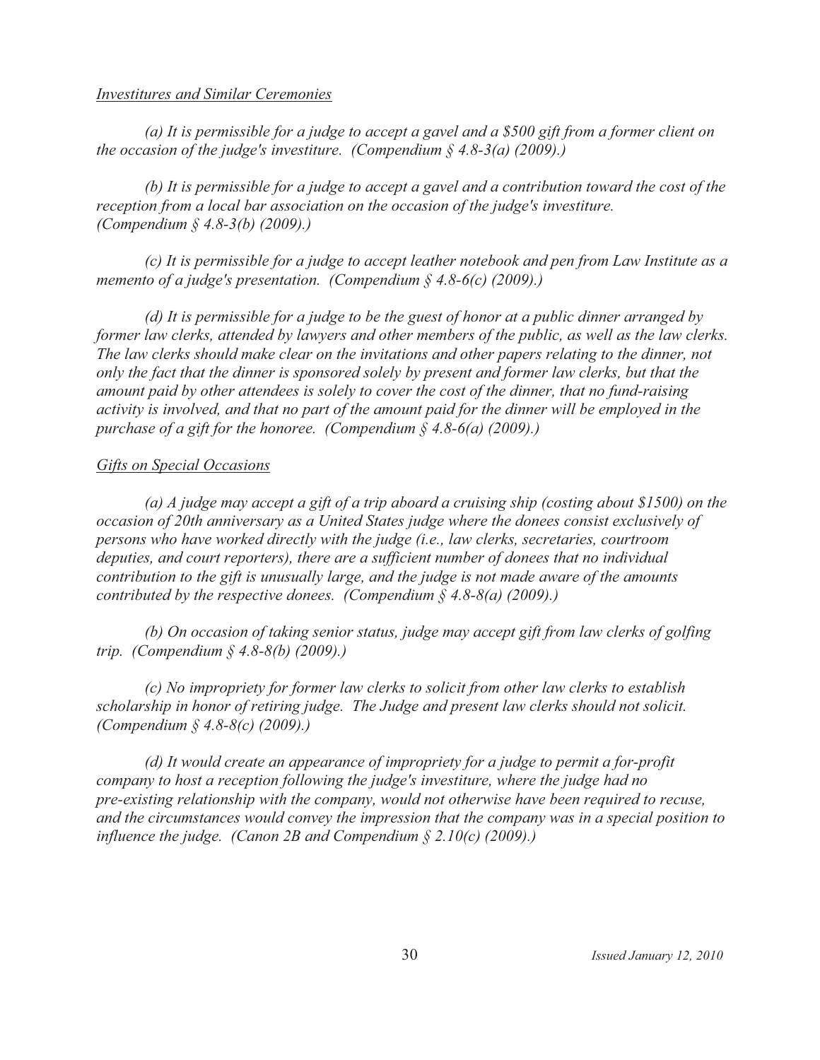*Investitures and Similar Ceremonies*

*(a) It is permissible for a judge to accept a gavel and a $500 gift from a former client on the occasion of the judge's investiture. (Compendium § 4.8-3(a) (2009).)*

*(b) It is permissible for a judge to accept a gavel and a contribution toward the cost of the reception from a local bar association on the occasion of the judge's investiture. (Compendium § 4.8-3(b) (2009).)*

*(c) It is permissible for a judge to accept leather notebook and pen from Law Institute as a memento of a judge's presentation. (Compendium § 4.8-6(c) (2009).)*

*(d) It is permissible for a judge to be the guest of honor at a public dinner arranged by former law clerks, attended by lawyers and other members of the public, as well as the law clerks. The law clerks should make clear on the invitations and other papers relating to the dinner, not only the fact that the dinner is sponsored solely by present and former law clerks, but that the amount paid by other attendees is solely to cover the cost of the dinner, that no fund-raising activity is involved, and that no part of the amount paid for the dinner will be employed in the purchase of a gift for the honoree. (Compendium § 4.8-6(a) (2009).)*

*Gifts on Special Occasions*

*(a) A judge may accept a gift of a trip aboard a cruising ship (costing about $1500) on the occasion of 20th anniversary as a United States judge where the donees consist exclusively of persons who have worked directly with the judge (i.e., law clerks, secretaries, courtroom deputies, and court reporters), there are a sufficient number of donees that no individual contribution to the gift is unusually large, and the judge is not made aware of the amounts contributed by the respective donees. (Compendium § 4.8-8(a) (2009).)*

*(b) On occasion of taking senior status, judge may accept gift from law clerks of golfing trip. (Compendium § 4.8-8(b) (2009).)*

*(c) No impropriety for former law clerks to solicit from other law clerks to establish scholarship in honor of retiring judge. The Judge and present law clerks should not solicit. (Compendium § 4.8-8(c) (2009).)*

*(d) It would create an appearance of impropriety for a judge to permit a for-profit company to host a reception following the judge's investiture, where the judge had no pre-existing relationship with the company, would not otherwise have been required to recuse, and the circumstances would convey the impression that the company was in a special position to influence the judge. (Canon 2B and Compendium § 2.10(c) (2009).)*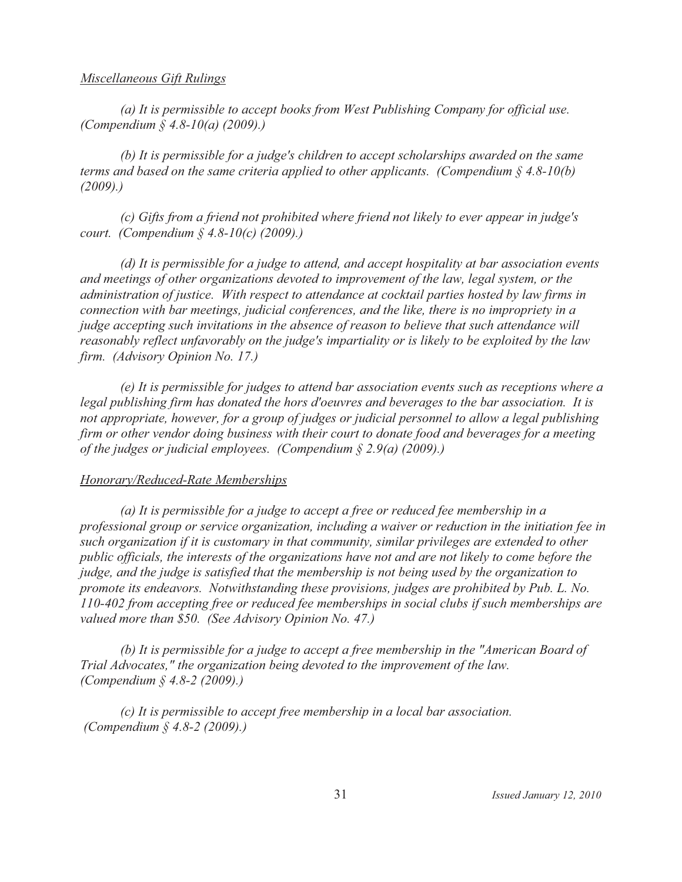*Miscellaneous Gift Rulings*

*(a) It is permissible to accept books from West Publishing Company for official use. (Compendium § 4.8-10(a) (2009).)*

*(b) It is permissible for a judge's children to accept scholarships awarded on the same terms and based on the same criteria applied to other applicants. (Compendium § 4.8-10(b) (2009).)*

*(c) Gifts from a friend not prohibited where friend not likely to ever appear in judge's court. (Compendium § 4.8-10(c) (2009).)*

*(d) It is permissible for a judge to attend, and accept hospitality at bar association events and meetings of other organizations devoted to improvement of the law, legal system, or the administration of justice. With respect to attendance at cocktail parties hosted by law firms in connection with bar meetings, judicial conferences, and the like, there is no impropriety in a judge accepting such invitations in the absence of reason to believe that such attendance will reasonably reflect unfavorably on the judge's impartiality or is likely to be exploited by the law firm. (Advisory Opinion No. 17.)*

*(e) It is permissible for judges to attend bar association events such as receptions where a legal publishing firm has donated the hors d'oeuvres and beverages to the bar association. It is not appropriate, however, for a group of judges or judicial personnel to allow a legal publishing firm or other vendor doing business with their court to donate food and beverages for a meeting of the judges or judicial employees. (Compendium § 2.9(a) (2009).)*

*Honorary/Reduced-Rate Memberships*

*(a) It is permissible for a judge to accept a free or reduced fee membership in a professional group or service organization, including a waiver or reduction in the initiation fee in such organization if it is customary in that community, similar privileges are extended to other public officials, the interests of the organizations have not and are not likely to come before the judge, and the judge is satisfied that the membership is not being used by the organization to promote its endeavors. Notwithstanding these provisions, judges are prohibited by Pub. L. No. 110-402 from accepting free or reduced fee memberships in social clubs if such memberships are valued more than $50. (See Advisory Opinion No. 47.)*

*(b) It is permissible for a judge to accept a free membership in the "American Board of Trial Advocates," the organization being devoted to the improvement of the law. (Compendium § 4.8-2 (2009).)*

*(c) It is permissible to accept free membership in a local bar association. (Compendium § 4.8-2 (2009).)*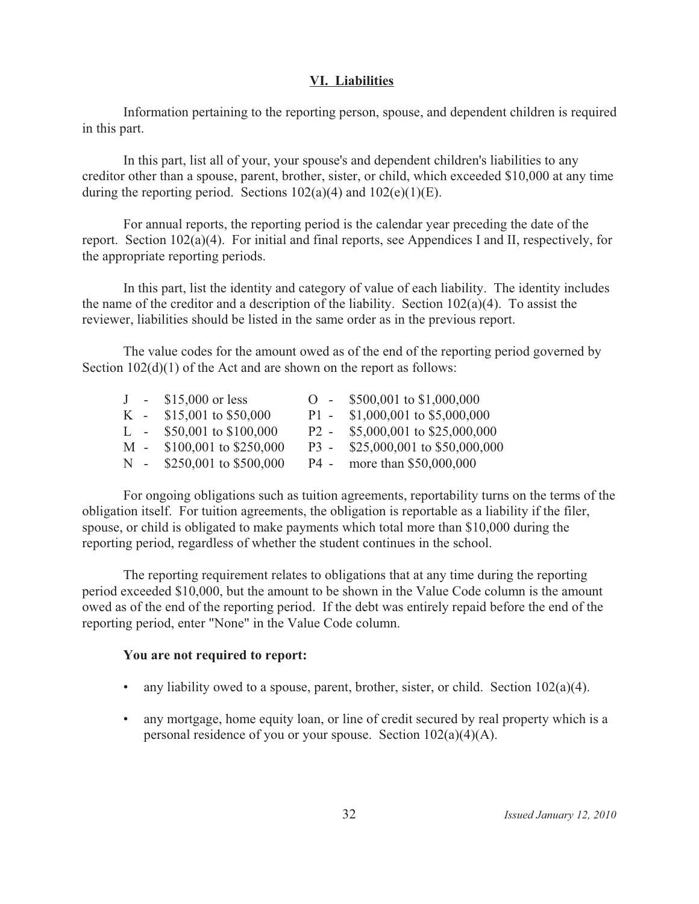## VI. Liabilities

Information pertaining to the reporting person, spouse, and dependent children is required in this part.

In this part, list all of your, your spouse's and dependent children's liabilities to any creditor other than a spouse, parent, brother, sister, or child, which exceeded $10,000 at any time during the reporting period. Sections 102(a)(4) and 102(e)(1)(E).

For annual reports, the reporting period is the calendar year preceding the date of the report. Section 102(a)(4). For initial and final reports, see Appendices I and II, respectively, for the appropriate reporting periods.

In this part, list the identity and category of value of each liability. The identity includes the name of the creditor and a description of the liability. Section 102(a)(4). To assist the reviewer, liabilities should be listed in the same order as in the previous report.

The value codes for the amount owed as of the end of the reporting period governed by Section 102(d)(1) of the Act and are shown on the report as follows:

| Code | Value | Code | Value |
|---|---|---|---|
| J - | $15,000 or less | O - | $500,001 to $1,000,000 |
| K - | $15,001 to $50,000 | P1 - | $1,000,001 to $5,000,000 |
| L - | $50,001 to $100,000 | P2 - | $5,000,001 to $25,000,000 |
| M - | $100,001 to $250,000 | P3 - | $25,000,001 to $50,000,000 |
| N - | $250,001 to $500,000 | P4 - | more than $50,000,000 |

For ongoing obligations such as tuition agreements, reportability turns on the terms of the obligation itself. For tuition agreements, the obligation is reportable as a liability if the filer, spouse, or child is obligated to make payments which total more than $10,000 during the reporting period, regardless of whether the student continues in the school.

The reporting requirement relates to obligations that at any time during the reporting period exceeded $10,000, but the amount to be shown in the Value Code column is the amount owed as of the end of the reporting period. If the debt was entirely repaid before the end of the reporting period, enter "None" in the Value Code column.

**You are not required to report:**

- any liability owed to a spouse, parent, brother, sister, or child. Section 102(a)(4).
- any mortgage, home equity loan, or line of credit secured by real property which is a personal residence of you or your spouse. Section 102(a)(4)(A).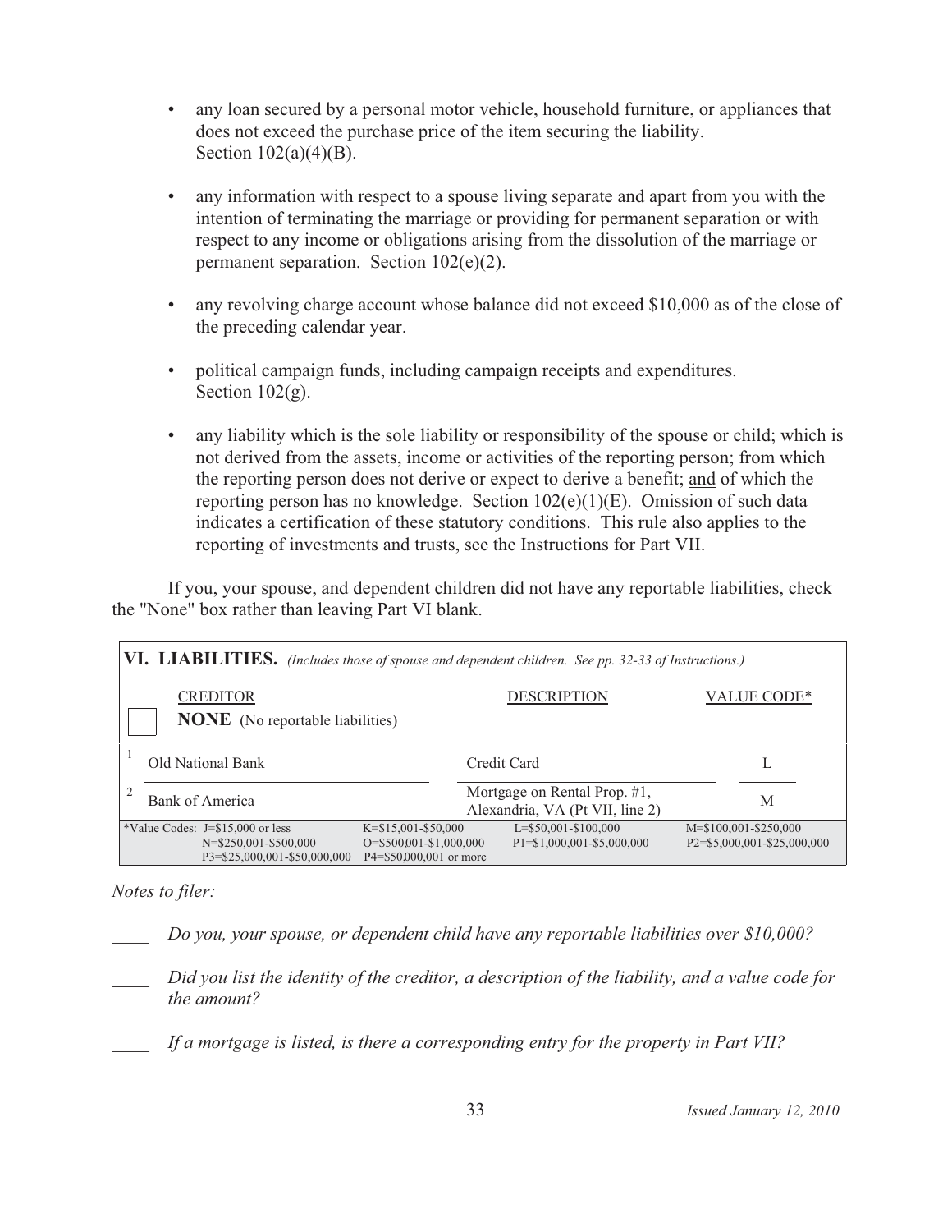- any loan secured by a personal motor vehicle, household furniture, or appliances that does not exceed the purchase price of the item securing the liability. Section 102(a)(4)(B).

- any information with respect to a spouse living separate and apart from you with the intention of terminating the marriage or providing for permanent separation or with respect to any income or obligations arising from the dissolution of the marriage or permanent separation. Section 102(e)(2).

- any revolving charge account whose balance did not exceed $10,000 as of the close of the preceding calendar year.

- political campaign funds, including campaign receipts and expenditures. Section 102(g).

- any liability which is the sole liability or responsibility of the spouse or child; which is not derived from the assets, income or activities of the reporting person; from which the reporting person does not derive or expect to derive a benefit; and of which the reporting person has no knowledge. Section 102(e)(1)(E). Omission of such data indicates a certification of these statutory conditions. This rule also applies to the reporting of investments and trusts, see the Instructions for Part VII.

If you, your spouse, and dependent children did not have any reportable liabilities, check the "None" box rather than leaving Part VI blank.

**VI. LIABILITIES.** *(Includes those of spouse and dependent children. See pp. 32-33 of Instructions.)*

☐ **NONE** (No reportable liabilities)

| | CREDITOR | DESCRIPTION | VALUE CODE* |
|---|---|---|---|
| 1 | Old National Bank | Credit Card | L |
| 2 | Bank of America | Mortgage on Rental Prop. #1, Alexandria, VA (Pt VII, line 2) | M |

*Value Codes: J=$15,000 or less; K=$15,001-$50,000; L=$50,001-$100,000; M=$100,001-$250,000; N=$250,001-$500,000; O=$500,001-$1,000,000; P1=$1,000,001-$5,000,000; P2=$5,000,001-$25,000,000; P3=$25,000,001-$50,000,000; P4=$50,000,001 or more

*Notes to filer:*

____ *Do you, your spouse, or dependent child have any reportable liabilities over $10,000?*

____ *Did you list the identity of the creditor, a description of the liability, and a value code for the amount?*

____ *If a mortgage is listed, is there a corresponding entry for the property in Part VII?*

*Issued January 12, 2010*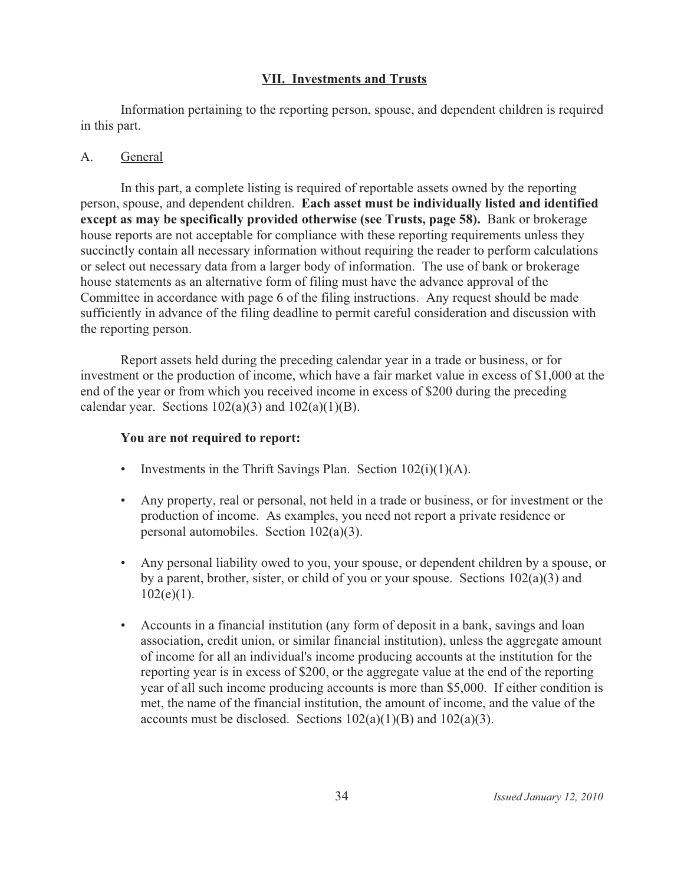## VII. Investments and Trusts

Information pertaining to the reporting person, spouse, and dependent children is required in this part.

### A. General

In this part, a complete listing is required of reportable assets owned by the reporting person, spouse, and dependent children. **Each asset must be individually listed and identified except as may be specifically provided otherwise (see Trusts, page 58).** Bank or brokerage house reports are not acceptable for compliance with these reporting requirements unless they succinctly contain all necessary information without requiring the reader to perform calculations or select out necessary data from a larger body of information. The use of bank or brokerage house statements as an alternative form of filing must have the advance approval of the Committee in accordance with page 6 of the filing instructions. Any request should be made sufficiently in advance of the filing deadline to permit careful consideration and discussion with the reporting person.

Report assets held during the preceding calendar year in a trade or business, or for investment or the production of income, which have a fair market value in excess of $1,000 at the end of the year or from which you received income in excess of $200 during the preceding calendar year. Sections 102(a)(3) and 102(a)(1)(B).

**You are not required to report:**

- Investments in the Thrift Savings Plan. Section 102(i)(1)(A).
- Any property, real or personal, not held in a trade or business, or for investment or the production of income. As examples, you need not report a private residence or personal automobiles. Section 102(a)(3).
- Any personal liability owed to you, your spouse, or dependent children by a spouse, or by a parent, brother, sister, or child of you or your spouse. Sections 102(a)(3) and 102(e)(1).
- Accounts in a financial institution (any form of deposit in a bank, savings and loan association, credit union, or similar financial institution), unless the aggregate amount of income for all an individual's income producing accounts at the institution for the reporting year is in excess of $200, or the aggregate value at the end of the reporting year of all such income producing accounts is more than $5,000. If either condition is met, the name of the financial institution, the amount of income, and the value of the accounts must be disclosed. Sections 102(a)(1)(B) and 102(a)(3).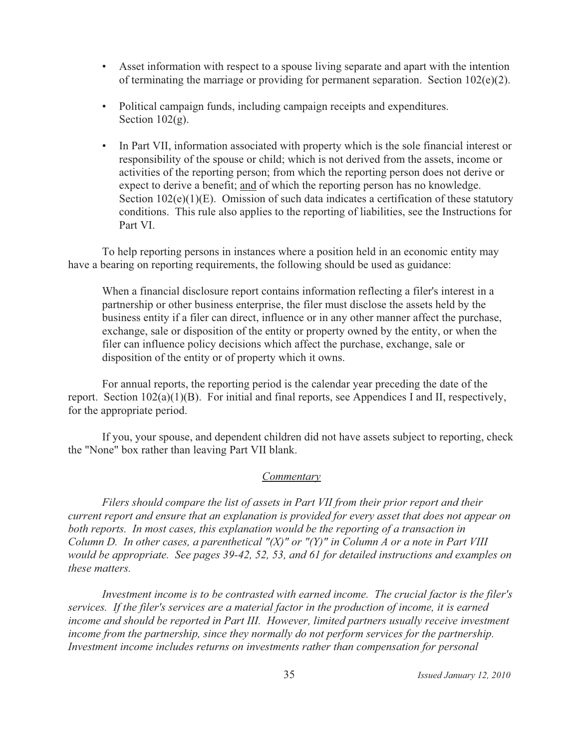- Asset information with respect to a spouse living separate and apart with the intention of terminating the marriage or providing for permanent separation. Section 102(e)(2).

- Political campaign funds, including campaign receipts and expenditures. Section 102(g).

- In Part VII, information associated with property which is the sole financial interest or responsibility of the spouse or child; which is not derived from the assets, income or activities of the reporting person; from which the reporting person does not derive or expect to derive a benefit; <u>and</u> of which the reporting person has no knowledge. Section 102(e)(1)(E). Omission of such data indicates a certification of these statutory conditions. This rule also applies to the reporting of liabilities, see the Instructions for Part VI.

To help reporting persons in instances where a position held in an economic entity may have a bearing on reporting requirements, the following should be used as guidance:

> When a financial disclosure report contains information reflecting a filer's interest in a partnership or other business enterprise, the filer must disclose the assets held by the business entity if a filer can direct, influence or in any other manner affect the purchase, exchange, sale or disposition of the entity or property owned by the entity, or when the filer can influence policy decisions which affect the purchase, exchange, sale or disposition of the entity or of property which it owns.

For annual reports, the reporting period is the calendar year preceding the date of the report. Section 102(a)(1)(B). For initial and final reports, see Appendices I and II, respectively, for the appropriate period.

If you, your spouse, and dependent children did not have assets subject to reporting, check the "None" box rather than leaving Part VII blank.

<u>*Commentary*</u>

*Filers should compare the list of assets in Part VII from their prior report and their current report and ensure that an explanation is provided for every asset that does not appear on both reports. In most cases, this explanation would be the reporting of a transaction in Column D. In other cases, a parenthetical "(X)" or "(Y)" in Column A or a note in Part VIII would be appropriate. See pages 39-42, 52, 53, and 61 for detailed instructions and examples on these matters.*

*Investment income is to be contrasted with earned income. The crucial factor is the filer's services. If the filer's services are a material factor in the production of income, it is earned income and should be reported in Part III. However, limited partners usually receive investment income from the partnership, since they normally do not perform services for the partnership. Investment income includes returns on investments rather than compensation for personal*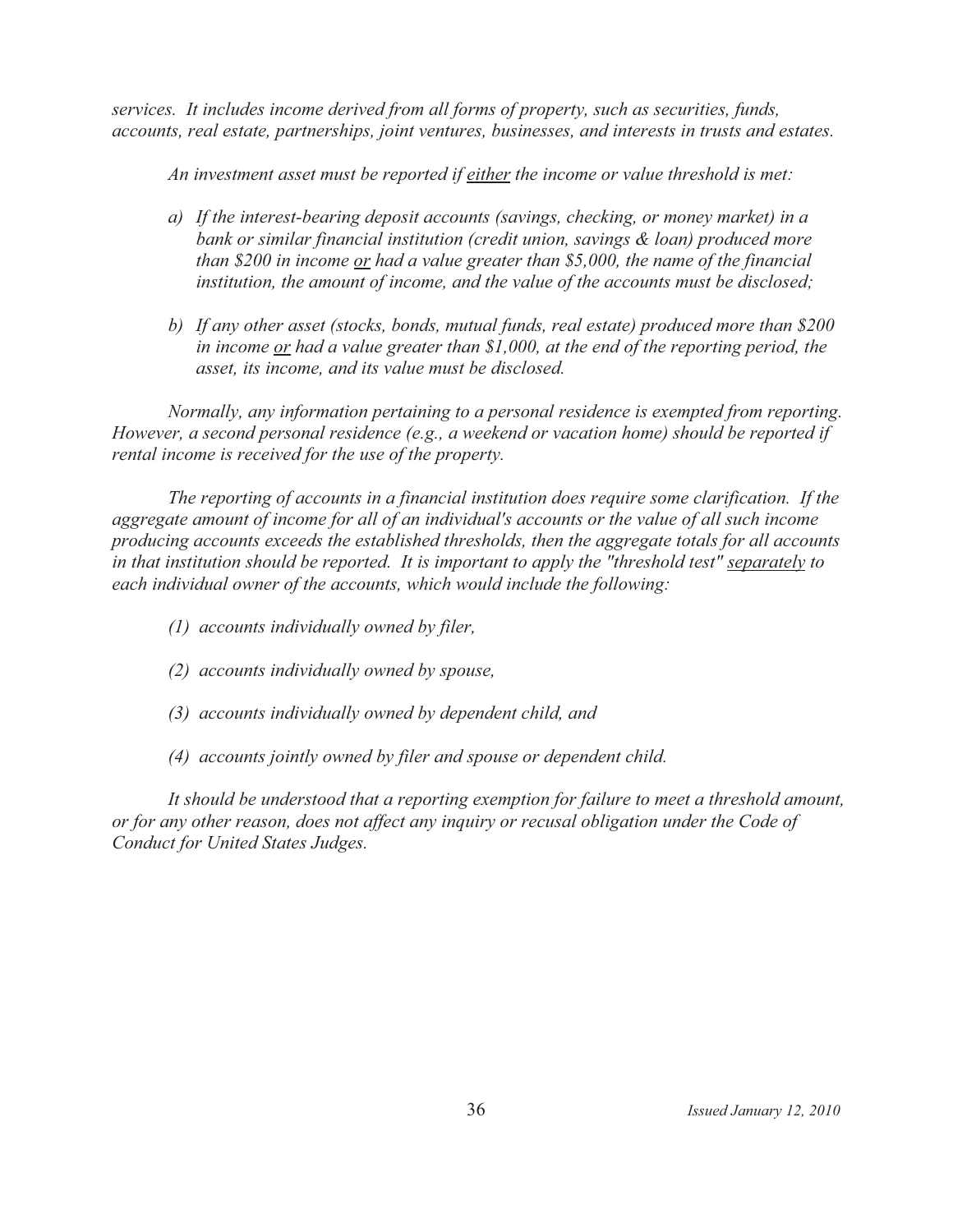*services. It includes income derived from all forms of property, such as securities, funds, accounts, real estate, partnerships, joint ventures, businesses, and interests in trusts and estates.*

*An investment asset must be reported if <u>either</u> the income or value threshold is met:*

*a) If the interest-bearing deposit accounts (savings, checking, or money market) in a bank or similar financial institution (credit union, savings & loan) produced more than $200 in income <u>or</u> had a value greater than $5,000, the name of the financial institution, the amount of income, and the value of the accounts must be disclosed;*

*b) If any other asset (stocks, bonds, mutual funds, real estate) produced more than $200 in income <u>or</u> had a value greater than $1,000, at the end of the reporting period, the asset, its income, and its value must be disclosed.*

*Normally, any information pertaining to a personal residence is exempted from reporting. However, a second personal residence (e.g., a weekend or vacation home) should be reported if rental income is received for the use of the property.*

*The reporting of accounts in a financial institution does require some clarification. If the aggregate amount of income for all of an individual's accounts or the value of all such income producing accounts exceeds the established thresholds, then the aggregate totals for all accounts in that institution should be reported. It is important to apply the "threshold test" <u>separately</u> to each individual owner of the accounts, which would include the following:*

*(1) accounts individually owned by filer,*

*(2) accounts individually owned by spouse,*

*(3) accounts individually owned by dependent child, and*

*(4) accounts jointly owned by filer and spouse or dependent child.*

*It should be understood that a reporting exemption for failure to meet a threshold amount, or for any other reason, does not affect any inquiry or recusal obligation under the Code of Conduct for United States Judges.*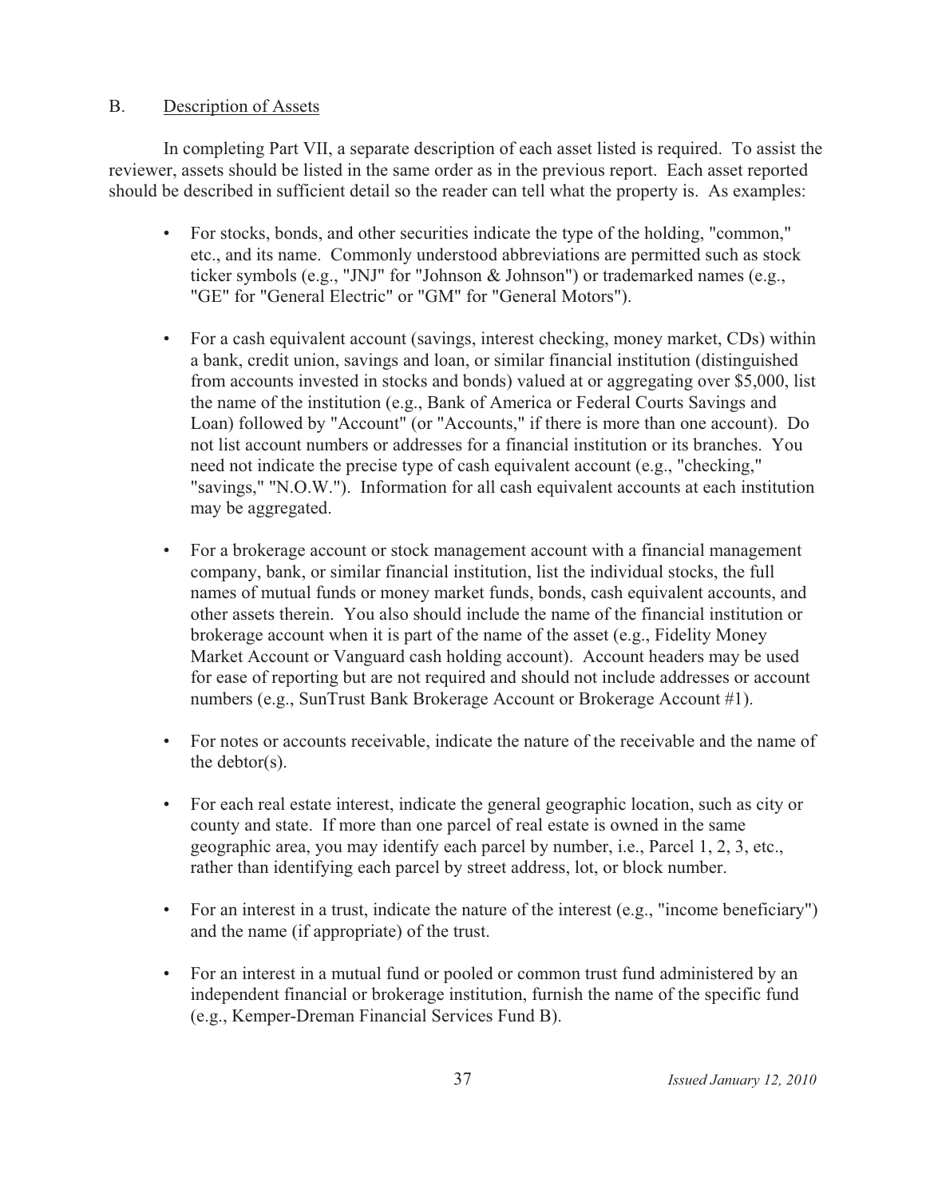B. Description of Assets

In completing Part VII, a separate description of each asset listed is required. To assist the reviewer, assets should be listed in the same order as in the previous report. Each asset reported should be described in sufficient detail so the reader can tell what the property is. As examples:

- For stocks, bonds, and other securities indicate the type of the holding, "common," etc., and its name. Commonly understood abbreviations are permitted such as stock ticker symbols (e.g., "JNJ" for "Johnson & Johnson") or trademarked names (e.g., "GE" for "General Electric" or "GM" for "General Motors").

- For a cash equivalent account (savings, interest checking, money market, CDs) within a bank, credit union, savings and loan, or similar financial institution (distinguished from accounts invested in stocks and bonds) valued at or aggregating over $5,000, list the name of the institution (e.g., Bank of America or Federal Courts Savings and Loan) followed by "Account" (or "Accounts," if there is more than one account). Do not list account numbers or addresses for a financial institution or its branches. You need not indicate the precise type of cash equivalent account (e.g., "checking," "savings," "N.O.W."). Information for all cash equivalent accounts at each institution may be aggregated.

- For a brokerage account or stock management account with a financial management company, bank, or similar financial institution, list the individual stocks, the full names of mutual funds or money market funds, bonds, cash equivalent accounts, and other assets therein. You also should include the name of the financial institution or brokerage account when it is part of the name of the asset (e.g., Fidelity Money Market Account or Vanguard cash holding account). Account headers may be used for ease of reporting but are not required and should not include addresses or account numbers (e.g., SunTrust Bank Brokerage Account or Brokerage Account #1).

- For notes or accounts receivable, indicate the nature of the receivable and the name of the debtor(s).

- For each real estate interest, indicate the general geographic location, such as city or county and state. If more than one parcel of real estate is owned in the same geographic area, you may identify each parcel by number, i.e., Parcel 1, 2, 3, etc., rather than identifying each parcel by street address, lot, or block number.

- For an interest in a trust, indicate the nature of the interest (e.g., "income beneficiary") and the name (if appropriate) of the trust.

- For an interest in a mutual fund or pooled or common trust fund administered by an independent financial or brokerage institution, furnish the name of the specific fund (e.g., Kemper-Dreman Financial Services Fund B).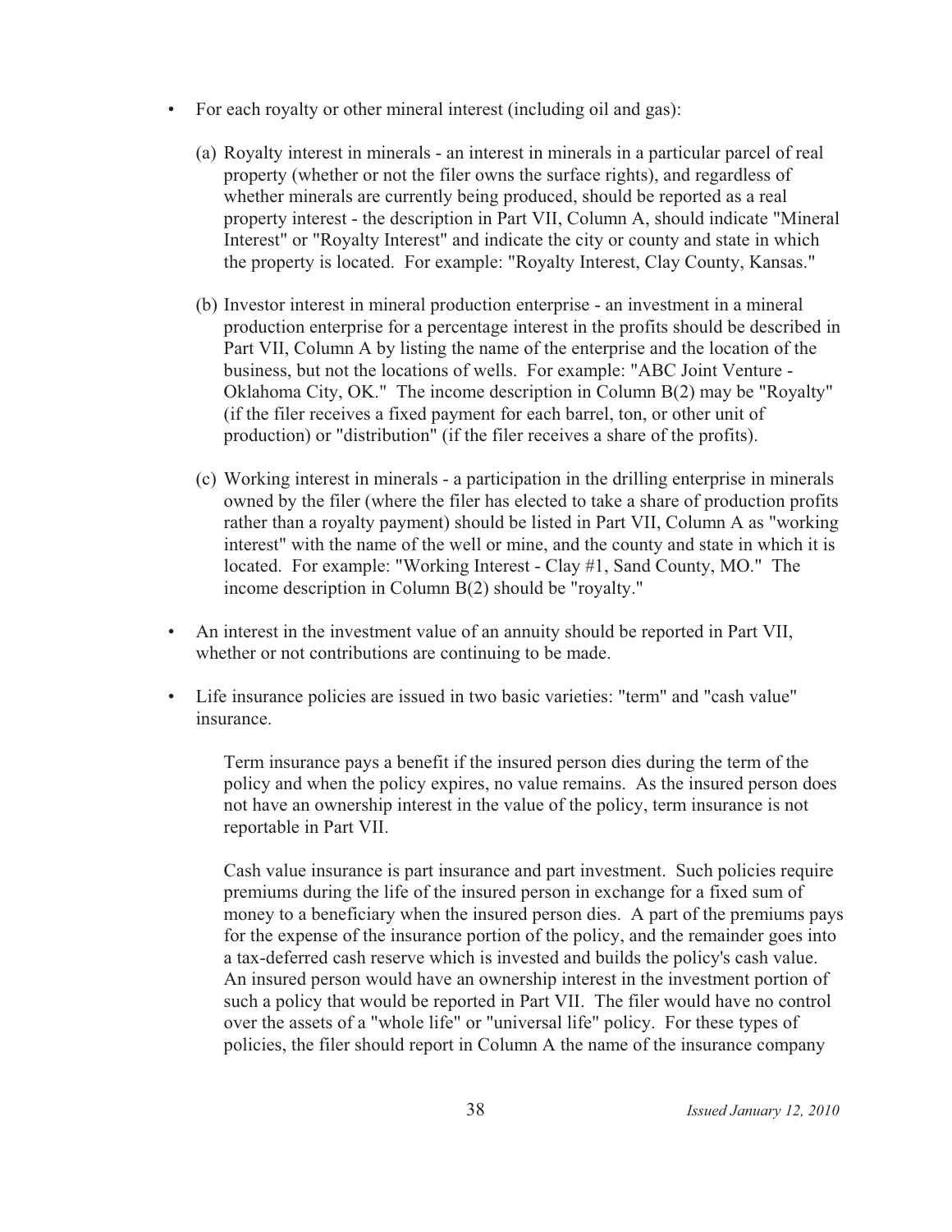- For each royalty or other mineral interest (including oil and gas):

  (a) Royalty interest in minerals - an interest in minerals in a particular parcel of real property (whether or not the filer owns the surface rights), and regardless of whether minerals are currently being produced, should be reported as a real property interest - the description in Part VII, Column A, should indicate "Mineral Interest" or "Royalty Interest" and indicate the city or county and state in which the property is located. For example: "Royalty Interest, Clay County, Kansas."

  (b) Investor interest in mineral production enterprise - an investment in a mineral production enterprise for a percentage interest in the profits should be described in Part VII, Column A by listing the name of the enterprise and the location of the business, but not the locations of wells. For example: "ABC Joint Venture - Oklahoma City, OK." The income description in Column B(2) may be "Royalty" (if the filer receives a fixed payment for each barrel, ton, or other unit of production) or "distribution" (if the filer receives a share of the profits).

  (c) Working interest in minerals - a participation in the drilling enterprise in minerals owned by the filer (where the filer has elected to take a share of production profits rather than a royalty payment) should be listed in Part VII, Column A as "working interest" with the name of the well or mine, and the county and state in which it is located. For example: "Working Interest - Clay #1, Sand County, MO." The income description in Column B(2) should be "royalty."

- An interest in the investment value of an annuity should be reported in Part VII, whether or not contributions are continuing to be made.

- Life insurance policies are issued in two basic varieties: "term" and "cash value" insurance.

  Term insurance pays a benefit if the insured person dies during the term of the policy and when the policy expires, no value remains. As the insured person does not have an ownership interest in the value of the policy, term insurance is not reportable in Part VII.

  Cash value insurance is part insurance and part investment. Such policies require premiums during the life of the insured person in exchange for a fixed sum of money to a beneficiary when the insured person dies. A part of the premiums pays for the expense of the insurance portion of the policy, and the remainder goes into a tax-deferred cash reserve which is invested and builds the policy's cash value. An insured person would have an ownership interest in the investment portion of such a policy that would be reported in Part VII. The filer would have no control over the assets of a "whole life" or "universal life" policy. For these types of policies, the filer should report in Column A the name of the insurance company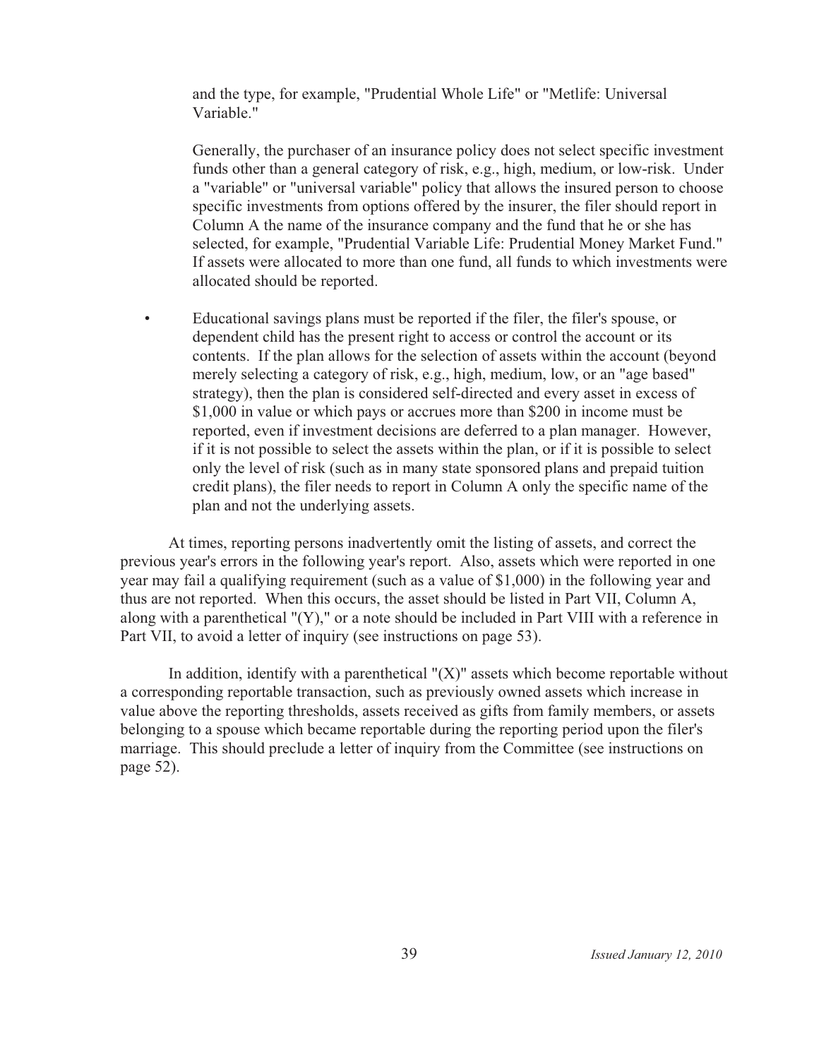and the type, for example, "Prudential Whole Life" or "Metlife: Universal Variable."

Generally, the purchaser of an insurance policy does not select specific investment funds other than a general category of risk, e.g., high, medium, or low-risk. Under a "variable" or "universal variable" policy that allows the insured person to choose specific investments from options offered by the insurer, the filer should report in Column A the name of the insurance company and the fund that he or she has selected, for example, "Prudential Variable Life: Prudential Money Market Fund." If assets were allocated to more than one fund, all funds to which investments were allocated should be reported.

- Educational savings plans must be reported if the filer, the filer's spouse, or dependent child has the present right to access or control the account or its contents. If the plan allows for the selection of assets within the account (beyond merely selecting a category of risk, e.g., high, medium, low, or an "age based" strategy), then the plan is considered self-directed and every asset in excess of $1,000 in value or which pays or accrues more than $200 in income must be reported, even if investment decisions are deferred to a plan manager. However, if it is not possible to select the assets within the plan, or if it is possible to select only the level of risk (such as in many state sponsored plans and prepaid tuition credit plans), the filer needs to report in Column A only the specific name of the plan and not the underlying assets.

At times, reporting persons inadvertently omit the listing of assets, and correct the previous year's errors in the following year's report. Also, assets which were reported in one year may fail a qualifying requirement (such as a value of $1,000) in the following year and thus are not reported. When this occurs, the asset should be listed in Part VII, Column A, along with a parenthetical "(Y)," or a note should be included in Part VIII with a reference in Part VII, to avoid a letter of inquiry (see instructions on page 53).

In addition, identify with a parenthetical "(X)" assets which become reportable without a corresponding reportable transaction, such as previously owned assets which increase in value above the reporting thresholds, assets received as gifts from family members, or assets belonging to a spouse which became reportable during the reporting period upon the filer's marriage. This should preclude a letter of inquiry from the Committee (see instructions on page 52).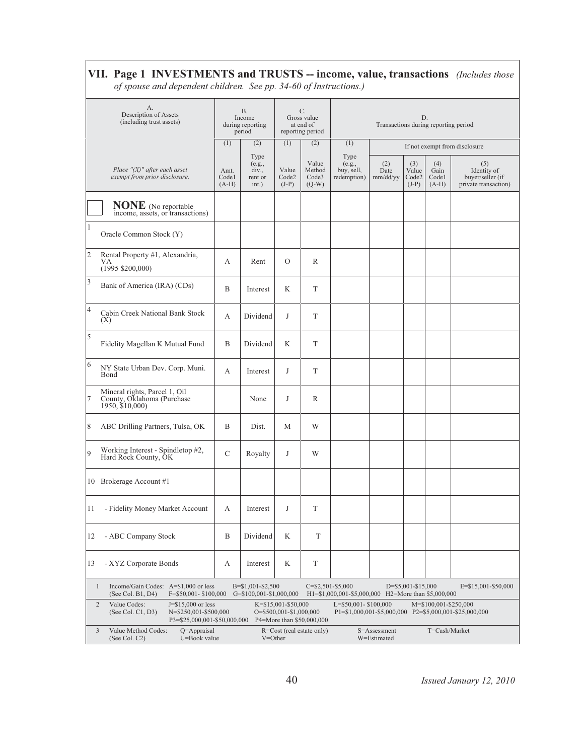## VII. Page 1 INVESTMENTS and TRUSTS -- income, value, transactions *(Includes those of spouse and dependent children. See pp. 34-60 of Instructions.)*

| | A. Description of Assets (including trust assets) | B. Income during reporting period | | C. Gross value at end of reporting period | | D. Transactions during reporting period | | | | |
|---|---|---|---|---|---|---|---|---|---|---|
| | | (1) | (2) | (1) | (2) | (1) | If not exempt from disclosure | | | |
| | *Place "(X)" after each asset exempt from prior disclosure.* | Amt. Code1 (A-H) | Type (e.g., div., rent or int.) | Value Code2 (J-P) | Value Method Code3 (Q-W) | Type (e.g., buy, sell, redemption) | (2) Date mm/dd/yy | (3) Value Code2 (J-P) | (4) Gain Code1 (A-H) | (5) Identity of buyer/seller (if private transaction) |
| | ☐ **NONE** (No reportable income, assets, or transactions) | | | | | | | | | |
| 1 | Oracle Common Stock (Y) | | | | | | | | | |
| 2 | Rental Property #1, Alexandria, VA (1995 $200,000) | A | Rent | O | R | | | | | |
| 3 | Bank of America (IRA) (CDs) | B | Interest | K | T | | | | | |
| 4 | Cabin Creek National Bank Stock (X) | A | Dividend | J | T | | | | | |
| 5 | Fidelity Magellan K Mutual Fund | B | Dividend | K | T | | | | | |
| 6 | NY State Urban Dev. Corp. Muni. Bond | A | Interest | J | T | | | | | |
| 7 | Mineral rights, Parcel 1, Oil County, Oklahoma (Purchase 1950, $10,000) | | None | J | R | | | | | |
| 8 | ABC Drilling Partners, Tulsa, OK | B | Dist. | M | W | | | | | |
| 9 | Working Interest - Spindletop #2, Hard Rock County, OK | C | Royalty | J | W | | | | | |
| 10 | Brokerage Account #1 | | | | | | | | | |
| 11 | - Fidelity Money Market Account | A | Interest | J | T | | | | | |
| 12 | - ABC Company Stock | B | Dividend | K | T | | | | | |
| 13 | - XYZ Corporate Bonds | A | Interest | K | T | | | | | |

1 Income/Gain Codes: (See Col. B1, D4) A=$1,000 or less B=$1,001-$2,500 C=$2,501-$5,000 D=$5,001-$15,000 E=$15,001-$50,000 F=$50,001- $100,000 G=$100,001-$1,000,000 H1=$1,000,001-$5,000,000 H2=More than $5,000,000

2 Value Codes: (See Col. C1, D3) J=$15,000 or less K=$15,001-$50,000 L=$50,001- $100,000 M=$100,001-$250,000 N=$250,001-$500,000 O=$500,001-$1,000,000 P1=$1,000,001-$5,000,000 P2=$5,000,001-$25,000,000 P3=$25,000,001-$50,000,000 P4=More than $50,000,000

3 Value Method Codes: (See Col. C2) Q=Appraisal R=Cost (real estate only) S=Assessment T=Cash/Market U=Book value V=Other W=Estimated

*Issued January 12, 2010*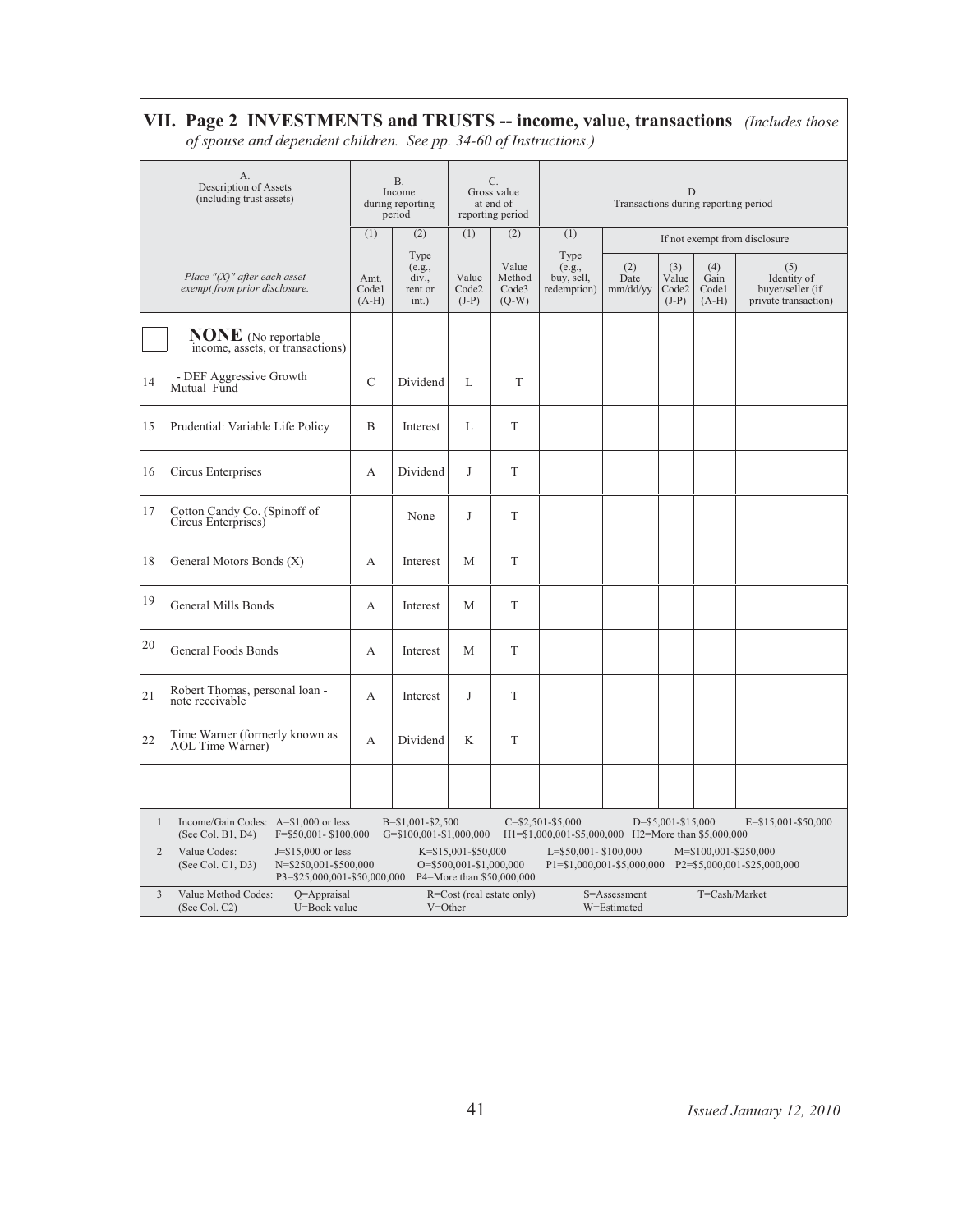## VII. Page 2 INVESTMENTS and TRUSTS -- income, value, transactions *(Includes those of spouse and dependent children. See pp. 34-60 of Instructions.)*

| | A. Description of Assets (including trust assets) | B. Income during reporting period | | C. Gross value at end of reporting period | | D. Transactions during reporting period | | | | |
|---|---|---|---|---|---|---|---|---|---|---|
| | | (1) | (2) | (1) | (2) | (1) | If not exempt from disclosure | | | |
| | *Place "(X)" after each asset exempt from prior disclosure.* | Amt. Code1 (A-H) | Type (e.g., div., rent or int.) | Value Code2 (J-P) | Value Method Code3 (Q-W) | Type (e.g., buy, sell, redemption) | (2) Date mm/dd/yy | (3) Value Code2 (J-P) | (4) Gain Code1 (A-H) | (5) Identity of buyer/seller (if private transaction) |
| ☐ | **NONE** (No reportable income, assets, or transactions) | | | | | | | | | |
| 14 | - DEF Aggressive Growth Mutual Fund | C | Dividend | L | T | | | | | |
| 15 | Prudential: Variable Life Policy | B | Interest | L | T | | | | | |
| 16 | Circus Enterprises | A | Dividend | J | T | | | | | |
| 17 | Cotton Candy Co. (Spinoff of Circus Enterprises) | | None | J | T | | | | | |
| 18 | General Motors Bonds (X) | A | Interest | M | T | | | | | |
| 19 | General Mills Bonds | A | Interest | M | T | | | | | |
| 20 | General Foods Bonds | A | Interest | M | T | | | | | |
| 21 | Robert Thomas, personal loan - note receivable | A | Interest | J | T | | | | | |
| 22 | Time Warner (formerly known as AOL Time Warner) | A | Dividend | K | T | | | | | |
| | | | | | | | | | | |

1. Income/Gain Codes: (See Col. B1, D4) A=$1,000 or less; B=$1,001-$2,500; C=$2,501-$5,000; D=$5,001-$15,000; E=$15,001-$50,000; F=$50,001- $100,000; G=$100,001-$1,000,000; H1=$1,000,001-$5,000,000; H2=More than $5,000,000
2. Value Codes: (See Col. C1, D3) J=$15,000 or less; K=$15,001-$50,000; L=$50,001- $100,000; M=$100,001-$250,000; N=$250,001-$500,000; O=$500,001-$1,000,000; P1=$1,000,001-$5,000,000; P2=$5,000,001-$25,000,000; P3=$25,000,001-$50,000,000; P4=More than $50,000,000
3. Value Method Codes: (See Col. C2) Q=Appraisal; R=Cost (real estate only); S=Assessment; T=Cash/Market; U=Book value; V=Other; W=Estimated

*Issued January 12, 2010*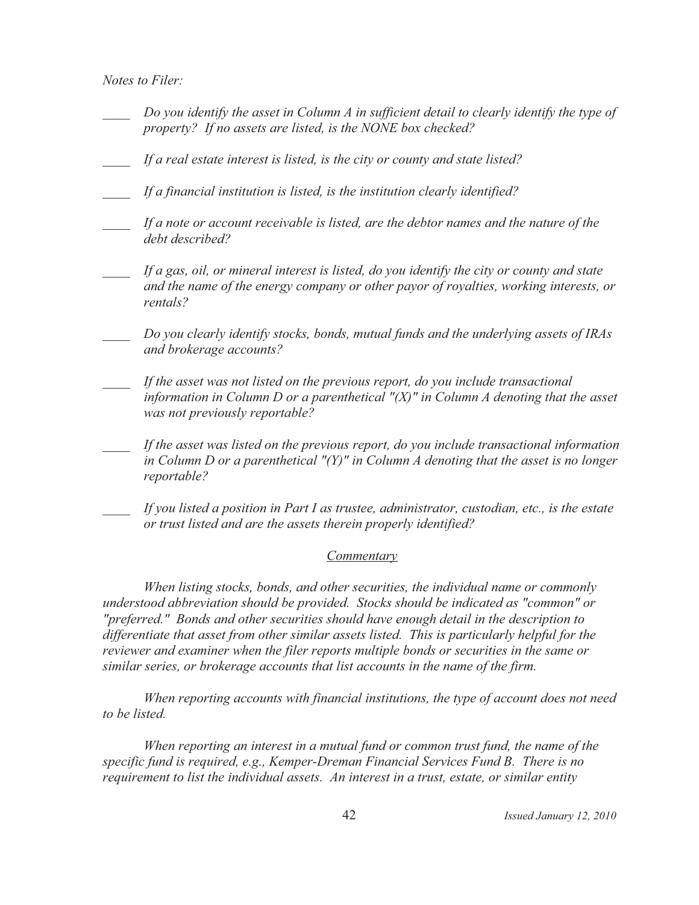*Notes to Filer:*

- \_\_\_\_ *Do you identify the asset in Column A in sufficient detail to clearly identify the type of property? If no assets are listed, is the NONE box checked?*
- \_\_\_\_ *If a real estate interest is listed, is the city or county and state listed?*
- \_\_\_\_ *If a financial institution is listed, is the institution clearly identified?*
- \_\_\_\_ *If a note or account receivable is listed, are the debtor names and the nature of the debt described?*
- \_\_\_\_ *If a gas, oil, or mineral interest is listed, do you identify the city or county and state and the name of the energy company or other payor of royalties, working interests, or rentals?*
- \_\_\_\_ *Do you clearly identify stocks, bonds, mutual funds and the underlying assets of IRAs and brokerage accounts?*
- \_\_\_\_ *If the asset was not listed on the previous report, do you include transactional information in Column D or a parenthetical "(X)" in Column A denoting that the asset was not previously reportable?*
- \_\_\_\_ *If the asset was listed on the previous report, do you include transactional information in Column D or a parenthetical "(Y)" in Column A denoting that the asset is no longer reportable?*
- \_\_\_\_ *If you listed a position in Part I as trustee, administrator, custodian, etc., is the estate or trust listed and are the assets therein properly identified?*

<u>*Commentary*</u>

*When listing stocks, bonds, and other securities, the individual name or commonly understood abbreviation should be provided. Stocks should be indicated as "common" or "preferred." Bonds and other securities should have enough detail in the description to differentiate that asset from other similar assets listed. This is particularly helpful for the reviewer and examiner when the filer reports multiple bonds or securities in the same or similar series, or brokerage accounts that list accounts in the name of the firm.*

*When reporting accounts with financial institutions, the type of account does not need to be listed.*

*When reporting an interest in a mutual fund or common trust fund, the name of the specific fund is required, e.g., Kemper-Dreman Financial Services Fund B. There is no requirement to list the individual assets. An interest in a trust, estate, or similar entity*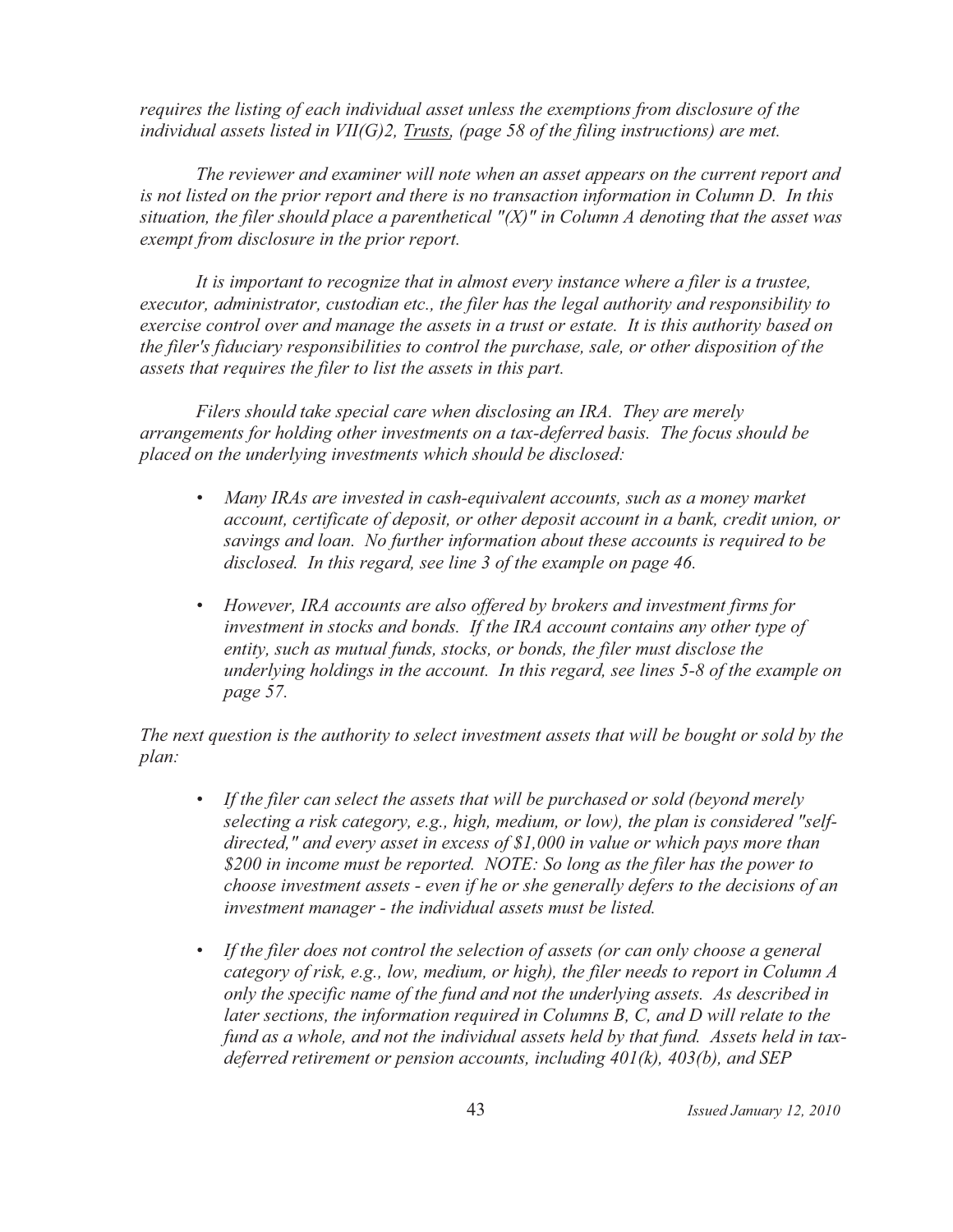*requires the listing of each individual asset unless the exemptions from disclosure of the individual assets listed in VII(G)2, <u>Trusts,</u> (page 58 of the filing instructions) are met.*

*The reviewer and examiner will note when an asset appears on the current report and is not listed on the prior report and there is no transaction information in Column D. In this situation, the filer should place a parenthetical "(X)" in Column A denoting that the asset was exempt from disclosure in the prior report.*

*It is important to recognize that in almost every instance where a filer is a trustee, executor, administrator, custodian etc., the filer has the legal authority and responsibility to exercise control over and manage the assets in a trust or estate. It is this authority based on the filer's fiduciary responsibilities to control the purchase, sale, or other disposition of the assets that requires the filer to list the assets in this part.*

*Filers should take special care when disclosing an IRA. They are merely arrangements for holding other investments on a tax-deferred basis. The focus should be placed on the underlying investments which should be disclosed:*

- *Many IRAs are invested in cash-equivalent accounts, such as a money market account, certificate of deposit, or other deposit account in a bank, credit union, or savings and loan. No further information about these accounts is required to be disclosed. In this regard, see line 3 of the example on page 46.*
- *However, IRA accounts are also offered by brokers and investment firms for investment in stocks and bonds. If the IRA account contains any other type of entity, such as mutual funds, stocks, or bonds, the filer must disclose the underlying holdings in the account. In this regard, see lines 5-8 of the example on page 57.*

*The next question is the authority to select investment assets that will be bought or sold by the plan:*

- *If the filer can select the assets that will be purchased or sold (beyond merely selecting a risk category, e.g., high, medium, or low), the plan is considered "self-directed," and every asset in excess of $1,000 in value or which pays more than $200 in income must be reported. NOTE: So long as the filer has the power to choose investment assets - even if he or she generally defers to the decisions of an investment manager - the individual assets must be listed.*
- *If the filer does not control the selection of assets (or can only choose a general category of risk, e.g., low, medium, or high), the filer needs to report in Column A only the specific name of the fund and not the underlying assets. As described in later sections, the information required in Columns B, C, and D will relate to the fund as a whole, and not the individual assets held by that fund. Assets held in tax-deferred retirement or pension accounts, including 401(k), 403(b), and SEP*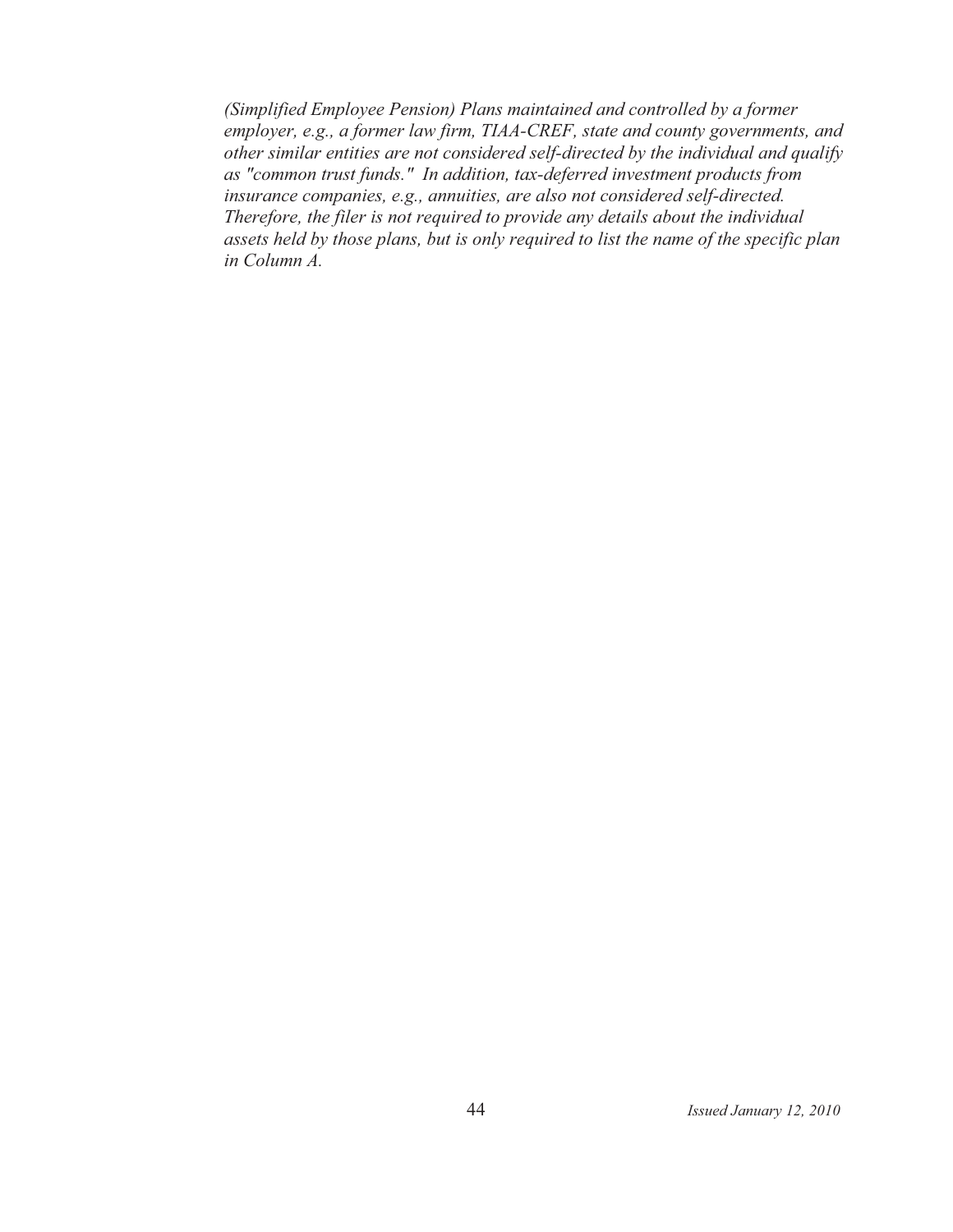*(Simplified Employee Pension) Plans maintained and controlled by a former employer, e.g., a former law firm, TIAA-CREF, state and county governments, and other similar entities are not considered self-directed by the individual and qualify as "common trust funds." In addition, tax-deferred investment products from insurance companies, e.g., annuities, are also not considered self-directed. Therefore, the filer is not required to provide any details about the individual assets held by those plans, but is only required to list the name of the specific plan in Column A.*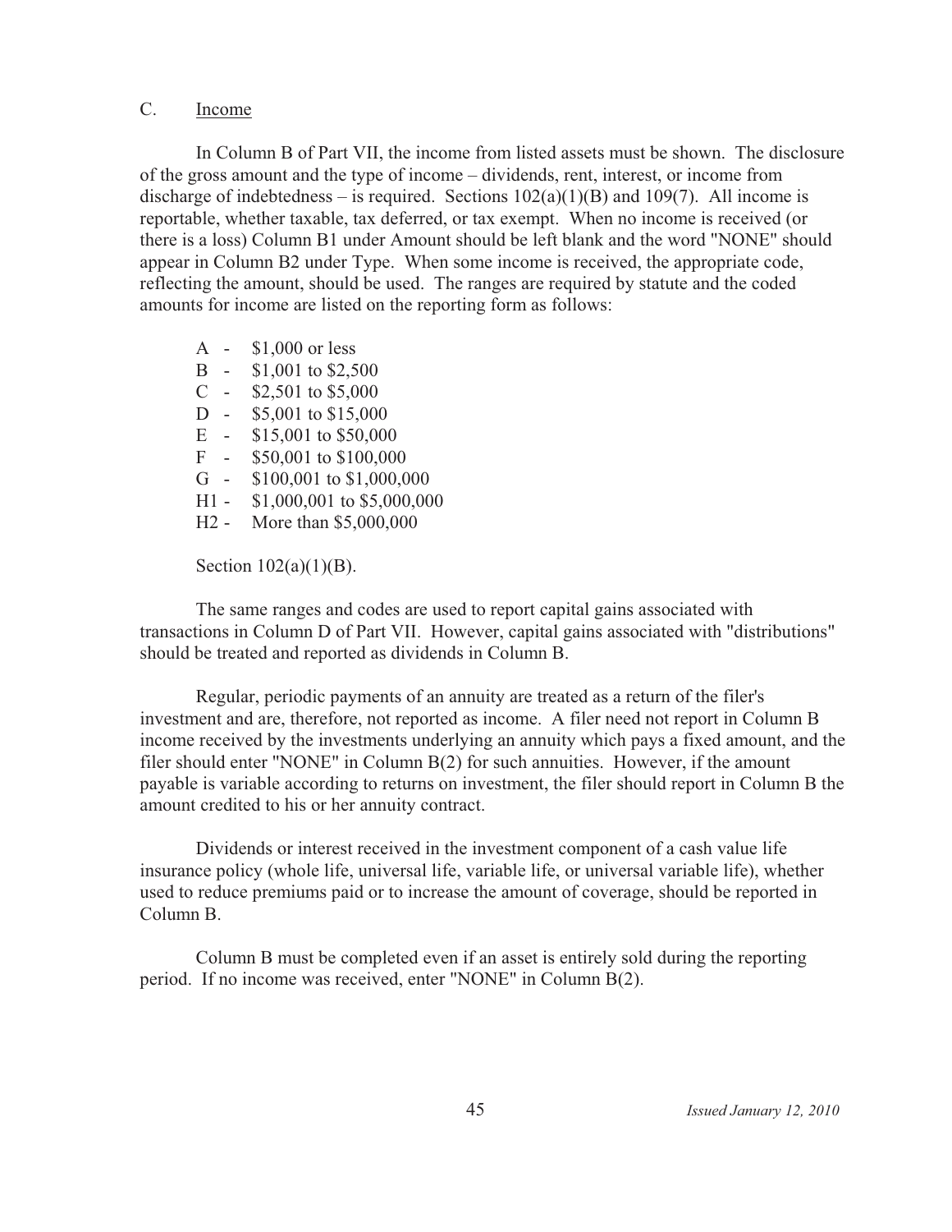## C. Income

In Column B of Part VII, the income from listed assets must be shown. The disclosure of the gross amount and the type of income – dividends, rent, interest, or income from discharge of indebtedness – is required. Sections 102(a)(1)(B) and 109(7). All income is reportable, whether taxable, tax deferred, or tax exempt. When no income is received (or there is a loss) Column B1 under Amount should be left blank and the word "NONE" should appear in Column B2 under Type. When some income is received, the appropriate code, reflecting the amount, should be used. The ranges are required by statute and the coded amounts for income are listed on the reporting form as follows:

- A - $1,000 or less
- B - $1,001 to $2,500
- C - $2,501 to $5,000
- D - $5,001 to $15,000
- E - $15,001 to $50,000
- F - $50,001 to $100,000
- G - $100,001 to $1,000,000
- H1 - $1,000,001 to $5,000,000
- H2 - More than $5,000,000

Section 102(a)(1)(B).

The same ranges and codes are used to report capital gains associated with transactions in Column D of Part VII. However, capital gains associated with "distributions" should be treated and reported as dividends in Column B.

Regular, periodic payments of an annuity are treated as a return of the filer's investment and are, therefore, not reported as income. A filer need not report in Column B income received by the investments underlying an annuity which pays a fixed amount, and the filer should enter "NONE" in Column B(2) for such annuities. However, if the amount payable is variable according to returns on investment, the filer should report in Column B the amount credited to his or her annuity contract.

Dividends or interest received in the investment component of a cash value life insurance policy (whole life, universal life, variable life, or universal variable life), whether used to reduce premiums paid or to increase the amount of coverage, should be reported in Column B.

Column B must be completed even if an asset is entirely sold during the reporting period. If no income was received, enter "NONE" in Column B(2).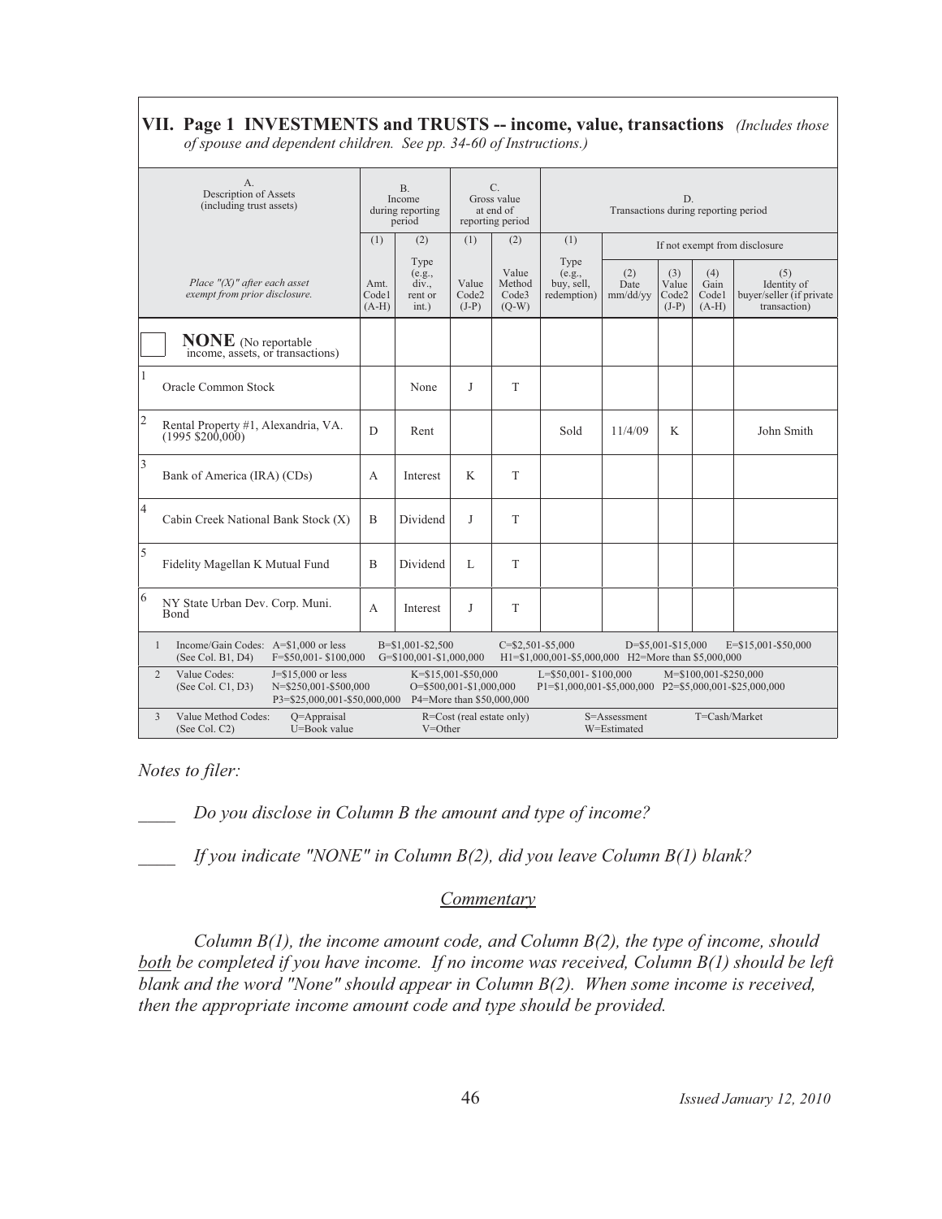## VII. Page 1 INVESTMENTS and TRUSTS -- income, value, transactions *(Includes those of spouse and dependent children. See pp. 34-60 of Instructions.)*

| | A. Description of Assets (including trust assets) | B. Income during reporting period | | C. Gross value at end of reporting period | | D. Transactions during reporting period | | | | |
|---|---|---|---|---|---|---|---|---|---|---|
| | | (1) | (2) | (1) | (2) | (1) | If not exempt from disclosure | | | |
| | *Place "(X)" after each asset exempt from prior disclosure.* | Amt. Code1 (A-H) | Type (e.g., div., rent or int.) | Value Code2 (J-P) | Value Method Code3 (Q-W) | Type (e.g., buy, sell, redemption) | (2) Date mm/dd/yy | (3) Value Code2 (J-P) | (4) Gain Code1 (A-H) | (5) Identity of buyer/seller (if private transaction) |
| ☐ | **NONE** (No reportable income, assets, or transactions) | | | | | | | | | |
| 1 | Oracle Common Stock | | None | J | T | | | | | |
| 2 | Rental Property #1, Alexandria, VA. (1995 $200,000) | D | Rent | | | Sold | 11/4/09 | K | | John Smith |
| 3 | Bank of America (IRA) (CDs) | A | Interest | K | T | | | | | |
| 4 | Cabin Creek National Bank Stock (X) | B | Dividend | J | T | | | | | |
| 5 | Fidelity Magellan K Mutual Fund | B | Dividend | L | T | | | | | |
| 6 | NY State Urban Dev. Corp. Muni. Bond | A | Interest | J | T | | | | | |

1 Income/Gain Codes: (See Col. B1, D4) A=$1,000 or less B=$1,001-$2,500 C=$2,501-$5,000 D=$5,001-$15,000 E=$15,001-$50,000 F=$50,001- $100,000 G=$100,001-$1,000,000 H1=$1,000,001-$5,000,000 H2=More than $5,000,000

2 Value Codes: (See Col. C1, D3) J=$15,000 or less K=$15,001-$50,000 L=$50,001- $100,000 M=$100,001-$250,000 N=$250,001-$500,000 O=$500,001-$1,000,000 P1=$1,000,001-$5,000,000 P2=$5,000,001-$25,000,000 P3=$25,000,001-$50,000,000 P4=More than $50,000,000

3 Value Method Codes: (See Col. C2) Q=Appraisal R=Cost (real estate only) S=Assessment T=Cash/Market U=Book value V=Other W=Estimated

*Notes to filer:*

____ *Do you disclose in Column B the amount and type of income?*

____ *If you indicate "NONE" in Column B(2), did you leave Column B(1) blank?*

### *Commentary*

*Column B(1), the income amount code, and Column B(2), the type of income, should both be completed if you have income. If no income was received, Column B(1) should be left blank and the word "None" should appear in Column B(2). When some income is received, then the appropriate income amount code and type should be provided.*

*Issued January 12, 2010*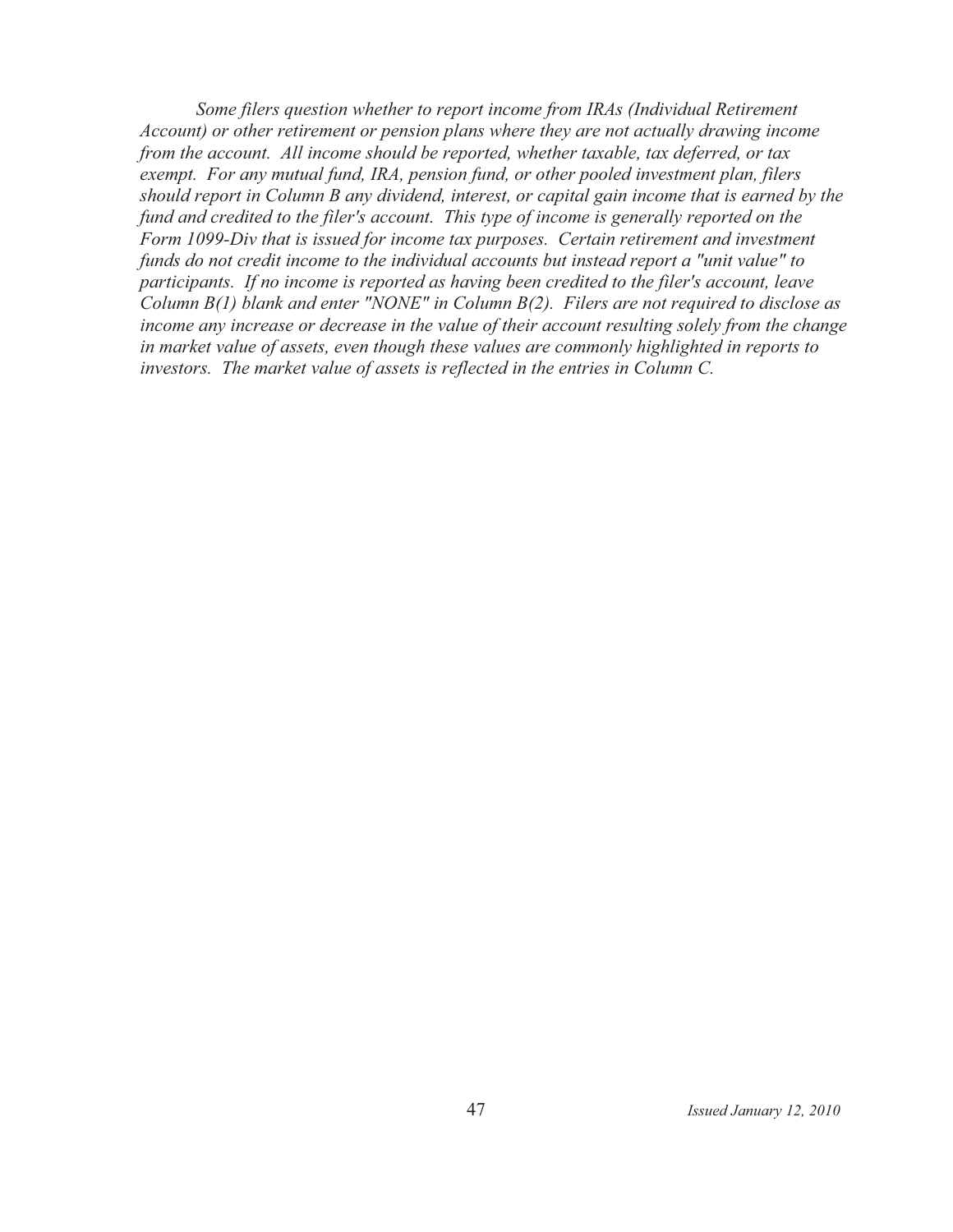*Some filers question whether to report income from IRAs (Individual Retirement Account) or other retirement or pension plans where they are not actually drawing income from the account. All income should be reported, whether taxable, tax deferred, or tax exempt. For any mutual fund, IRA, pension fund, or other pooled investment plan, filers should report in Column B any dividend, interest, or capital gain income that is earned by the fund and credited to the filer's account. This type of income is generally reported on the Form 1099-Div that is issued for income tax purposes. Certain retirement and investment funds do not credit income to the individual accounts but instead report a "unit value" to participants. If no income is reported as having been credited to the filer's account, leave Column B(1) blank and enter "NONE" in Column B(2). Filers are not required to disclose as income any increase or decrease in the value of their account resulting solely from the change in market value of assets, even though these values are commonly highlighted in reports to investors. The market value of assets is reflected in the entries in Column C.*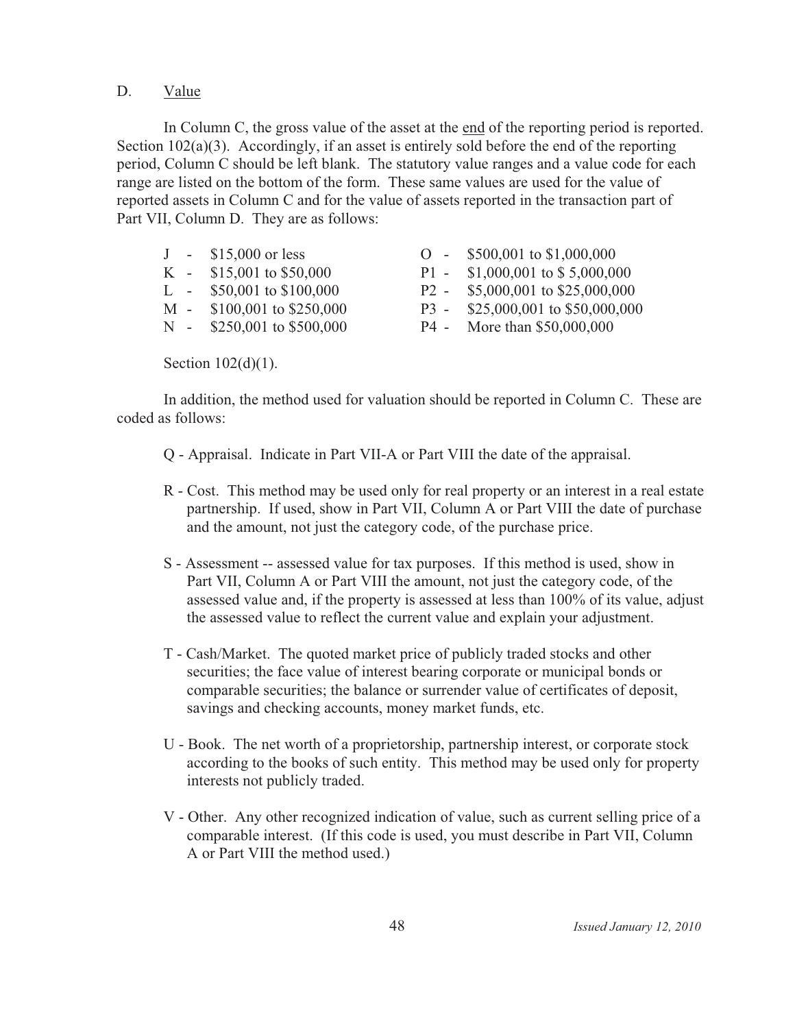D. Value

In Column C, the gross value of the asset at the end of the reporting period is reported. Section 102(a)(3). Accordingly, if an asset is entirely sold before the end of the reporting period, Column C should be left blank. The statutory value ranges and a value code for each range are listed on the bottom of the form. These same values are used for the value of reported assets in Column C and for the value of assets reported in the transaction part of Part VII, Column D. They are as follows:

| | |
|---|---|
| J - $15,000 or less | O - $500,001 to $1,000,000 |
| K - $15,001 to $50,000 | P1 - $1,000,001 to $ 5,000,000 |
| L - $50,001 to $100,000 | P2 - $5,000,001 to $25,000,000 |
| M - $100,001 to $250,000 | P3 - $25,000,001 to $50,000,000 |
| N - $250,001 to $500,000 | P4 - More than $50,000,000 |

Section 102(d)(1).

In addition, the method used for valuation should be reported in Column C. These are coded as follows:

Q - Appraisal. Indicate in Part VII-A or Part VIII the date of the appraisal.

R - Cost. This method may be used only for real property or an interest in a real estate partnership. If used, show in Part VII, Column A or Part VIII the date of purchase and the amount, not just the category code, of the purchase price.

S - Assessment -- assessed value for tax purposes. If this method is used, show in Part VII, Column A or Part VIII the amount, not just the category code, of the assessed value and, if the property is assessed at less than 100% of its value, adjust the assessed value to reflect the current value and explain your adjustment.

T - Cash/Market. The quoted market price of publicly traded stocks and other securities; the face value of interest bearing corporate or municipal bonds or comparable securities; the balance or surrender value of certificates of deposit, savings and checking accounts, money market funds, etc.

U - Book. The net worth of a proprietorship, partnership interest, or corporate stock according to the books of such entity. This method may be used only for property interests not publicly traded.

V - Other. Any other recognized indication of value, such as current selling price of a comparable interest. (If this code is used, you must describe in Part VII, Column A or Part VIII the method used.)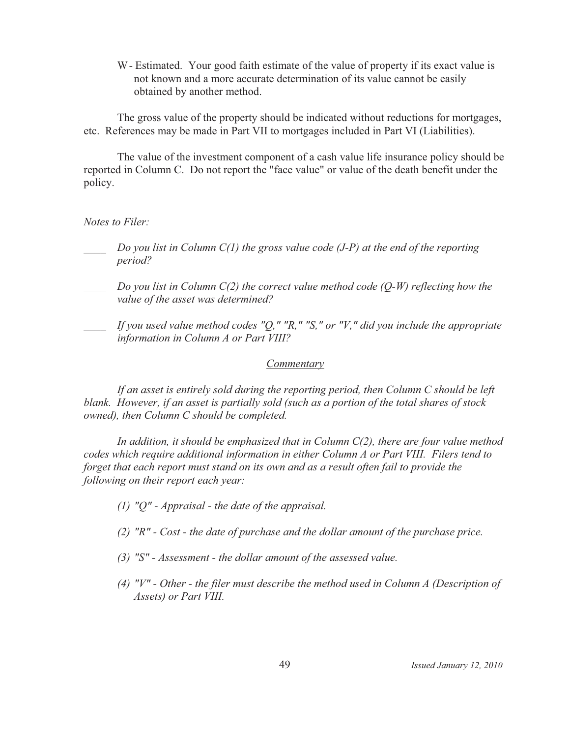W - Estimated. Your good faith estimate of the value of property if its exact value is not known and a more accurate determination of its value cannot be easily obtained by another method.

The gross value of the property should be indicated without reductions for mortgages, etc. References may be made in Part VII to mortgages included in Part VI (Liabilities).

The value of the investment component of a cash value life insurance policy should be reported in Column C. Do not report the "face value" or value of the death benefit under the policy.

*Notes to Filer:*

____ *Do you list in Column C(1) the gross value code (J-P) at the end of the reporting period?*

____ *Do you list in Column C(2) the correct value method code (Q-W) reflecting how the value of the asset was determined?*

____ *If you used value method codes "Q," "R," "S," or "V," did you include the appropriate information in Column A or Part VIII?*

*Commentary*

*If an asset is entirely sold during the reporting period, then Column C should be left blank. However, if an asset is partially sold (such as a portion of the total shares of stock owned), then Column C should be completed.*

*In addition, it should be emphasized that in Column C(2), there are four value method codes which require additional information in either Column A or Part VIII. Filers tend to forget that each report must stand on its own and as a result often fail to provide the following on their report each year:*

*(1) "Q" - Appraisal - the date of the appraisal.*

*(2) "R" - Cost - the date of purchase and the dollar amount of the purchase price.*

*(3) "S" - Assessment - the dollar amount of the assessed value.*

*(4) "V" - Other - the filer must describe the method used in Column A (Description of Assets) or Part VIII.*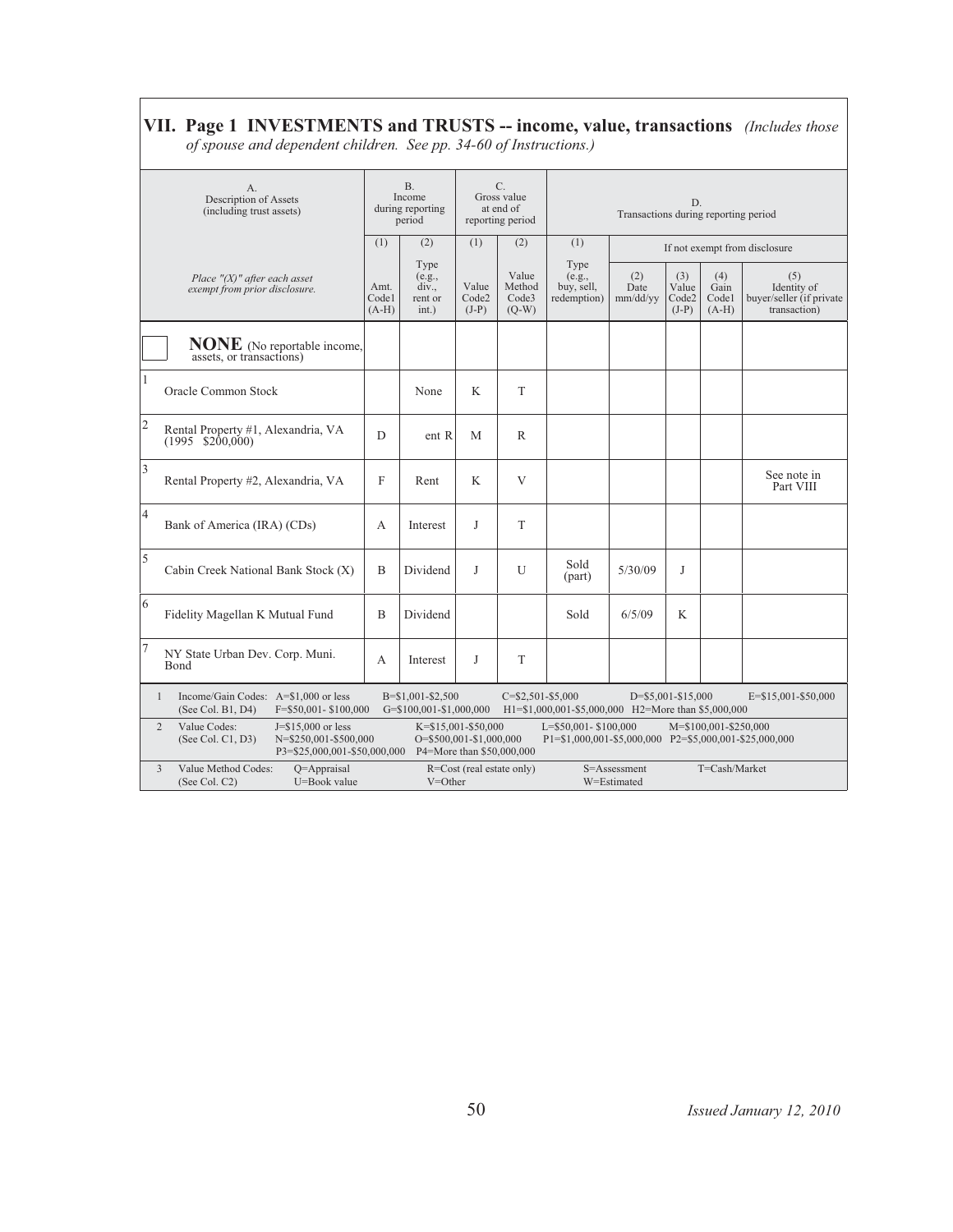## VII. Page 1 INVESTMENTS and TRUSTS -- income, value, transactions *(Includes those of spouse and dependent children. See pp. 34-60 of Instructions.)*

| | A. Description of Assets (including trust assets) | B. Income during reporting period | | C. Gross value at end of reporting period | | D. Transactions during reporting period | | | | |
|---|---|---|---|---|---|---|---|---|---|---|
| | | (1) | (2) | (1) | (2) | (1) | If not exempt from disclosure | | | |
| | *Place "(X)" after each asset exempt from prior disclosure.* | Amt. Code1 (A-H) | Type (e.g., div., rent or int.) | Value Code2 (J-P) | Value Method Code3 (Q-W) | Type (e.g., buy, sell, redemption) | (2) Date mm/dd/yy | (3) Value Code2 (J-P) | (4) Gain Code1 (A-H) | (5) Identity of buyer/seller (if private transaction) |
| | ☐ **NONE** (No reportable income, assets, or transactions) | | | | | | | | | |
| 1 | Oracle Common Stock | | None | K | T | | | | | |
| 2 | Rental Property #1, Alexandria, VA (1995 $200,000) | D | ent R | M | R | | | | | |
| 3 | Rental Property #2, Alexandria, VA | F | Rent | K | V | | | | | See note in Part VIII |
| 4 | Bank of America (IRA) (CDs) | A | Interest | J | T | | | | | |
| 5 | Cabin Creek National Bank Stock (X) | B | Dividend | J | U | Sold (part) | 5/30/09 | J | | |
| 6 | Fidelity Magellan K Mutual Fund | B | Dividend | | | Sold | 6/5/09 | K | | |
| 7 | NY State Urban Dev. Corp. Muni. Bond | A | Interest | J | T | | | | | |

1 Income/Gain Codes: (See Col. B1, D4) A=$1,000 or less, B=$1,001-$2,500, C=$2,501-$5,000, D=$5,001-$15,000, E=$15,001-$50,000, F=$50,001- $100,000, G=$100,001-$1,000,000, H1=$1,000,001-$5,000,000, H2=More than $5,000,000

2 Value Codes: (See Col. C1, D3) J=$15,000 or less, K=$15,001-$50,000, L=$50,001- $100,000, M=$100,001-$250,000, N=$250,001-$500,000, O=$500,001-$1,000,000, P1=$1,000,001-$5,000,000, P2=$5,000,001-$25,000,000, P3=$25,000,001-$50,000,000, P4=More than $50,000,000

3 Value Method Codes: (See Col. C2) Q=Appraisal, R=Cost (real estate only), S=Assessment, T=Cash/Market, U=Book value, V=Other, W=Estimated

*Issued January 12, 2010*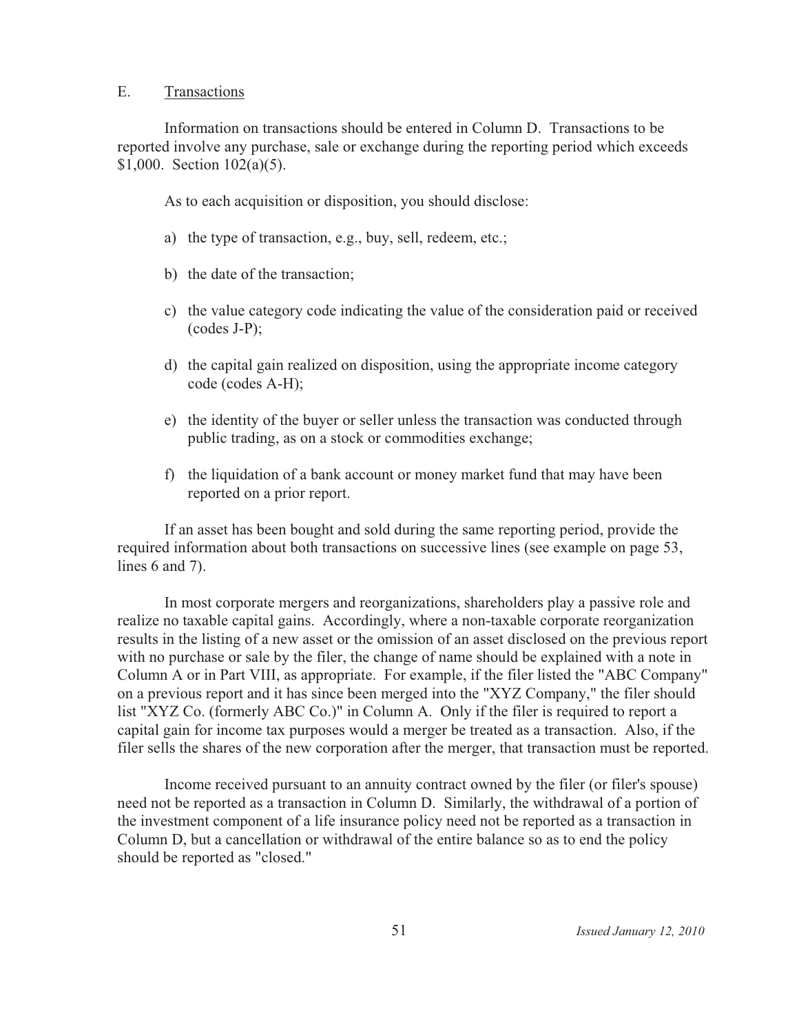## E. Transactions

Information on transactions should be entered in Column D. Transactions to be reported involve any purchase, sale or exchange during the reporting period which exceeds $1,000. Section 102(a)(5).

As to each acquisition or disposition, you should disclose:

a) the type of transaction, e.g., buy, sell, redeem, etc.;

b) the date of the transaction;

c) the value category code indicating the value of the consideration paid or received (codes J-P);

d) the capital gain realized on disposition, using the appropriate income category code (codes A-H);

e) the identity of the buyer or seller unless the transaction was conducted through public trading, as on a stock or commodities exchange;

f) the liquidation of a bank account or money market fund that may have been reported on a prior report.

If an asset has been bought and sold during the same reporting period, provide the required information about both transactions on successive lines (see example on page 53, lines 6 and 7).

In most corporate mergers and reorganizations, shareholders play a passive role and realize no taxable capital gains. Accordingly, where a non-taxable corporate reorganization results in the listing of a new asset or the omission of an asset disclosed on the previous report with no purchase or sale by the filer, the change of name should be explained with a note in Column A or in Part VIII, as appropriate. For example, if the filer listed the "ABC Company" on a previous report and it has since been merged into the "XYZ Company," the filer should list "XYZ Co. (formerly ABC Co.)" in Column A. Only if the filer is required to report a capital gain for income tax purposes would a merger be treated as a transaction. Also, if the filer sells the shares of the new corporation after the merger, that transaction must be reported.

Income received pursuant to an annuity contract owned by the filer (or filer's spouse) need not be reported as a transaction in Column D. Similarly, the withdrawal of a portion of the investment component of a life insurance policy need not be reported as a transaction in Column D, but a cancellation or withdrawal of the entire balance so as to end the policy should be reported as "closed."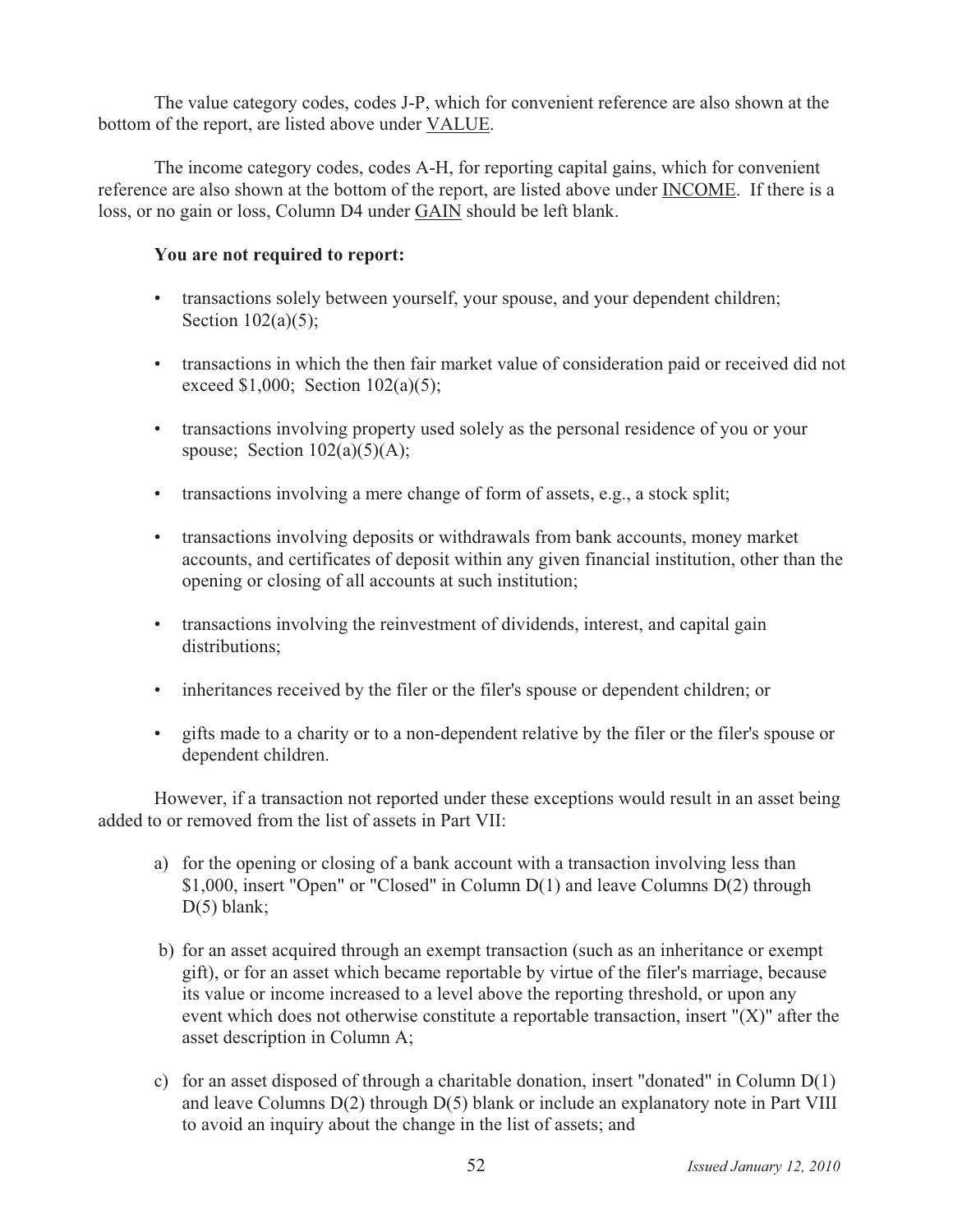The value category codes, codes J-P, which for convenient reference are also shown at the bottom of the report, are listed above under VALUE.

The income category codes, codes A-H, for reporting capital gains, which for convenient reference are also shown at the bottom of the report, are listed above under INCOME. If there is a loss, or no gain or loss, Column D4 under GAIN should be left blank.

**You are not required to report:**

- transactions solely between yourself, your spouse, and your dependent children; Section 102(a)(5);
- transactions in which the then fair market value of consideration paid or received did not exceed $1,000; Section 102(a)(5);
- transactions involving property used solely as the personal residence of you or your spouse; Section 102(a)(5)(A);
- transactions involving a mere change of form of assets, e.g., a stock split;
- transactions involving deposits or withdrawals from bank accounts, money market accounts, and certificates of deposit within any given financial institution, other than the opening or closing of all accounts at such institution;
- transactions involving the reinvestment of dividends, interest, and capital gain distributions;
- inheritances received by the filer or the filer's spouse or dependent children; or
- gifts made to a charity or to a non-dependent relative by the filer or the filer's spouse or dependent children.

However, if a transaction not reported under these exceptions would result in an asset being added to or removed from the list of assets in Part VII:

a) for the opening or closing of a bank account with a transaction involving less than $1,000, insert "Open" or "Closed" in Column D(1) and leave Columns D(2) through D(5) blank;

b) for an asset acquired through an exempt transaction (such as an inheritance or exempt gift), or for an asset which became reportable by virtue of the filer's marriage, because its value or income increased to a level above the reporting threshold, or upon any event which does not otherwise constitute a reportable transaction, insert "(X)" after the asset description in Column A;

c) for an asset disposed of through a charitable donation, insert "donated" in Column D(1) and leave Columns D(2) through D(5) blank or include an explanatory note in Part VIII to avoid an inquiry about the change in the list of assets; and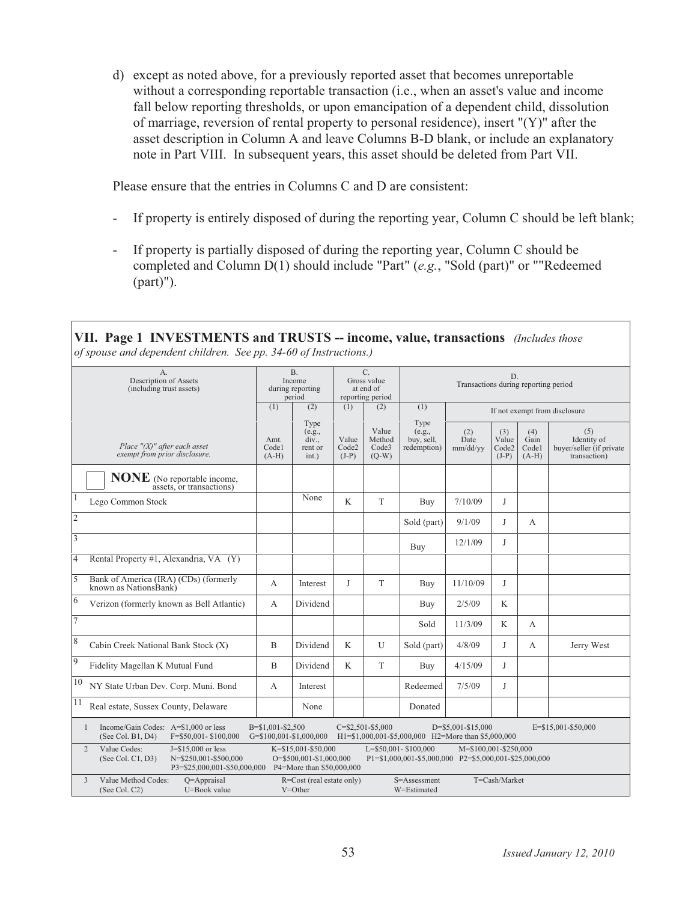d) except as noted above, for a previously reported asset that becomes unreportable without a corresponding reportable transaction (i.e., when an asset's value and income fall below reporting thresholds, or upon emancipation of a dependent child, dissolution of marriage, reversion of rental property to personal residence), insert "(Y)" after the asset description in Column A and leave Columns B-D blank, or include an explanatory note in Part VIII. In subsequent years, this asset should be deleted from Part VII.

Please ensure that the entries in Columns C and D are consistent:

- If property is entirely disposed of during the reporting year, Column C should be left blank;
- If property is partially disposed of during the reporting year, Column C should be completed and Column D(1) should include "Part" (*e.g.*, "Sold (part)" or ""Redeemed (part)").

**VII. Page 1 INVESTMENTS and TRUSTS -- income, value, transactions** *(Includes those of spouse and dependent children. See pp. 34-60 of Instructions.)*

| | A. Description of Assets (including trust assets) | B. Income during reporting period | | C. Gross value at end of reporting period | | D. Transactions during reporting period | | | | |
|---|---|---|---|---|---|---|---|---|---|---|
| | | (1) | (2) | (1) | (2) | (1) | If not exempt from disclosure | | | |
| | *Place "(X)" after each asset exempt from prior disclosure.* | Amt. Code1 (A-H) | Type (e.g., div., rent or int.) | Value Code2 (J-P) | Value Method Code3 (Q-W) | Type (e.g., buy, sell, redemption) | (2) Date mm/dd/yy | (3) Value Code2 (J-P) | (4) Gain Code1 (A-H) | (5) Identity of buyer/seller (if private transaction) |
| | ☐ **NONE** (No reportable income, assets, or transactions) | | | | | | | | | |
| 1 | Lego Common Stock | | None | K | T | Buy | 7/10/09 | J | | |
| 2 | | | | | | Sold (part) | 9/1/09 | J | A | |
| 3 | | | | | | Buy | 12/1/09 | J | | |
| 4 | Rental Property #1, Alexandria, VA (Y) | | | | | | | | | |
| 5 | Bank of America (IRA) (CDs) (formerly known as NationsBank) | A | Interest | J | T | Buy | 11/10/09 | J | | |
| 6 | Verizon (formerly known as Bell Atlantic) | A | Dividend | | | Buy | 2/5/09 | K | | |
| 7 | | | | | | Sold | 11/3/09 | K | A | |
| 8 | Cabin Creek National Bank Stock (X) | B | Dividend | K | U | Sold (part) | 4/8/09 | J | A | Jerry West |
| 9 | Fidelity Magellan K Mutual Fund | B | Dividend | K | T | Buy | 4/15/09 | J | | |
| 10 | NY State Urban Dev. Corp. Muni. Bond | A | Interest | | | Redeemed | 7/5/09 | J | | |
| 11 | Real estate, Sussex County, Delaware | | None | | | Donated | | | | |

1 Income/Gain Codes: (See Col. B1, D4) A=$1,000 or less B=$1,001-$2,500 C=$2,501-$5,000 D=$5,001-$15,000 E=$15,001-$50,000 F=$50,001- $100,000 G=$100,001-$1,000,000 H1=$1,000,001-$5,000,000 H2=More than $5,000,000

2 Value Codes: (See Col. C1, D3) J=$15,000 or less K=$15,001-$50,000 L=$50,001- $100,000 M=$100,001-$250,000 N=$250,001-$500,000 O=$500,001-$1,000,000 P1=$1,000,001-$5,000,000 P2=$5,000,001-$25,000,000 P3=$25,000,001-$50,000,000 P4=More than $50,000,000

3 Value Method Codes: (See Col. C2) Q=Appraisal R=Cost (real estate only) S=Assessment T=Cash/Market U=Book value V=Other W=Estimated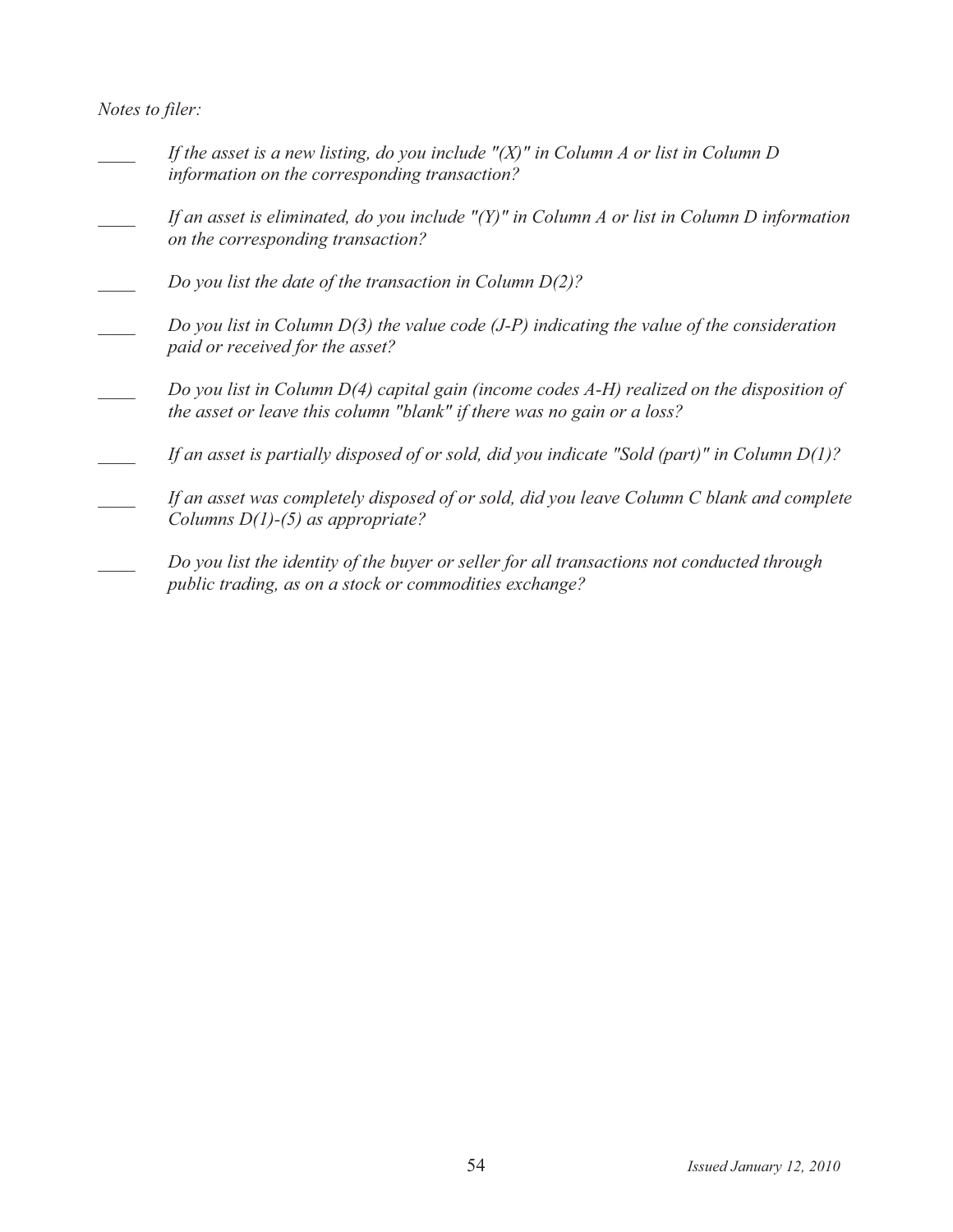*Notes to filer:*

- \_\_\_\_ *If the asset is a new listing, do you include "(X)" in Column A or list in Column D information on the corresponding transaction?*
- \_\_\_\_ *If an asset is eliminated, do you include "(Y)" in Column A or list in Column D information on the corresponding transaction?*
- \_\_\_\_ *Do you list the date of the transaction in Column D(2)?*
- \_\_\_\_ *Do you list in Column D(3) the value code (J-P) indicating the value of the consideration paid or received for the asset?*
- \_\_\_\_ *Do you list in Column D(4) capital gain (income codes A-H) realized on the disposition of the asset or leave this column "blank" if there was no gain or a loss?*
- \_\_\_\_ *If an asset is partially disposed of or sold, did you indicate "Sold (part)" in Column D(1)?*
- \_\_\_\_ *If an asset was completely disposed of or sold, did you leave Column C blank and complete Columns D(1)-(5) as appropriate?*
- \_\_\_\_ *Do you list the identity of the buyer or seller for all transactions not conducted through public trading, as on a stock or commodities exchange?*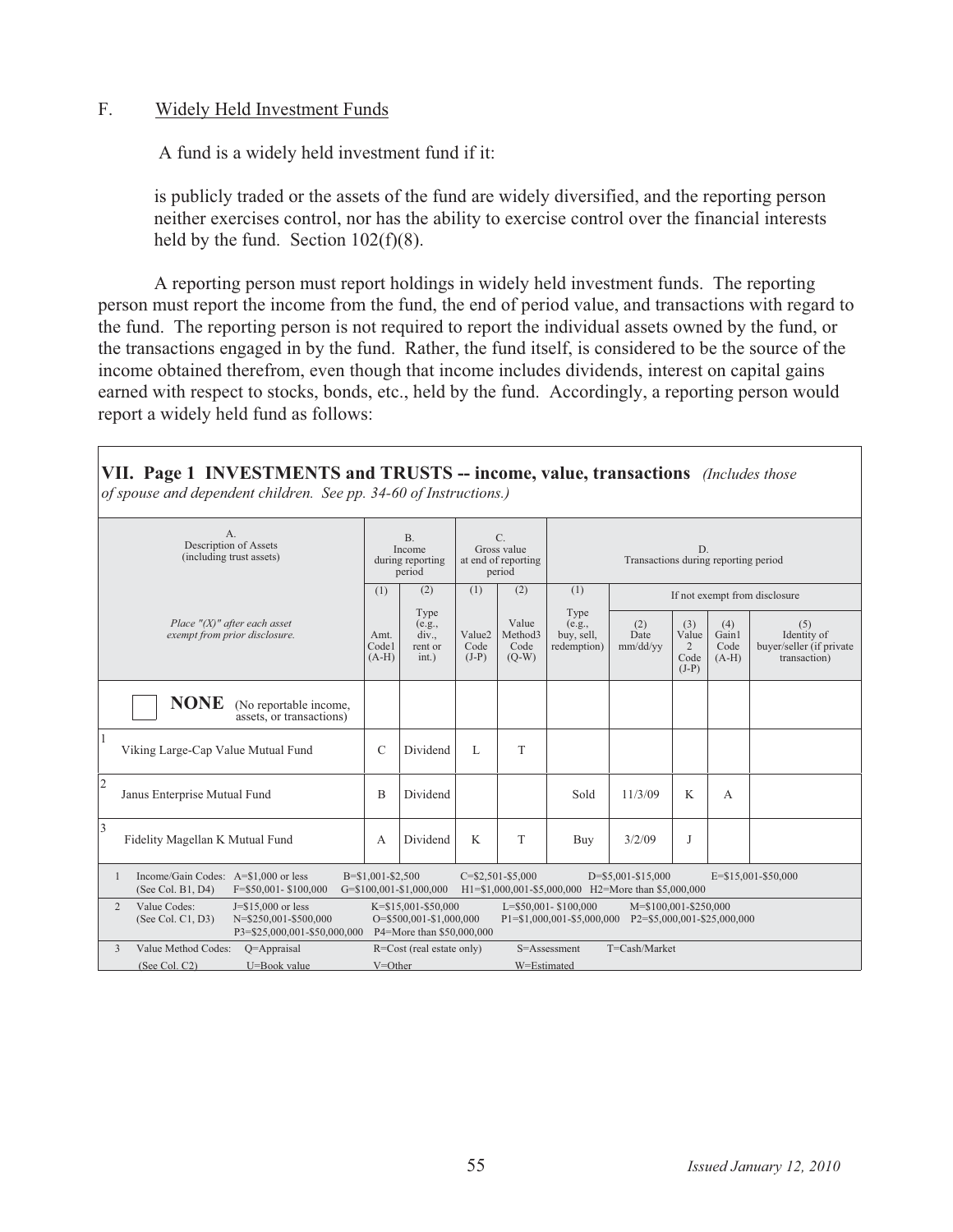F. Widely Held Investment Funds

A fund is a widely held investment fund if it:

is publicly traded or the assets of the fund are widely diversified, and the reporting person neither exercises control, nor has the ability to exercise control over the financial interests held by the fund. Section 102(f)(8).

A reporting person must report holdings in widely held investment funds. The reporting person must report the income from the fund, the end of period value, and transactions with regard to the fund. The reporting person is not required to report the individual assets owned by the fund, or the transactions engaged in by the fund. Rather, the fund itself, is considered to be the source of the income obtained therefrom, even though that income includes dividends, interest on capital gains earned with respect to stocks, bonds, etc., held by the fund. Accordingly, a reporting person would report a widely held fund as follows:

**VII. Page 1 INVESTMENTS and TRUSTS -- income, value, transactions** *(Includes those of spouse and dependent children. See pp. 34-60 of Instructions.)*

| A. Description of Assets (including trust assets) | B. Income during reporting period | | C. Gross value at end of reporting period | | D. Transactions during reporting period | | | | |
|---|---|---|---|---|---|---|---|---|---|
| | (1) | (2) | (1) | (2) | (1) | If not exempt from disclosure | | | |
| *Place "(X)" after each asset exempt from prior disclosure.* | Amt. Code1 (A-H) | Type (e.g., div., rent or int.) | Value2 Code (J-P) | Value Method3 Code (Q-W) | Type (e.g., buy, sell, redemption) | (2) Date mm/dd/yy | (3) Value 2 Code (J-P) | (4) Gain1 Code (A-H) | (5) Identity of buyer/seller (if private transaction) |
| ☐ **NONE** (No reportable income, assets, or transactions) | | | | | | | | | |
| 1 Viking Large-Cap Value Mutual Fund | C | Dividend | L | T | | | | | |
| 2 Janus Enterprise Mutual Fund | B | Dividend | | | Sold | 11/3/09 | K | A | |
| 3 Fidelity Magellan K Mutual Fund | A | Dividend | K | T | Buy | 3/2/09 | J | | |

1 Income/Gain Codes: (See Col. B1, D4) A=$1,000 or less B=$1,001-$2,500 C=$2,501-$5,000 D=$5,001-$15,000 E=$15,001-$50,000 F=$50,001- $100,000 G=$100,001-$1,000,000 H1=$1,000,001-$5,000,000 H2=More than $5,000,000

2 Value Codes: (See Col. C1, D3) J=$15,000 or less K=$15,001-$50,000 L=$50,001- $100,000 M=$100,001-$250,000 N=$250,001-$500,000 O=$500,001-$1,000,000 P1=$1,000,001-$5,000,000 P2=$5,000,001-$25,000,000 P3=$25,000,001-$50,000,000 P4=More than $50,000,000

3 Value Method Codes: (See Col. C2) Q=Appraisal R=Cost (real estate only) S=Assessment T=Cash/Market U=Book value V=Other W=Estimated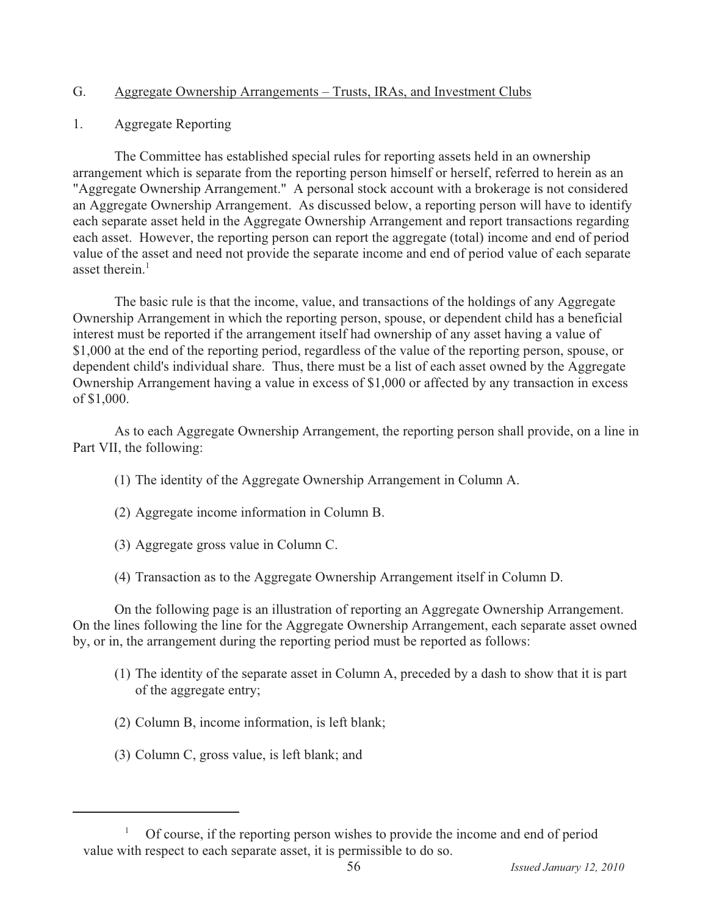## G. Aggregate Ownership Arrangements – Trusts, IRAs, and Investment Clubs

### 1. Aggregate Reporting

The Committee has established special rules for reporting assets held in an ownership arrangement which is separate from the reporting person himself or herself, referred to herein as an "Aggregate Ownership Arrangement." A personal stock account with a brokerage is not considered an Aggregate Ownership Arrangement. As discussed below, a reporting person will have to identify each separate asset held in the Aggregate Ownership Arrangement and report transactions regarding each asset. However, the reporting person can report the aggregate (total) income and end of period value of the asset and need not provide the separate income and end of period value of each separate asset therein.[1]

The basic rule is that the income, value, and transactions of the holdings of any Aggregate Ownership Arrangement in which the reporting person, spouse, or dependent child has a beneficial interest must be reported if the arrangement itself had ownership of any asset having a value of $1,000 at the end of the reporting period, regardless of the value of the reporting person, spouse, or dependent child's individual share. Thus, there must be a list of each asset owned by the Aggregate Ownership Arrangement having a value in excess of $1,000 or affected by any transaction in excess of $1,000.

As to each Aggregate Ownership Arrangement, the reporting person shall provide, on a line in Part VII, the following:

(1) The identity of the Aggregate Ownership Arrangement in Column A.

(2) Aggregate income information in Column B.

(3) Aggregate gross value in Column C.

(4) Transaction as to the Aggregate Ownership Arrangement itself in Column D.

On the following page is an illustration of reporting an Aggregate Ownership Arrangement. On the lines following the line for the Aggregate Ownership Arrangement, each separate asset owned by, or in, the arrangement during the reporting period must be reported as follows:

(1) The identity of the separate asset in Column A, preceded by a dash to show that it is part of the aggregate entry;

(2) Column B, income information, is left blank;

(3) Column C, gross value, is left blank; and

---

[1] Of course, if the reporting person wishes to provide the income and end of period value with respect to each separate asset, it is permissible to do so.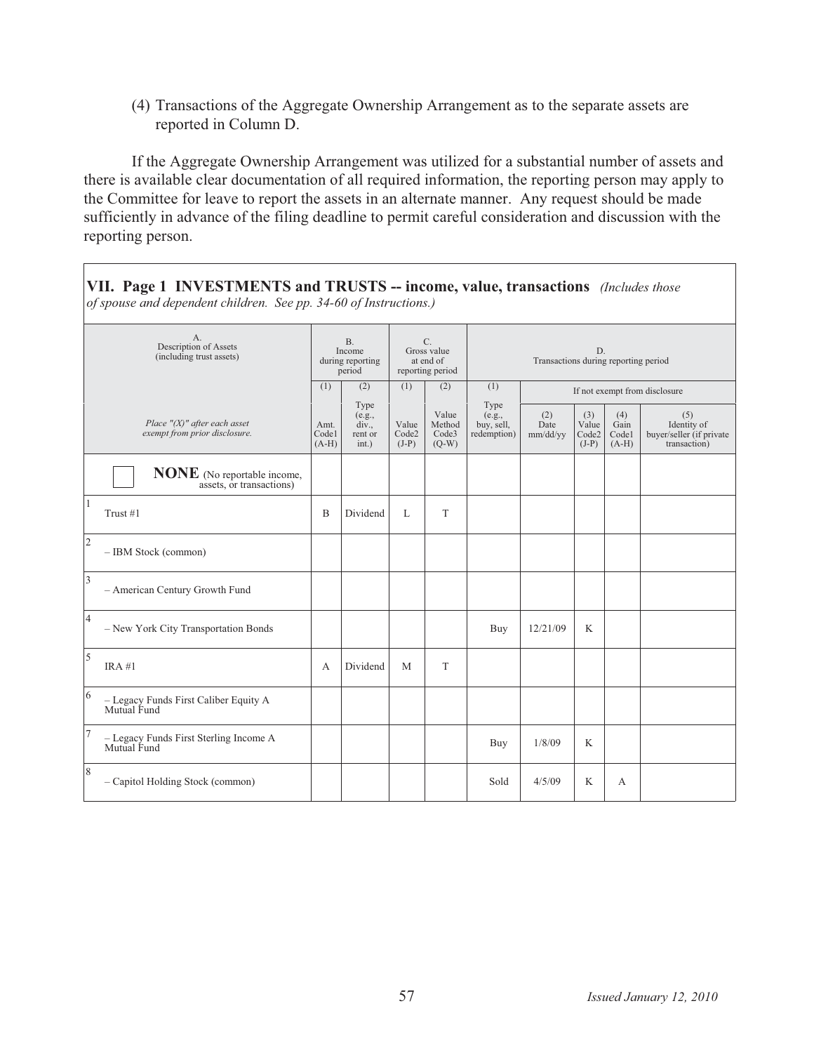(4) Transactions of the Aggregate Ownership Arrangement as to the separate assets are reported in Column D.

If the Aggregate Ownership Arrangement was utilized for a substantial number of assets and there is available clear documentation of all required information, the reporting person may apply to the Committee for leave to report the assets in an alternate manner. Any request should be made sufficiently in advance of the filing deadline to permit careful consideration and discussion with the reporting person.

**VII. Page 1 INVESTMENTS and TRUSTS -- income, value, transactions** *(Includes those of spouse and dependent children. See pp. 34-60 of Instructions.)*

| | A. Description of Assets (including trust assets) | B. Income during reporting period | | C. Gross value at end of reporting period | | D. Transactions during reporting period | | | | |
|---|---|---|---|---|---|---|---|---|---|---|
| | | (1) | (2) | (1) | (2) | (1) | If not exempt from disclosure | | | |
| | *Place "(X)" after each asset exempt from prior disclosure.* | Amt. Code1 (A-H) | Type (e.g., div., rent or int.) | Value Code2 (J-P) | Value Method Code3 (Q-W) | Type (e.g., buy, sell, redemption) | (2) Date mm/dd/yy | (3) Value Code2 (J-P) | (4) Gain Code1 (A-H) | (5) Identity of buyer/seller (if private transaction) |
| | ☐ **NONE** (No reportable income, assets, or transactions) | | | | | | | | | |
| 1 | Trust #1 | B | Dividend | L | T | | | | | |
| 2 | – IBM Stock (common) | | | | | | | | | |
| 3 | – American Century Growth Fund | | | | | | | | | |
| 4 | – New York City Transportation Bonds | | | | | Buy | 12/21/09 | K | | |
| 5 | IRA #1 | A | Dividend | M | T | | | | | |
| 6 | – Legacy Funds First Caliber Equity A Mutual Fund | | | | | | | | | |
| 7 | – Legacy Funds First Sterling Income A Mutual Fund | | | | | Buy | 1/8/09 | K | | |
| 8 | – Capitol Holding Stock (common) | | | | | Sold | 4/5/09 | K | A | |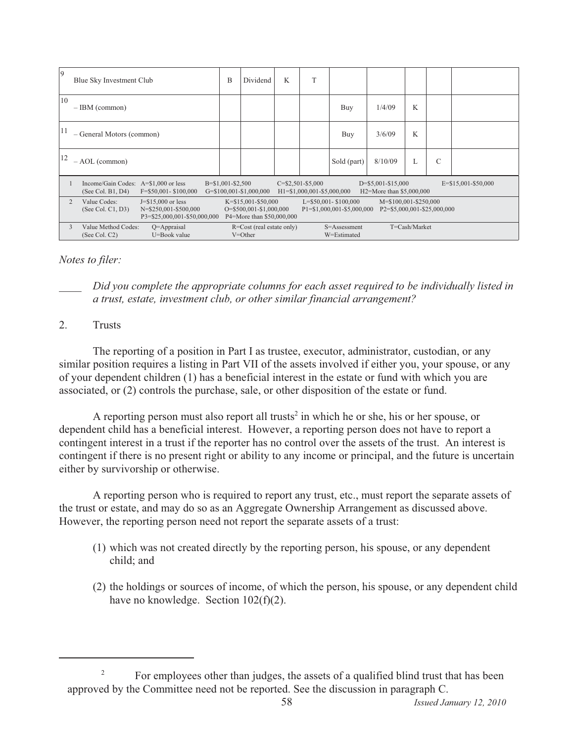| | | | | | | | | | | |
|---|---|---|---|---|---|---|---|---|---|---|
| 9 | Blue Sky Investment Club | B | Dividend | K | T | | | | | |
| 10 | – IBM (common) | | | | | Buy | 1/4/09 | K | | |
| 11 | – General Motors (common) | | | | | Buy | 3/6/09 | K | | |
| 12 | – AOL (common) | | | | | Sold (part) | 8/10/09 | L | C | |

| | | |
|---|---|---|
| 1 | Income/Gain Codes: (See Col. B1, D4) | A=$1,000 or less; B=$1,001-$2,500; C=$2,501-$5,000; D=$5,001-$15,000; E=$15,001-$50,000; F=$50,001- $100,000; G=$100,001-$1,000,000; H1=$1,000,001-$5,000,000; H2=More than $5,000,000 |
| 2 | Value Codes: (See Col. C1, D3) | J=$15,000 or less; K=$15,001-$50,000; L=$50,001- $100,000; M=$100,001-$250,000; N=$250,001-$500,000; O=$500,001-$1,000,000; P1=$1,000,001-$5,000,000; P2=$5,000,001-$25,000,000; P3=$25,000,001-$50,000,000; P4=More than $50,000,000 |
| 3 | Value Method Codes: (See Col. C2) | Q=Appraisal; R=Cost (real estate only); S=Assessment; T=Cash/Market; U=Book value; V=Other; W=Estimated |

*Notes to filer:*

____ *Did you complete the appropriate columns for each asset required to be individually listed in a trust, estate, investment club, or other similar financial arrangement?*

2. Trusts

The reporting of a position in Part I as trustee, executor, administrator, custodian, or any similar position requires a listing in Part VII of the assets involved if either you, your spouse, or any of your dependent children (1) has a beneficial interest in the estate or fund with which you are associated, or (2) controls the purchase, sale, or other disposition of the estate or fund.

A reporting person must also report all trusts[2] in which he or she, his or her spouse, or dependent child has a beneficial interest. However, a reporting person does not have to report a contingent interest in a trust if the reporter has no control over the assets of the trust. An interest is contingent if there is no present right or ability to any income or principal, and the future is uncertain either by survivorship or otherwise.

A reporting person who is required to report any trust, etc., must report the separate assets of the trust or estate, and may do so as an Aggregate Ownership Arrangement as discussed above. However, the reporting person need not report the separate assets of a trust:

(1) which was not created directly by the reporting person, his spouse, or any dependent child; and

(2) the holdings or sources of income, of which the person, his spouse, or any dependent child have no knowledge. Section 102(f)(2).

---

[2] For employees other than judges, the assets of a qualified blind trust that has been approved by the Committee need not be reported. See the discussion in paragraph C.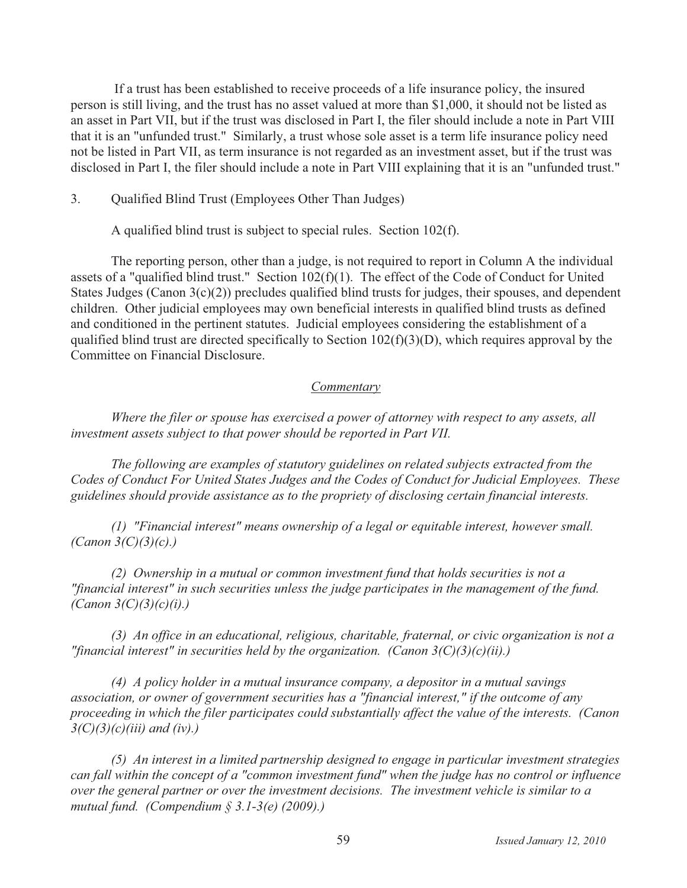If a trust has been established to receive proceeds of a life insurance policy, the insured person is still living, and the trust has no asset valued at more than $1,000, it should not be listed as an asset in Part VII, but if the trust was disclosed in Part I, the filer should include a note in Part VIII that it is an "unfunded trust." Similarly, a trust whose sole asset is a term life insurance policy need not be listed in Part VII, as term insurance is not regarded as an investment asset, but if the trust was disclosed in Part I, the filer should include a note in Part VIII explaining that it is an "unfunded trust."

3. Qualified Blind Trust (Employees Other Than Judges)

A qualified blind trust is subject to special rules. Section 102(f).

The reporting person, other than a judge, is not required to report in Column A the individual assets of a "qualified blind trust." Section 102(f)(1). The effect of the Code of Conduct for United States Judges (Canon 3(c)(2)) precludes qualified blind trusts for judges, their spouses, and dependent children. Other judicial employees may own beneficial interests in qualified blind trusts as defined and conditioned in the pertinent statutes. Judicial employees considering the establishment of a qualified blind trust are directed specifically to Section 102(f)(3)(D), which requires approval by the Committee on Financial Disclosure.

*Commentary*

*Where the filer or spouse has exercised a power of attorney with respect to any assets, all investment assets subject to that power should be reported in Part VII.*

*The following are examples of statutory guidelines on related subjects extracted from the Codes of Conduct For United States Judges and the Codes of Conduct for Judicial Employees. These guidelines should provide assistance as to the propriety of disclosing certain financial interests.*

*(1) "Financial interest" means ownership of a legal or equitable interest, however small. (Canon 3(C)(3)(c).)*

*(2) Ownership in a mutual or common investment fund that holds securities is not a "financial interest" in such securities unless the judge participates in the management of the fund. (Canon 3(C)(3)(c)(i).)*

*(3) An office in an educational, religious, charitable, fraternal, or civic organization is not a "financial interest" in securities held by the organization. (Canon 3(C)(3)(c)(ii).)*

*(4) A policy holder in a mutual insurance company, a depositor in a mutual savings association, or owner of government securities has a "financial interest," if the outcome of any proceeding in which the filer participates could substantially affect the value of the interests. (Canon 3(C)(3)(c)(iii) and (iv).)*

*(5) An interest in a limited partnership designed to engage in particular investment strategies can fall within the concept of a "common investment fund" when the judge has no control or influence over the general partner or over the investment decisions. The investment vehicle is similar to a mutual fund. (Compendium § 3.1-3(e) (2009).)*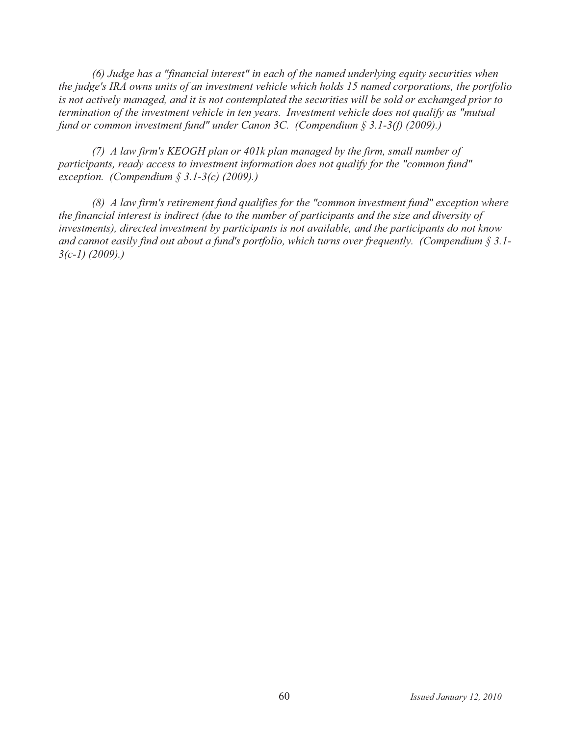*(6) Judge has a "financial interest" in each of the named underlying equity securities when the judge's IRA owns units of an investment vehicle which holds 15 named corporations, the portfolio is not actively managed, and it is not contemplated the securities will be sold or exchanged prior to termination of the investment vehicle in ten years. Investment vehicle does not qualify as "mutual fund or common investment fund" under Canon 3C. (Compendium § 3.1-3(f) (2009).)*

*(7) A law firm's KEOGH plan or 401k plan managed by the firm, small number of participants, ready access to investment information does not qualify for the "common fund" exception. (Compendium § 3.1-3(c) (2009).)*

*(8) A law firm's retirement fund qualifies for the "common investment fund" exception where the financial interest is indirect (due to the number of participants and the size and diversity of investments), directed investment by participants is not available, and the participants do not know and cannot easily find out about a fund's portfolio, which turns over frequently. (Compendium § 3.1-3(c-1) (2009).)*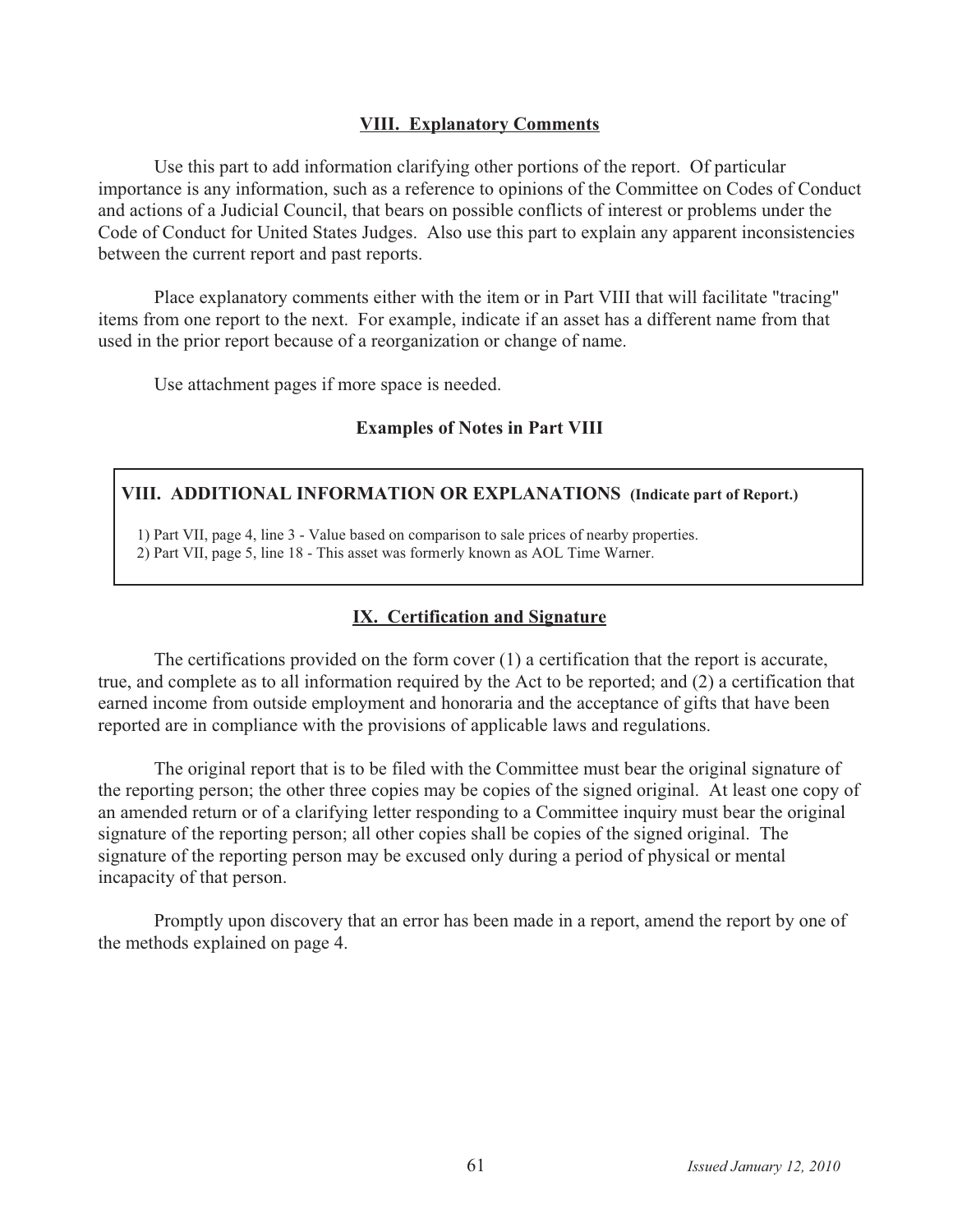## VIII. Explanatory Comments

Use this part to add information clarifying other portions of the report. Of particular importance is any information, such as a reference to opinions of the Committee on Codes of Conduct and actions of a Judicial Council, that bears on possible conflicts of interest or problems under the Code of Conduct for United States Judges. Also use this part to explain any apparent inconsistencies between the current report and past reports.

Place explanatory comments either with the item or in Part VIII that will facilitate "tracing" items from one report to the next. For example, indicate if an asset has a different name from that used in the prior report because of a reorganization or change of name.

Use attachment pages if more space is needed.

**Examples of Notes in Part VIII**

> **VIII. ADDITIONAL INFORMATION OR EXPLANATIONS (Indicate part of Report.)**
>
> 1) Part VII, page 4, line 3 - Value based on comparison to sale prices of nearby properties.
> 2) Part VII, page 5, line 18 - This asset was formerly known as AOL Time Warner.

## IX. Certification and Signature

The certifications provided on the form cover (1) a certification that the report is accurate, true, and complete as to all information required by the Act to be reported; and (2) a certification that earned income from outside employment and honoraria and the acceptance of gifts that have been reported are in compliance with the provisions of applicable laws and regulations.

The original report that is to be filed with the Committee must bear the original signature of the reporting person; the other three copies may be copies of the signed original. At least one copy of an amended return or of a clarifying letter responding to a Committee inquiry must bear the original signature of the reporting person; all other copies shall be copies of the signed original. The signature of the reporting person may be excused only during a period of physical or mental incapacity of that person.

Promptly upon discovery that an error has been made in a report, amend the report by one of the methods explained on page 4.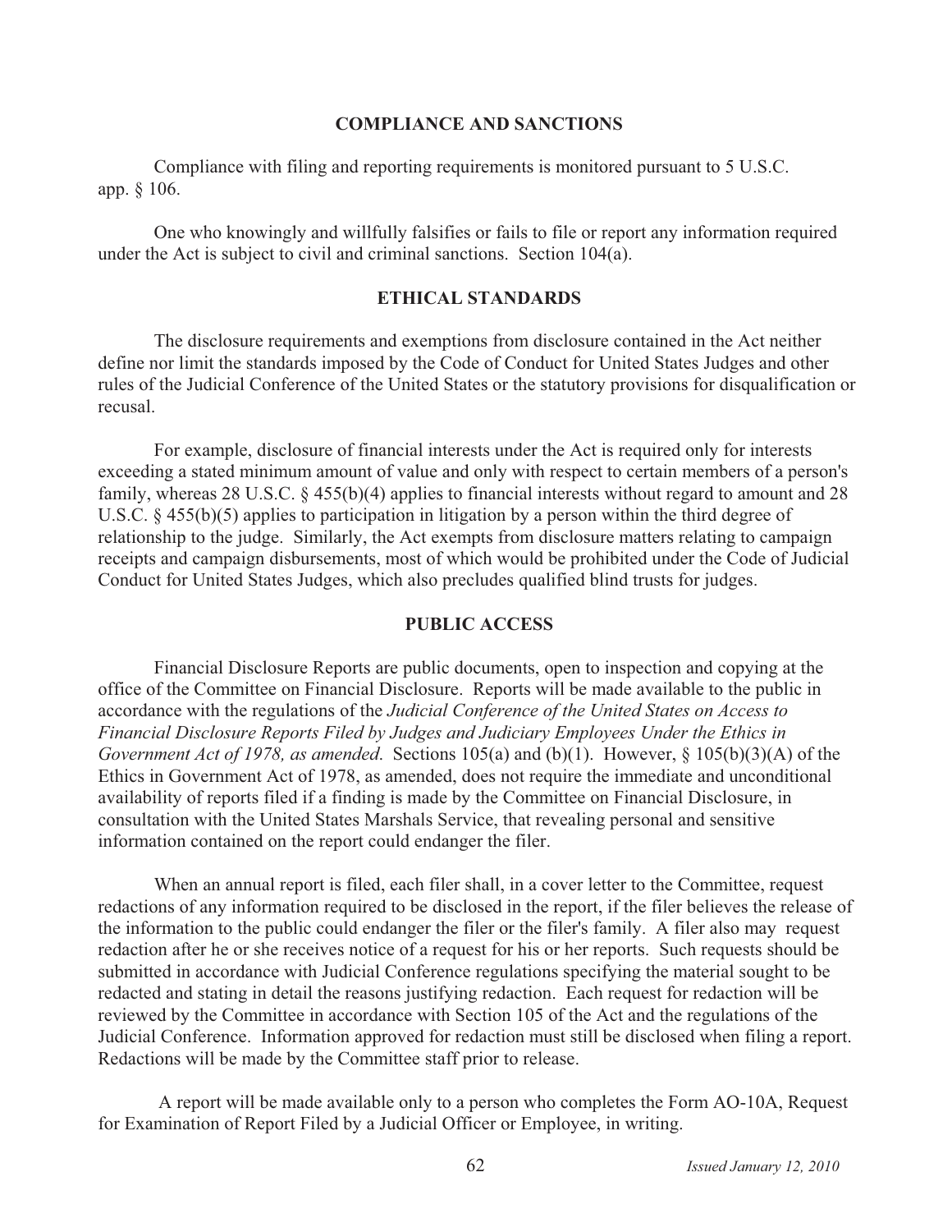## COMPLIANCE AND SANCTIONS

Compliance with filing and reporting requirements is monitored pursuant to 5 U.S.C. app. § 106.

One who knowingly and willfully falsifies or fails to file or report any information required under the Act is subject to civil and criminal sanctions. Section 104(a).

## ETHICAL STANDARDS

The disclosure requirements and exemptions from disclosure contained in the Act neither define nor limit the standards imposed by the Code of Conduct for United States Judges and other rules of the Judicial Conference of the United States or the statutory provisions for disqualification or recusal.

For example, disclosure of financial interests under the Act is required only for interests exceeding a stated minimum amount of value and only with respect to certain members of a person's family, whereas 28 U.S.C. § 455(b)(4) applies to financial interests without regard to amount and 28 U.S.C. § 455(b)(5) applies to participation in litigation by a person within the third degree of relationship to the judge. Similarly, the Act exempts from disclosure matters relating to campaign receipts and campaign disbursements, most of which would be prohibited under the Code of Judicial Conduct for United States Judges, which also precludes qualified blind trusts for judges.

## PUBLIC ACCESS

Financial Disclosure Reports are public documents, open to inspection and copying at the office of the Committee on Financial Disclosure. Reports will be made available to the public in accordance with the regulations of the *Judicial Conference of the United States on Access to Financial Disclosure Reports Filed by Judges and Judiciary Employees Under the Ethics in Government Act of 1978, as amended*. Sections 105(a) and (b)(1). However, § 105(b)(3)(A) of the Ethics in Government Act of 1978, as amended, does not require the immediate and unconditional availability of reports filed if a finding is made by the Committee on Financial Disclosure, in consultation with the United States Marshals Service, that revealing personal and sensitive information contained on the report could endanger the filer.

When an annual report is filed, each filer shall, in a cover letter to the Committee, request redactions of any information required to be disclosed in the report, if the filer believes the release of the information to the public could endanger the filer or the filer's family. A filer also may request redaction after he or she receives notice of a request for his or her reports. Such requests should be submitted in accordance with Judicial Conference regulations specifying the material sought to be redacted and stating in detail the reasons justifying redaction. Each request for redaction will be reviewed by the Committee in accordance with Section 105 of the Act and the regulations of the Judicial Conference. Information approved for redaction must still be disclosed when filing a report. Redactions will be made by the Committee staff prior to release.

A report will be made available only to a person who completes the Form AO-10A, Request for Examination of Report Filed by a Judicial Officer or Employee, in writing.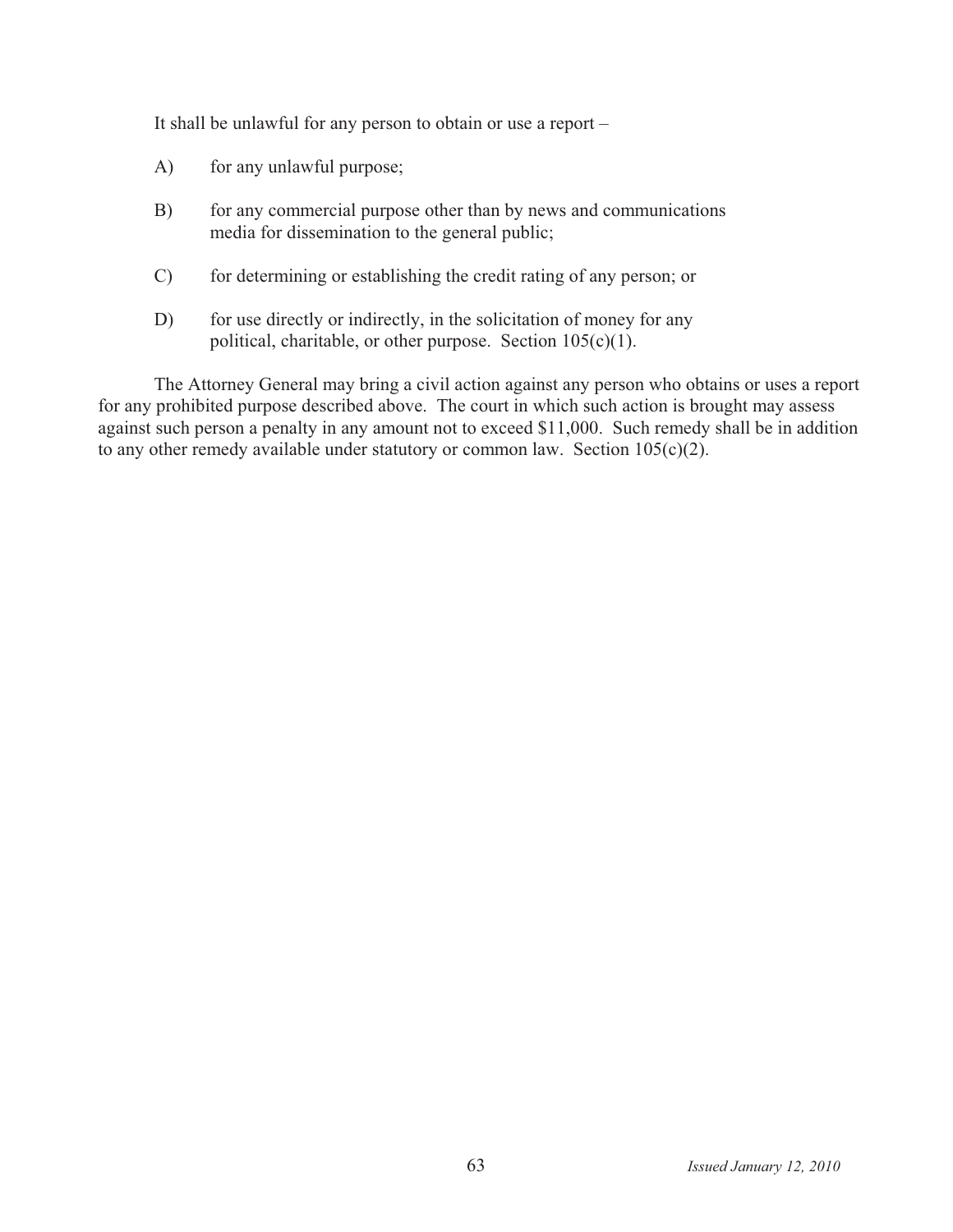It shall be unlawful for any person to obtain or use a report –

A) for any unlawful purpose;

B) for any commercial purpose other than by news and communications media for dissemination to the general public;

C) for determining or establishing the credit rating of any person; or

D) for use directly or indirectly, in the solicitation of money for any political, charitable, or other purpose. Section 105(c)(1).

The Attorney General may bring a civil action against any person who obtains or uses a report for any prohibited purpose described above. The court in which such action is brought may assess against such person a penalty in any amount not to exceed $11,000. Such remedy shall be in addition to any other remedy available under statutory or common law. Section 105(c)(2).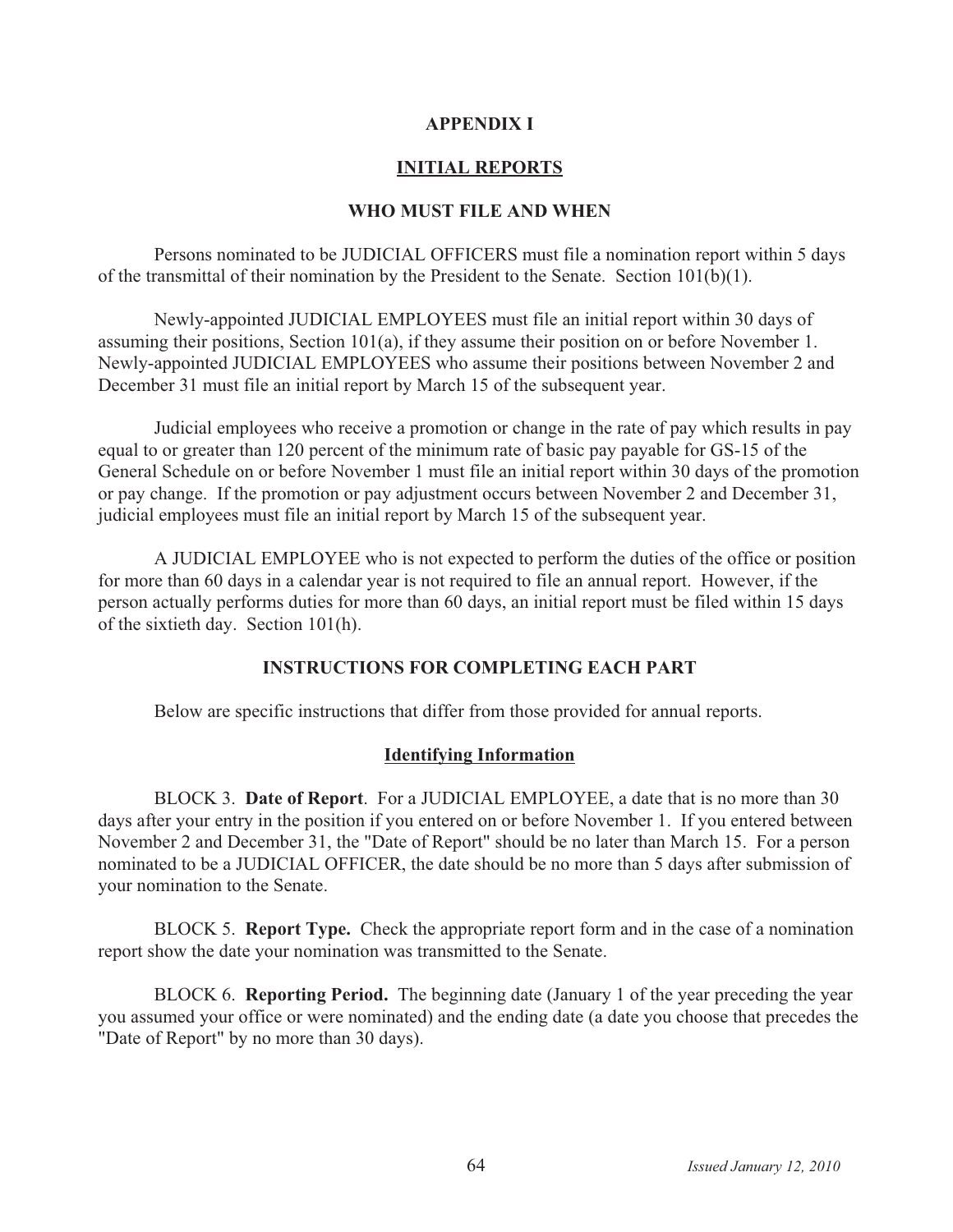# APPENDIX I

## INITIAL REPORTS

### WHO MUST FILE AND WHEN

Persons nominated to be JUDICIAL OFFICERS must file a nomination report within 5 days of the transmittal of their nomination by the President to the Senate. Section 101(b)(1).

Newly-appointed JUDICIAL EMPLOYEES must file an initial report within 30 days of assuming their positions, Section 101(a), if they assume their position on or before November 1. Newly-appointed JUDICIAL EMPLOYEES who assume their positions between November 2 and December 31 must file an initial report by March 15 of the subsequent year.

Judicial employees who receive a promotion or change in the rate of pay which results in pay equal to or greater than 120 percent of the minimum rate of basic pay payable for GS-15 of the General Schedule on or before November 1 must file an initial report within 30 days of the promotion or pay change. If the promotion or pay adjustment occurs between November 2 and December 31, judicial employees must file an initial report by March 15 of the subsequent year.

A JUDICIAL EMPLOYEE who is not expected to perform the duties of the office or position for more than 60 days in a calendar year is not required to file an annual report. However, if the person actually performs duties for more than 60 days, an initial report must be filed within 15 days of the sixtieth day. Section 101(h).

### INSTRUCTIONS FOR COMPLETING EACH PART

Below are specific instructions that differ from those provided for annual reports.

#### Identifying Information

BLOCK 3. **Date of Report**. For a JUDICIAL EMPLOYEE, a date that is no more than 30 days after your entry in the position if you entered on or before November 1. If you entered between November 2 and December 31, the "Date of Report" should be no later than March 15. For a person nominated to be a JUDICIAL OFFICER, the date should be no more than 5 days after submission of your nomination to the Senate.

BLOCK 5. **Report Type.** Check the appropriate report form and in the case of a nomination report show the date your nomination was transmitted to the Senate.

BLOCK 6. **Reporting Period.** The beginning date (January 1 of the year preceding the year you assumed your office or were nominated) and the ending date (a date you choose that precedes the "Date of Report" by no more than 30 days).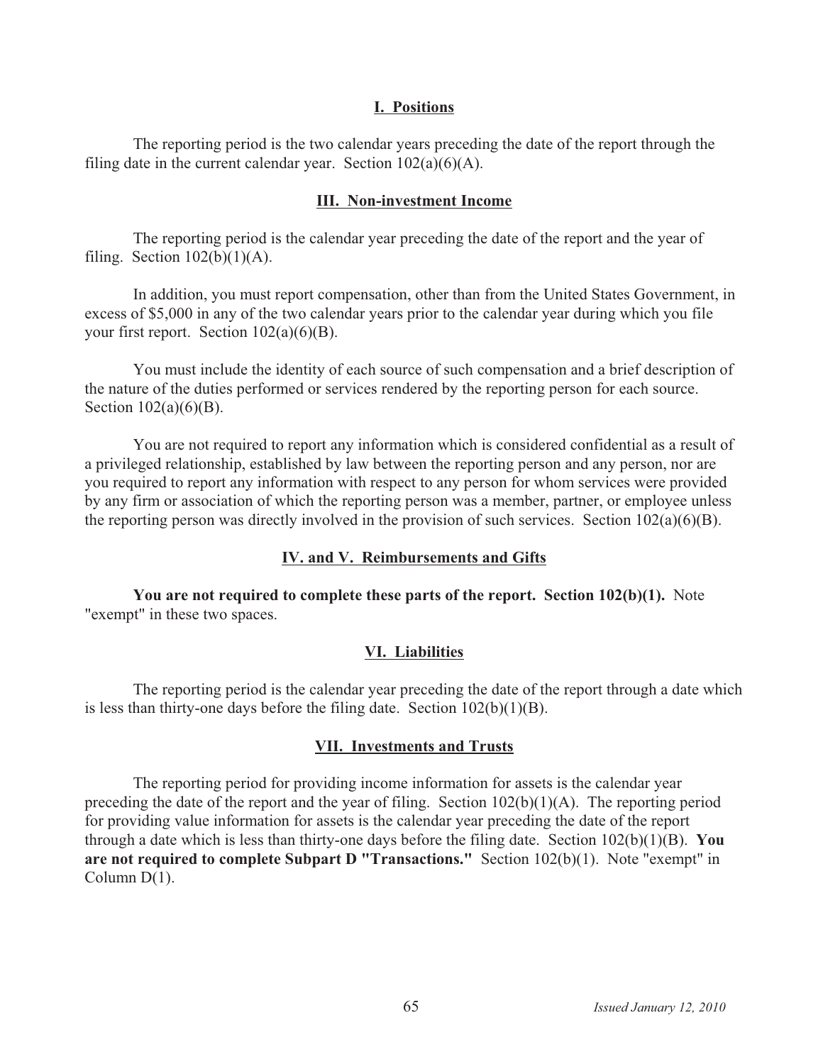## I. Positions

The reporting period is the two calendar years preceding the date of the report through the filing date in the current calendar year. Section 102(a)(6)(A).

## III. Non-investment Income

The reporting period is the calendar year preceding the date of the report and the year of filing. Section 102(b)(1)(A).

In addition, you must report compensation, other than from the United States Government, in excess of $5,000 in any of the two calendar years prior to the calendar year during which you file your first report. Section 102(a)(6)(B).

You must include the identity of each source of such compensation and a brief description of the nature of the duties performed or services rendered by the reporting person for each source. Section 102(a)(6)(B).

You are not required to report any information which is considered confidential as a result of a privileged relationship, established by law between the reporting person and any person, nor are you required to report any information with respect to any person for whom services were provided by any firm or association of which the reporting person was a member, partner, or employee unless the reporting person was directly involved in the provision of such services. Section 102(a)(6)(B).

## IV. and V. Reimbursements and Gifts

**You are not required to complete these parts of the report. Section 102(b)(1).** Note "exempt" in these two spaces.

## VI. Liabilities

The reporting period is the calendar year preceding the date of the report through a date which is less than thirty-one days before the filing date. Section 102(b)(1)(B).

## VII. Investments and Trusts

The reporting period for providing income information for assets is the calendar year preceding the date of the report and the year of filing. Section 102(b)(1)(A). The reporting period for providing value information for assets is the calendar year preceding the date of the report through a date which is less than thirty-one days before the filing date. Section 102(b)(1)(B). **You are not required to complete Subpart D "Transactions."** Section 102(b)(1). Note "exempt" in Column D(1).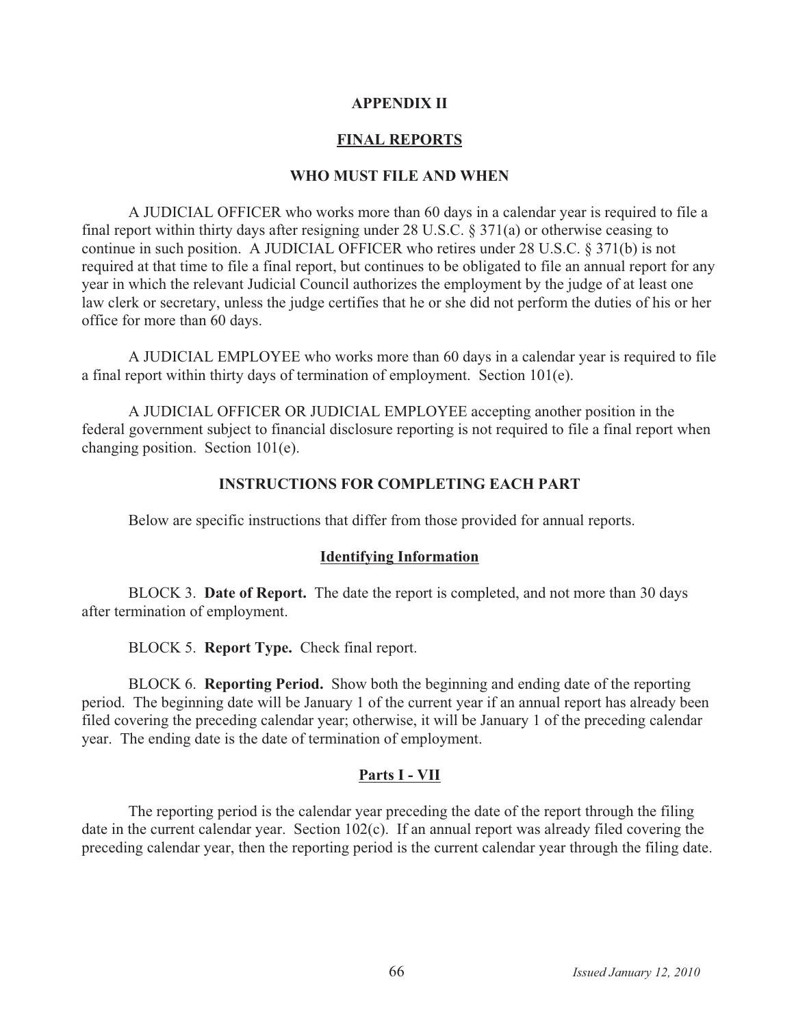# APPENDIX II

## FINAL REPORTS

### WHO MUST FILE AND WHEN

A JUDICIAL OFFICER who works more than 60 days in a calendar year is required to file a final report within thirty days after resigning under 28 U.S.C. § 371(a) or otherwise ceasing to continue in such position. A JUDICIAL OFFICER who retires under 28 U.S.C. § 371(b) is not required at that time to file a final report, but continues to be obligated to file an annual report for any year in which the relevant Judicial Council authorizes the employment by the judge of at least one law clerk or secretary, unless the judge certifies that he or she did not perform the duties of his or her office for more than 60 days.

A JUDICIAL EMPLOYEE who works more than 60 days in a calendar year is required to file a final report within thirty days of termination of employment. Section 101(e).

A JUDICIAL OFFICER OR JUDICIAL EMPLOYEE accepting another position in the federal government subject to financial disclosure reporting is not required to file a final report when changing position. Section 101(e).

### INSTRUCTIONS FOR COMPLETING EACH PART

Below are specific instructions that differ from those provided for annual reports.

#### Identifying Information

BLOCK 3. **Date of Report.** The date the report is completed, and not more than 30 days after termination of employment.

BLOCK 5. **Report Type.** Check final report.

BLOCK 6. **Reporting Period.** Show both the beginning and ending date of the reporting period. The beginning date will be January 1 of the current year if an annual report has already been filed covering the preceding calendar year; otherwise, it will be January 1 of the preceding calendar year. The ending date is the date of termination of employment.

#### Parts I - VII

The reporting period is the calendar year preceding the date of the report through the filing date in the current calendar year. Section 102(c). If an annual report was already filed covering the preceding calendar year, then the reporting period is the current calendar year through the filing date.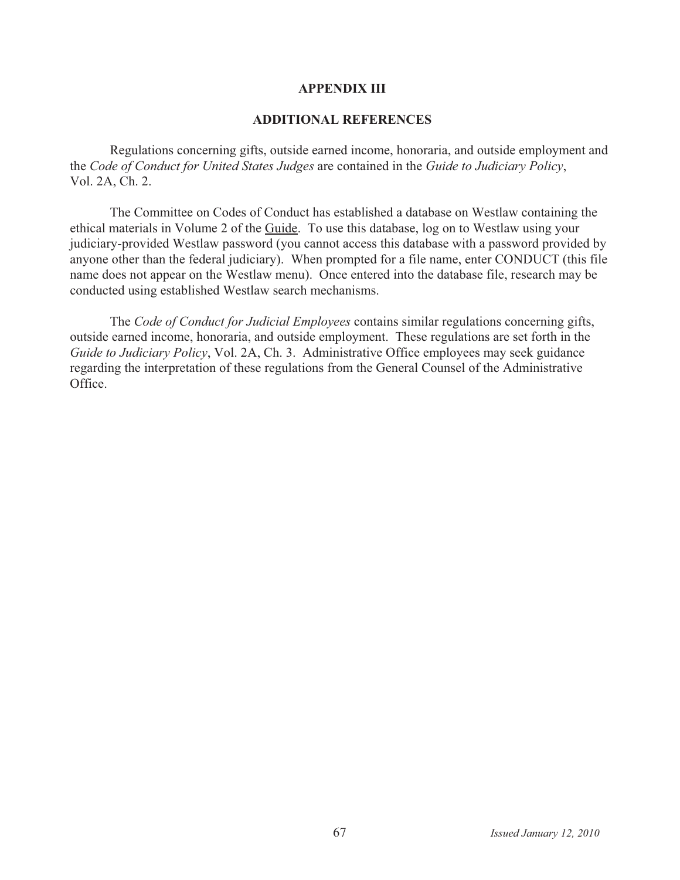# APPENDIX III

## ADDITIONAL REFERENCES

Regulations concerning gifts, outside earned income, honoraria, and outside employment and the *Code of Conduct for United States Judges* are contained in the *Guide to Judiciary Policy*, Vol. 2A, Ch. 2.

The Committee on Codes of Conduct has established a database on Westlaw containing the ethical materials in Volume 2 of the Guide. To use this database, log on to Westlaw using your judiciary-provided Westlaw password (you cannot access this database with a password provided by anyone other than the federal judiciary). When prompted for a file name, enter CONDUCT (this file name does not appear on the Westlaw menu). Once entered into the database file, research may be conducted using established Westlaw search mechanisms.

The *Code of Conduct for Judicial Employees* contains similar regulations concerning gifts, outside earned income, honoraria, and outside employment. These regulations are set forth in the *Guide to Judiciary Policy*, Vol. 2A, Ch. 3. Administrative Office employees may seek guidance regarding the interpretation of these regulations from the General Counsel of the Administrative Office.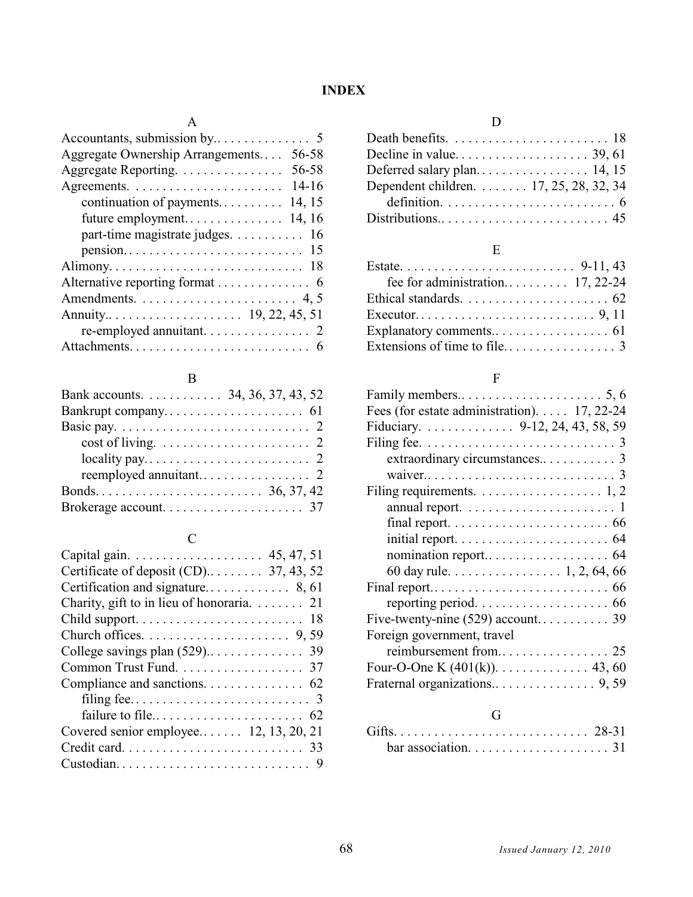# INDEX

## A

Accountants, submission by. . . . . . . . . . . . . . 5
Aggregate Ownership Arrangements. . . . 56-58
Aggregate Reporting. . . . . . . . . . . . . . . 56-58
Agreements. . . . . . . . . . . . . . . . . . . . . . 14-16
- continuation of payments. . . . . . . . . . 14, 15
- future employment. . . . . . . . . . . . . . 14, 16
- part-time magistrate judges. . . . . . . . . . 16
- pension. . . . . . . . . . . . . . . . . . . . . . . . . . 15

Alimony. . . . . . . . . . . . . . . . . . . . . . . . . . . . 18
Alternative reporting format . . . . . . . . . . . . . 6
Amendments. . . . . . . . . . . . . . . . . . . . . . . 4, 5
Annuity. . . . . . . . . . . . . . . . . . . . 19, 22, 45, 51
- re-employed annuitant. . . . . . . . . . . . . . . . 2

Attachments. . . . . . . . . . . . . . . . . . . . . . . . . . 6

## B

Bank accounts. . . . . . . . . . . . 34, 36, 37, 43, 52
Bankrupt company. . . . . . . . . . . . . . . . . . . . 61
Basic pay. . . . . . . . . . . . . . . . . . . . . . . . . . . . 2
- cost of living. . . . . . . . . . . . . . . . . . . . . . . 2
- locality pay. . . . . . . . . . . . . . . . . . . . . . . . 2
- reemployed annuitant. . . . . . . . . . . . . . . . . 2

Bonds. . . . . . . . . . . . . . . . . . . . . . . . . 36, 37, 42
Brokerage account. . . . . . . . . . . . . . . . . . . . 37

## C

Capital gain. . . . . . . . . . . . . . . . . . . . 45, 47, 51
Certificate of deposit (CD). . . . . . . . . 37, 43, 52
Certification and signature. . . . . . . . . . . . . 8, 61
Charity, gift to in lieu of honoraria. . . . . . . . 21
Child support. . . . . . . . . . . . . . . . . . . . . . . . 18
Church offices. . . . . . . . . . . . . . . . . . . . . . 9, 59
College savings plan (529). . . . . . . . . . . . . . 39
Common Trust Fund. . . . . . . . . . . . . . . . . . . 37
Compliance and sanctions. . . . . . . . . . . . . . . 62
- filing fee. . . . . . . . . . . . . . . . . . . . . . . . . . 3
- failure to file. . . . . . . . . . . . . . . . . . . . . . 62

Covered senior employee. . . . . . . 12, 13, 20, 21
Credit card. . . . . . . . . . . . . . . . . . . . . . . . . . 33
Custodian. . . . . . . . . . . . . . . . . . . . . . . . . . . . 9

## D

Death benefits. . . . . . . . . . . . . . . . . . . . . . . . 18
Decline in value. . . . . . . . . . . . . . . . . . . . 39, 61
Deferred salary plan. . . . . . . . . . . . . . . . . 14, 15
Dependent children. . . . . . . . 17, 25, 28, 32, 34
- definition. . . . . . . . . . . . . . . . . . . . . . . . . . 6

Distributions. . . . . . . . . . . . . . . . . . . . . . . . . 45

## E

Estate. . . . . . . . . . . . . . . . . . . . . . . . . . . 9-11, 43
- fee for administration. . . . . . . . . . 17, 22-24

Ethical standards. . . . . . . . . . . . . . . . . . . . . . 62
Executor. . . . . . . . . . . . . . . . . . . . . . . . . . . 9, 11
Explanatory comments. . . . . . . . . . . . . . . . . . 61
Extensions of time to file. . . . . . . . . . . . . . . . . 3

## F

Family members. . . . . . . . . . . . . . . . . . . . . 5, 6
Fees (for estate administration). . . . . 17, 22-24
Fiduciary. . . . . . . . . . . . . 9-12, 24, 43, 58, 59
Filing fee. . . . . . . . . . . . . . . . . . . . . . . . . . . . 3
- extraordinary circumstances. . . . . . . . . . . 3
- waiver. . . . . . . . . . . . . . . . . . . . . . . . . . . . 3

Filing requirements. . . . . . . . . . . . . . . . . . . 1, 2
- annual report. . . . . . . . . . . . . . . . . . . . . . . 1
- final report. . . . . . . . . . . . . . . . . . . . . . . . 66
- initial report. . . . . . . . . . . . . . . . . . . . . . . 64
- nomination report. . . . . . . . . . . . . . . . . . . 64
- 60 day rule. . . . . . . . . . . . . . . . . 1, 2, 64, 66

Final report. . . . . . . . . . . . . . . . . . . . . . . . . . 66
- reporting period. . . . . . . . . . . . . . . . . . . . 66

Five-twenty-nine (529) account. . . . . . . . . . . 39
Foreign government, travel
- reimbursement from. . . . . . . . . . . . . . . . . 25

Four-O-One K (401(k)). . . . . . . . . . . . . . 43, 60
Fraternal organizations. . . . . . . . . . . . . . . . 9, 59

## G

Gifts. . . . . . . . . . . . . . . . . . . . . . . . . . . . . 28-31
- bar association. . . . . . . . . . . . . . . . . . . . . 31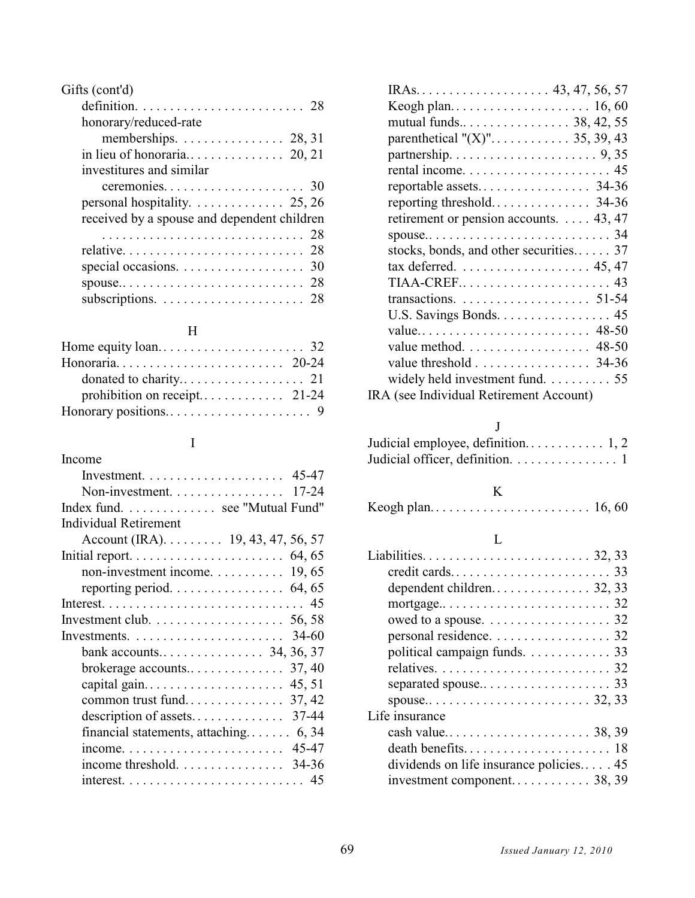Gifts (cont'd)
- definition. . . . . . . . . . . . . . . . . . . . . . . . . 28
- honorary/reduced-rate memberships. . . . . . . . . . . . . . . 28, 31
- in lieu of honoraria. . . . . . . . . . . . . . . 20, 21
- investitures and similar ceremonies. . . . . . . . . . . . . . . . . . . . . 30
- personal hospitality. . . . . . . . . . . . . 25, 26
- received by a spouse and dependent children . . . . . . . . . . . . . . . . . . . . . . . . . . . . . 28
- relative. . . . . . . . . . . . . . . . . . . . . . . . . . 28
- special occasions. . . . . . . . . . . . . . . . . . 30
- spouse.. . . . . . . . . . . . . . . . . . . . . . . . . . 28
- subscriptions. . . . . . . . . . . . . . . . . . . . . 28

## H

Home equity loan. . . . . . . . . . . . . . . . . . . . . 32

Honoraria. . . . . . . . . . . . . . . . . . . . . . . . . 20-24
- donated to charity.. . . . . . . . . . . . . . . . . 21
- prohibition on receipt.. . . . . . . . . . . . 21-24

Honorary positions.. . . . . . . . . . . . . . . . . . . . . 9

## I

Income
- Investment. . . . . . . . . . . . . . . . . . . . 45-47
- Non-investment. . . . . . . . . . . . . . . . 17-24

Index fund. . . . . . . . . . . . . see "Mutual Fund"

Individual Retirement Account (IRA). . . . . . . . 19, 43, 47, 56, 57

Initial report. . . . . . . . . . . . . . . . . . . . . . 64, 65
- non-investment income. . . . . . . . . . 19, 65
- reporting period. . . . . . . . . . . . . . . . 64, 65

Interest. . . . . . . . . . . . . . . . . . . . . . . . . . . . . 45

Investment club. . . . . . . . . . . . . . . . . . . 56, 58

Investments. . . . . . . . . . . . . . . . . . . . . . 34-60
- bank accounts.. . . . . . . . . . . . . . . 34, 36, 37
- brokerage accounts.. . . . . . . . . . . . . 37, 40
- capital gain.. . . . . . . . . . . . . . . . . . . . 45, 51
- common trust fund.. . . . . . . . . . . . . . 37, 42
- description of assets.. . . . . . . . . . . . . 37-44
- financial statements, attaching.. . . . . . . 6, 34
- income. . . . . . . . . . . . . . . . . . . . . . . 45-47
- income threshold. . . . . . . . . . . . . . . 34-36
- interest. . . . . . . . . . . . . . . . . . . . . . . . . . 45
- IRAs. . . . . . . . . . . . . . . . . . . . 43, 47, 56, 57
- Keogh plan.. . . . . . . . . . . . . . . . . . . . 16, 60
- mutual funds.. . . . . . . . . . . . . . . . 38, 42, 55
- parenthetical "(X)". . . . . . . . . . . . 35, 39, 43
- partnership. . . . . . . . . . . . . . . . . . . . . . 9, 35
- rental income. . . . . . . . . . . . . . . . . . . . . 45
- reportable assets.. . . . . . . . . . . . . . . . 34-36
- reporting threshold.. . . . . . . . . . . . . . 34-36
- retirement or pension accounts. . . . . 43, 47
- spouse.. . . . . . . . . . . . . . . . . . . . . . . . . . 34
- stocks, bonds, and other securities.. . . . . 37
- tax deferred. . . . . . . . . . . . . . . . . . . . 45, 47
- TIAA-CREF.. . . . . . . . . . . . . . . . . . . . . . 43
- transactions. . . . . . . . . . . . . . . . . . . . 51-54
- U.S. Savings Bonds. . . . . . . . . . . . . . . . . 45
- value.. . . . . . . . . . . . . . . . . . . . . . . . . 48-50
- value method. . . . . . . . . . . . . . . . . . 48-50
- value threshold . . . . . . . . . . . . . . . . . 34-36
- widely held investment fund. . . . . . . . . . 55

IRA (see Individual Retirement Account)

## J

Judicial employee, definition. . . . . . . . . . . . 1, 2

Judicial officer, definition. . . . . . . . . . . . . . . . 1

## K

Keogh plan. . . . . . . . . . . . . . . . . . . . . . . . 16, 60

## L

Liabilities. . . . . . . . . . . . . . . . . . . . . . . . . 32, 33
- credit cards.. . . . . . . . . . . . . . . . . . . . . . . 33
- dependent children.. . . . . . . . . . . . . . . 32, 33
- mortgage.. . . . . . . . . . . . . . . . . . . . . . . . . 32
- owed to a spouse. . . . . . . . . . . . . . . . . . . 32
- personal residence. . . . . . . . . . . . . . . . . . 32
- political campaign funds. . . . . . . . . . . . . 33
- relatives. . . . . . . . . . . . . . . . . . . . . . . . . . 32
- separated spouse.. . . . . . . . . . . . . . . . . . . 33
- spouse.. . . . . . . . . . . . . . . . . . . . . . . . . 32, 33

Life insurance
- cash value.. . . . . . . . . . . . . . . . . . . . . . 38, 39
- death benefits.. . . . . . . . . . . . . . . . . . . . . 18
- dividends on life insurance policies.. . . . 45
- investment component.. . . . . . . . . . . . 38, 39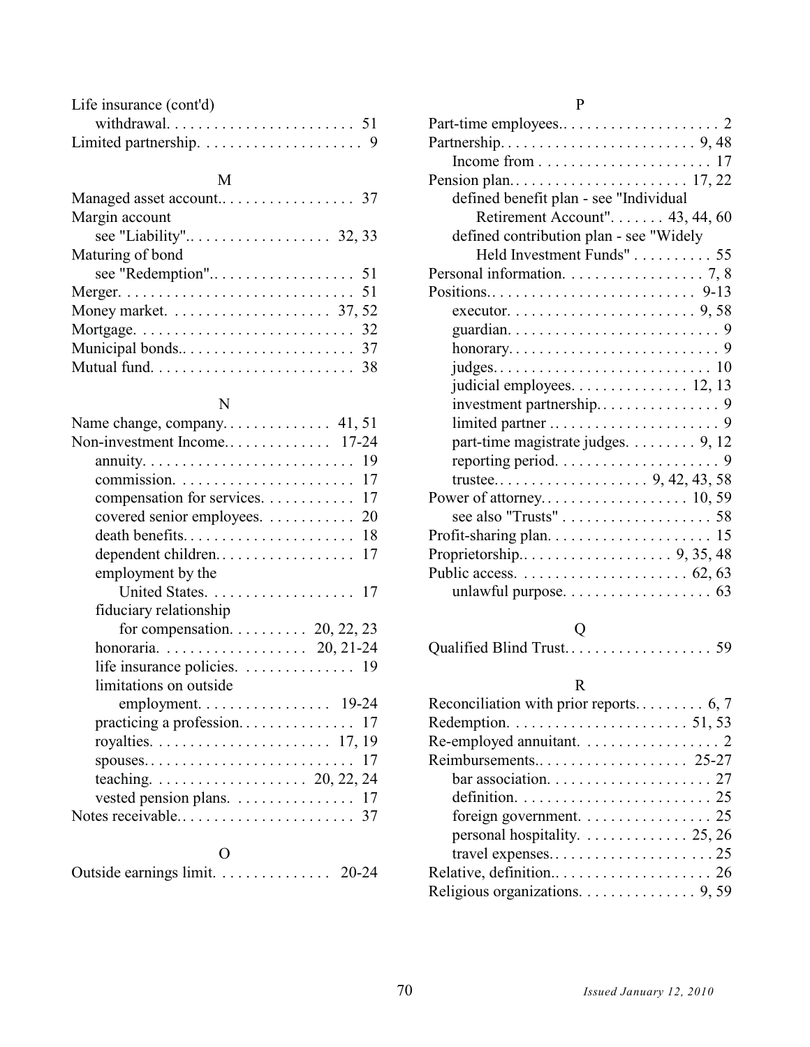Life insurance (cont'd)
- withdrawal. . . . . . . . . . . . . . . . . . . . . . . . 51

Limited partnership. . . . . . . . . . . . . . . . . . . . . 9

M

Managed asset account.. . . . . . . . . . . . . . . . . 37

Margin account
- see "Liability".. . . . . . . . . . . . . . . . . . 32, 33

Maturing of bond
- see "Redemption".. . . . . . . . . . . . . . . . . . 51

Merger. . . . . . . . . . . . . . . . . . . . . . . . . . . . . . 51

Money market. . . . . . . . . . . . . . . . . . . . . 37, 52

Mortgage. . . . . . . . . . . . . . . . . . . . . . . . . . . . 32

Municipal bonds.. . . . . . . . . . . . . . . . . . . . . . 37

Mutual fund. . . . . . . . . . . . . . . . . . . . . . . . . . 38

N

Name change, company. . . . . . . . . . . . . . 41, 51

Non-investment Income.. . . . . . . . . . . . . 17-24
- annuity. . . . . . . . . . . . . . . . . . . . . . . . . . . 19
- commission. . . . . . . . . . . . . . . . . . . . . . . 17
- compensation for services. . . . . . . . . . . . 17
- covered senior employees. . . . . . . . . . . . 20
- death benefits. . . . . . . . . . . . . . . . . . . . . . 18
- dependent children. . . . . . . . . . . . . . . . . . 17
- employment by the
  - United States. . . . . . . . . . . . . . . . . . . 17
- fiduciary relationship
  - for compensation. . . . . . . . . . 20, 22, 23
- honoraria. . . . . . . . . . . . . . . . . . . 20, 21-24
- life insurance policies. . . . . . . . . . . . . . 19
- limitations on outside
  - employment. . . . . . . . . . . . . . . . . 19-24
- practicing a profession. . . . . . . . . . . . . . . 17
- royalties. . . . . . . . . . . . . . . . . . . . . . . 17, 19
- spouses. . . . . . . . . . . . . . . . . . . . . . . . . . . 17
- teaching. . . . . . . . . . . . . . . . . . . . 20, 22, 24
- vested pension plans. . . . . . . . . . . . . . . . 17

Notes receivable.. . . . . . . . . . . . . . . . . . . . . . 37

O

Outside earnings limit. . . . . . . . . . . . . . . 20-24

P

Part-time employees.. . . . . . . . . . . . . . . . . . . . 2

Partnership. . . . . . . . . . . . . . . . . . . . . . . . . 9, 48
- Income from . . . . . . . . . . . . . . . . . . . . . . 17

Pension plan. . . . . . . . . . . . . . . . . . . . . . . 17, 22
- defined benefit plan - see "Individual
  - Retirement Account". . . . . . . 43, 44, 60
- defined contribution plan - see "Widely
  - Held Investment Funds" . . . . . . . . . . 55

Personal information. . . . . . . . . . . . . . . . . . 7, 8

Positions.. . . . . . . . . . . . . . . . . . . . . . . . . . 9-13
- executor. . . . . . . . . . . . . . . . . . . . . . . . 9, 58
- guardian. . . . . . . . . . . . . . . . . . . . . . . . . . . 9
- honorary. . . . . . . . . . . . . . . . . . . . . . . . . . . 9
- judges. . . . . . . . . . . . . . . . . . . . . . . . . . . . 10
- judicial employees. . . . . . . . . . . . . . . 12, 13
- investment partnership. . . . . . . . . . . . . . . . 9
- limited partner . . . . . . . . . . . . . . . . . . . . . . 9
- part-time magistrate judges. . . . . . . . . 9, 12
- reporting period. . . . . . . . . . . . . . . . . . . . . 9
- trustee.. . . . . . . . . . . . . . . . . . . 9, 42, 43, 58

Power of attorney. . . . . . . . . . . . . . . . . . . 10, 59
- see also "Trusts" . . . . . . . . . . . . . . . . . . . 58

Profit-sharing plan. . . . . . . . . . . . . . . . . . . . . 15

Proprietorship.. . . . . . . . . . . . . . . . . . . 9, 35, 48

Public access. . . . . . . . . . . . . . . . . . . . . . 62, 63
- unlawful purpose. . . . . . . . . . . . . . . . . . . 63

Q

Qualified Blind Trust. . . . . . . . . . . . . . . . . . . 59

R

Reconciliation with prior reports. . . . . . . . . 6, 7

Redemption. . . . . . . . . . . . . . . . . . . . . . . 51, 53

Re-employed annuitant. . . . . . . . . . . . . . . . . . 2

Reimbursements.. . . . . . . . . . . . . . . . . . . 25-27
- bar association. . . . . . . . . . . . . . . . . . . . . 27
- definition. . . . . . . . . . . . . . . . . . . . . . . . . 25
- foreign government. . . . . . . . . . . . . . . . . 25
- personal hospitality. . . . . . . . . . . . . . 25, 26
- travel expenses. . . . . . . . . . . . . . . . . . . . . 25

Relative, definition.. . . . . . . . . . . . . . . . . . . . 26

Religious organizations. . . . . . . . . . . . . . . 9, 59

*Issued January 12, 2010*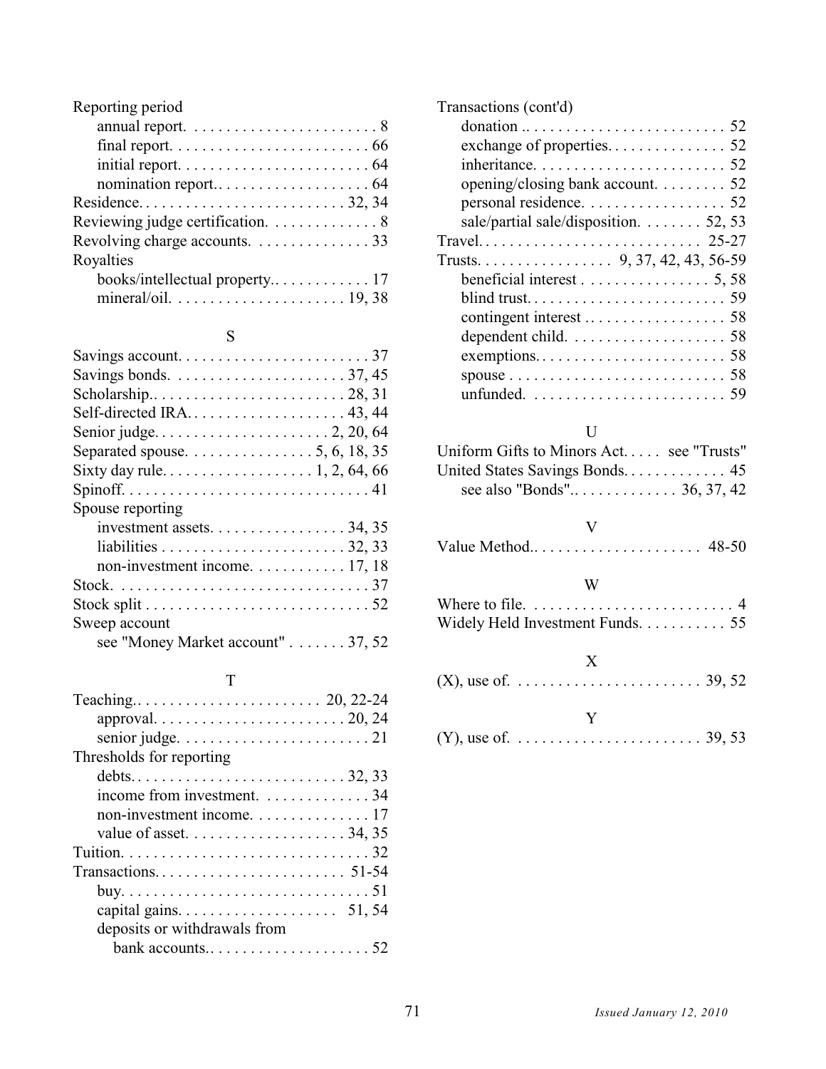Reporting period
- annual report. . . . . . . . . . . . . . . . . . . . . . . . 8
- final report. . . . . . . . . . . . . . . . . . . . . . . . . 66
- initial report. . . . . . . . . . . . . . . . . . . . . . . . 64
- nomination report.. . . . . . . . . . . . . . . . . . . 64

Residence. . . . . . . . . . . . . . . . . . . . . . . . . 32, 34
Reviewing judge certification. . . . . . . . . . . . . . 8
Revolving charge accounts. . . . . . . . . . . . . . . 33
Royalties
- books/intellectual property.. . . . . . . . . . . . 17
- mineral/oil. . . . . . . . . . . . . . . . . . . . . . 19, 38

## S

Savings account. . . . . . . . . . . . . . . . . . . . . . . . 37
Savings bonds. . . . . . . . . . . . . . . . . . . . . . 37, 45
Scholarship.. . . . . . . . . . . . . . . . . . . . . . . . 28, 31
Self-directed IRA. . . . . . . . . . . . . . . . . . . . 43, 44
Senior judge. . . . . . . . . . . . . . . . . . . . . . 2, 20, 64
Separated spouse. . . . . . . . . . . . . . . . 5, 6, 18, 35
Sixty day rule. . . . . . . . . . . . . . . . . . . 1, 2, 64, 66
Spinoff. . . . . . . . . . . . . . . . . . . . . . . . . . . . . . . 41
Spouse reporting
- investment assets. . . . . . . . . . . . . . . . . 34, 35
- liabilities . . . . . . . . . . . . . . . . . . . . . . . 32, 33
- non-investment income. . . . . . . . . . . . 17, 18

Stock. . . . . . . . . . . . . . . . . . . . . . . . . . . . . . . . 37
Stock split . . . . . . . . . . . . . . . . . . . . . . . . . . . . 52
Sweep account
- see "Money Market account" . . . . . . . 37, 52

## T

Teaching.. . . . . . . . . . . . . . . . . . . . . . . 20, 22-24
- approval. . . . . . . . . . . . . . . . . . . . . . . . 20, 24
- senior judge. . . . . . . . . . . . . . . . . . . . . . . . 21

Thresholds for reporting
- debts. . . . . . . . . . . . . . . . . . . . . . . . . . . 32, 33
- income from investment. . . . . . . . . . . . . . 34
- non-investment income. . . . . . . . . . . . . . . 17
- value of asset. . . . . . . . . . . . . . . . . . . . 34, 35

Tuition. . . . . . . . . . . . . . . . . . . . . . . . . . . . . . . 32
Transactions. . . . . . . . . . . . . . . . . . . . . . . . 51-54
- buy. . . . . . . . . . . . . . . . . . . . . . . . . . . . . . . 51
- capital gains. . . . . . . . . . . . . . . . . . . . 51, 54
- deposits or withdrawals from
  - bank accounts.. . . . . . . . . . . . . . . . . . . . 52

Transactions (cont'd)
- donation .. . . . . . . . . . . . . . . . . . . . . . . . . 52
- exchange of properties. . . . . . . . . . . . . . . 52
- inheritance. . . . . . . . . . . . . . . . . . . . . . . . 52
- opening/closing bank account. . . . . . . . . 52
- personal residence. . . . . . . . . . . . . . . . . . 52
- sale/partial sale/disposition. . . . . . . . 52, 53

Travel. . . . . . . . . . . . . . . . . . . . . . . . . . . . 25-27
Trusts. . . . . . . . . . . . . . . . . . 9, 37, 42, 43, 56-59
- beneficial interest . . . . . . . . . . . . . . . . 5, 58
- blind trust. . . . . . . . . . . . . . . . . . . . . . . . . 59
- contingent interest . . . . . . . . . . . . . . . . . . 58
- dependent child. . . . . . . . . . . . . . . . . . . . 58
- exemptions. . . . . . . . . . . . . . . . . . . . . . . . 58
- spouse . . . . . . . . . . . . . . . . . . . . . . . . . . . 58
- unfunded. . . . . . . . . . . . . . . . . . . . . . . . . 59

## U

Uniform Gifts to Minors Act. . . . . see "Trusts"
United States Savings Bonds. . . . . . . . . . . . . 45
- see also "Bonds".. . . . . . . . . . . . . 36, 37, 42

## V

Value Method.. . . . . . . . . . . . . . . . . . . . . 48-50

## W

Where to file. . . . . . . . . . . . . . . . . . . . . . . . . . 4
Widely Held Investment Funds. . . . . . . . . . . 55

## X

(X), use of. . . . . . . . . . . . . . . . . . . . . . . . 39, 52

## Y

(Y), use of. . . . . . . . . . . . . . . . . . . . . . . . 39, 53

*Issued January 12, 2010*